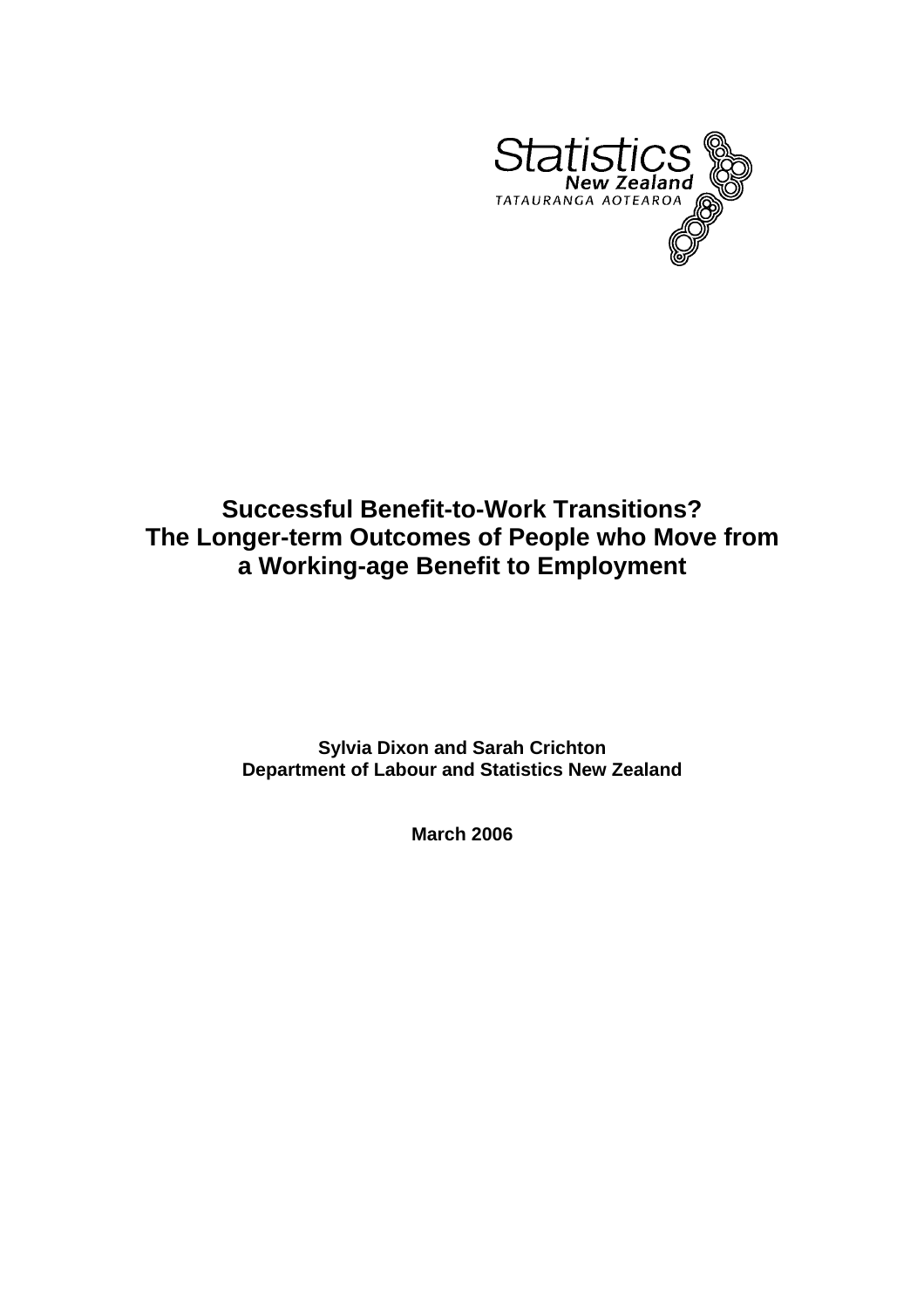Statistics New Zealand
TATAURANGA AOTEAROA

# Successful Benefit-to-Work Transitions? The Longer-term Outcomes of People who Move from a Working-age Benefit to Employment

**Sylvia Dixon and Sarah Crichton**
**Department of Labour and Statistics New Zealand**

**March 2006**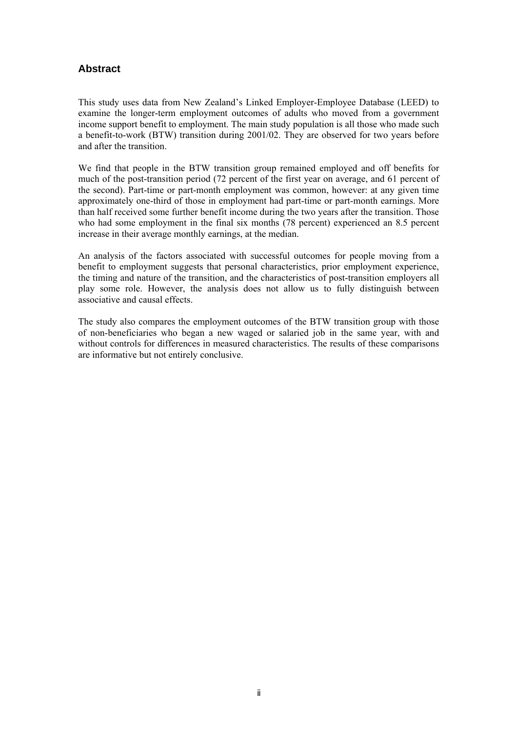## Abstract

This study uses data from New Zealand's Linked Employer-Employee Database (LEED) to examine the longer-term employment outcomes of adults who moved from a government income support benefit to employment. The main study population is all those who made such a benefit-to-work (BTW) transition during 2001/02. They are observed for two years before and after the transition.

We find that people in the BTW transition group remained employed and off benefits for much of the post-transition period (72 percent of the first year on average, and 61 percent of the second). Part-time or part-month employment was common, however: at any given time approximately one-third of those in employment had part-time or part-month earnings. More than half received some further benefit income during the two years after the transition. Those who had some employment in the final six months (78 percent) experienced an 8.5 percent increase in their average monthly earnings, at the median.

An analysis of the factors associated with successful outcomes for people moving from a benefit to employment suggests that personal characteristics, prior employment experience, the timing and nature of the transition, and the characteristics of post-transition employers all play some role. However, the analysis does not allow us to fully distinguish between associative and causal effects.

The study also compares the employment outcomes of the BTW transition group with those of non-beneficiaries who began a new waged or salaried job in the same year, with and without controls for differences in measured characteristics. The results of these comparisons are informative but not entirely conclusive.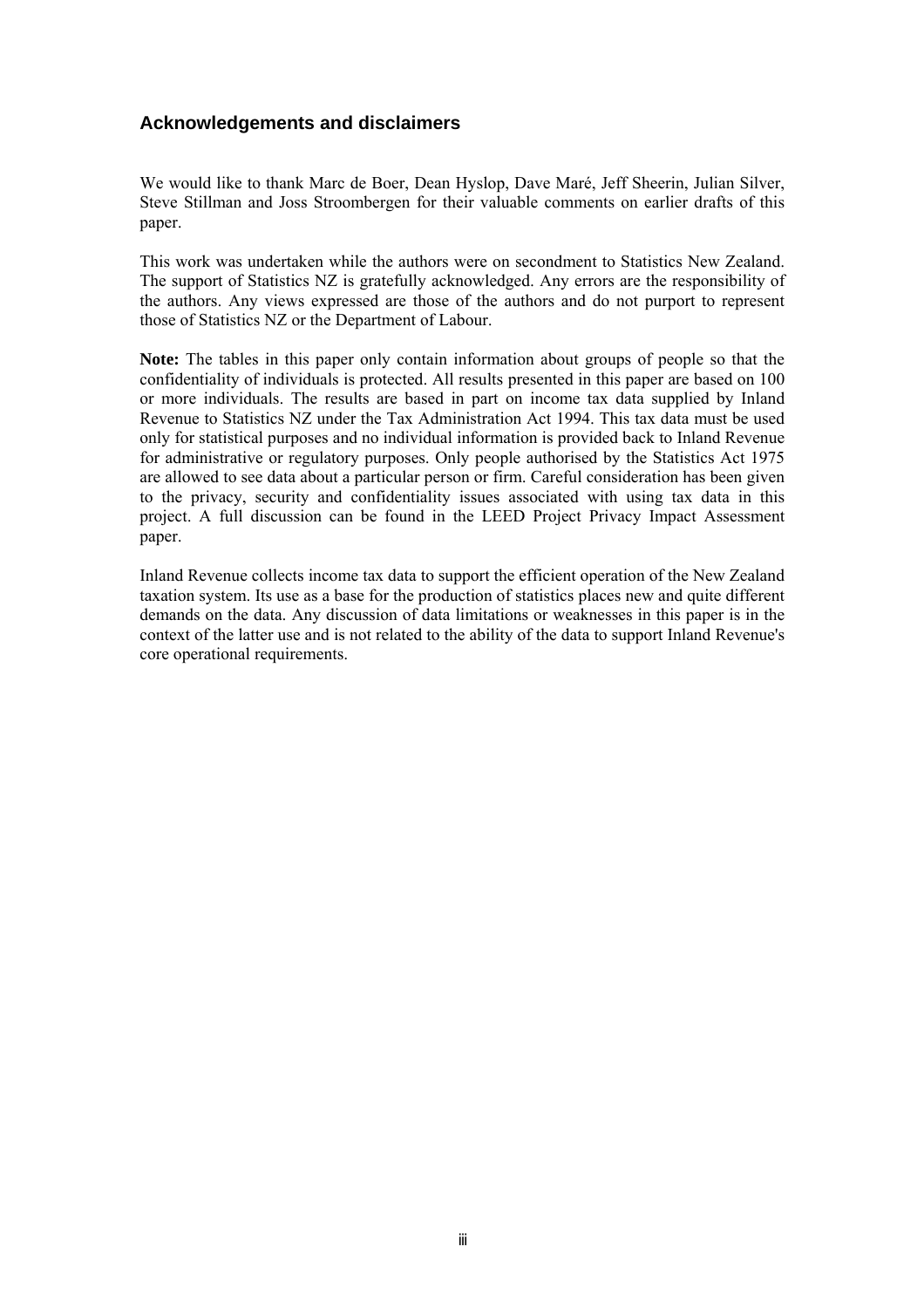## Acknowledgements and disclaimers

We would like to thank Marc de Boer, Dean Hyslop, Dave Maré, Jeff Sheerin, Julian Silver, Steve Stillman and Joss Stroombergen for their valuable comments on earlier drafts of this paper.

This work was undertaken while the authors were on secondment to Statistics New Zealand. The support of Statistics NZ is gratefully acknowledged. Any errors are the responsibility of the authors. Any views expressed are those of the authors and do not purport to represent those of Statistics NZ or the Department of Labour.

**Note:** The tables in this paper only contain information about groups of people so that the confidentiality of individuals is protected. All results presented in this paper are based on 100 or more individuals. The results are based in part on income tax data supplied by Inland Revenue to Statistics NZ under the Tax Administration Act 1994. This tax data must be used only for statistical purposes and no individual information is provided back to Inland Revenue for administrative or regulatory purposes. Only people authorised by the Statistics Act 1975 are allowed to see data about a particular person or firm. Careful consideration has been given to the privacy, security and confidentiality issues associated with using tax data in this project. A full discussion can be found in the LEED Project Privacy Impact Assessment paper.

Inland Revenue collects income tax data to support the efficient operation of the New Zealand taxation system. Its use as a base for the production of statistics places new and quite different demands on the data. Any discussion of data limitations or weaknesses in this paper is in the context of the latter use and is not related to the ability of the data to support Inland Revenue's core operational requirements.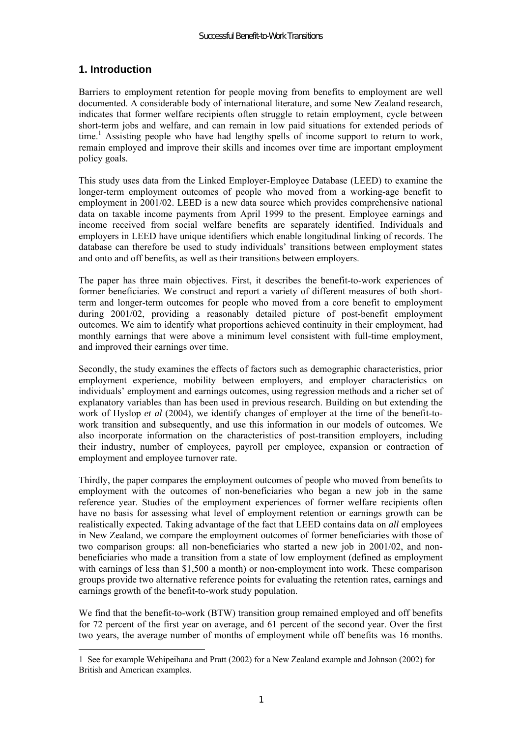## 1. Introduction

Barriers to employment retention for people moving from benefits to employment are well documented. A considerable body of international literature, and some New Zealand research, indicates that former welfare recipients often struggle to retain employment, cycle between short-term jobs and welfare, and can remain in low paid situations for extended periods of time.[1] Assisting people who have had lengthy spells of income support to return to work, remain employed and improve their skills and incomes over time are important employment policy goals.

This study uses data from the Linked Employer-Employee Database (LEED) to examine the longer-term employment outcomes of people who moved from a working-age benefit to employment in 2001/02. LEED is a new data source which provides comprehensive national data on taxable income payments from April 1999 to the present. Employee earnings and income received from social welfare benefits are separately identified. Individuals and employers in LEED have unique identifiers which enable longitudinal linking of records. The database can therefore be used to study individuals' transitions between employment states and onto and off benefits, as well as their transitions between employers.

The paper has three main objectives. First, it describes the benefit-to-work experiences of former beneficiaries. We construct and report a variety of different measures of both short-term and longer-term outcomes for people who moved from a core benefit to employment during 2001/02, providing a reasonably detailed picture of post-benefit employment outcomes. We aim to identify what proportions achieved continuity in their employment, had monthly earnings that were above a minimum level consistent with full-time employment, and improved their earnings over time.

Secondly, the study examines the effects of factors such as demographic characteristics, prior employment experience, mobility between employers, and employer characteristics on individuals' employment and earnings outcomes, using regression methods and a richer set of explanatory variables than has been used in previous research. Building on but extending the work of Hyslop *et al* (2004), we identify changes of employer at the time of the benefit-to-work transition and subsequently, and use this information in our models of outcomes. We also incorporate information on the characteristics of post-transition employers, including their industry, number of employees, payroll per employee, expansion or contraction of employment and employee turnover rate.

Thirdly, the paper compares the employment outcomes of people who moved from benefits to employment with the outcomes of non-beneficiaries who began a new job in the same reference year. Studies of the employment experiences of former welfare recipients often have no basis for assessing what level of employment retention or earnings growth can be realistically expected. Taking advantage of the fact that LEED contains data on *all* employees in New Zealand, we compare the employment outcomes of former beneficiaries with those of two comparison groups: all non-beneficiaries who started a new job in 2001/02, and non-beneficiaries who made a transition from a state of low employment (defined as employment with earnings of less than $1,500 a month) or non-employment into work. These comparison groups provide two alternative reference points for evaluating the retention rates, earnings and earnings growth of the benefit-to-work study population.

We find that the benefit-to-work (BTW) transition group remained employed and off benefits for 72 percent of the first year on average, and 61 percent of the second year. Over the first two years, the average number of months of employment while off benefits was 16 months.

[1] See for example Wehipeihana and Pratt (2002) for a New Zealand example and Johnson (2002) for British and American examples.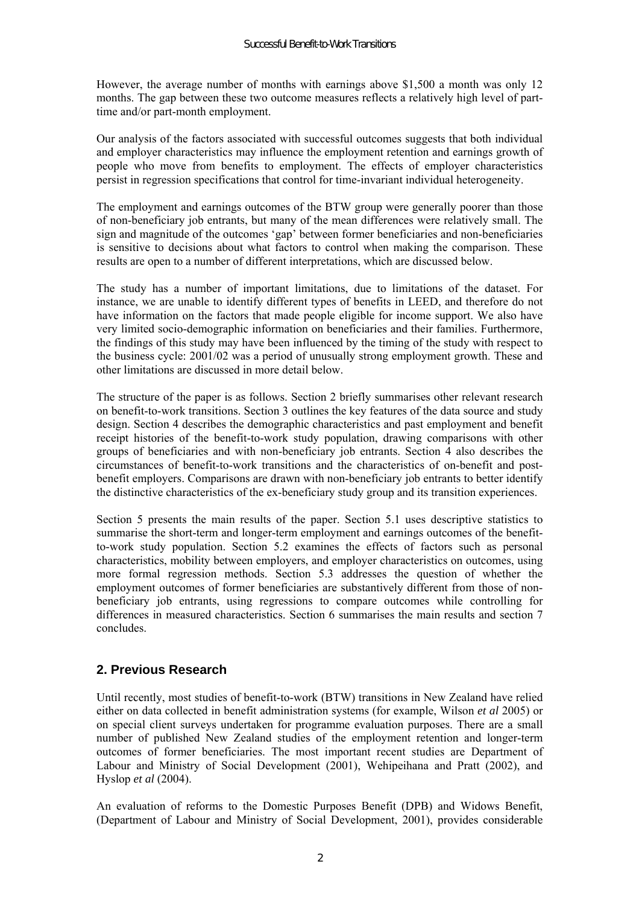However, the average number of months with earnings above $1,500 a month was only 12 months. The gap between these two outcome measures reflects a relatively high level of part-time and/or part-month employment.

Our analysis of the factors associated with successful outcomes suggests that both individual and employer characteristics may influence the employment retention and earnings growth of people who move from benefits to employment. The effects of employer characteristics persist in regression specifications that control for time-invariant individual heterogeneity.

The employment and earnings outcomes of the BTW group were generally poorer than those of non-beneficiary job entrants, but many of the mean differences were relatively small. The sign and magnitude of the outcomes 'gap' between former beneficiaries and non-beneficiaries is sensitive to decisions about what factors to control when making the comparison. These results are open to a number of different interpretations, which are discussed below.

The study has a number of important limitations, due to limitations of the dataset. For instance, we are unable to identify different types of benefits in LEED, and therefore do not have information on the factors that made people eligible for income support. We also have very limited socio-demographic information on beneficiaries and their families. Furthermore, the findings of this study may have been influenced by the timing of the study with respect to the business cycle: 2001/02 was a period of unusually strong employment growth. These and other limitations are discussed in more detail below.

The structure of the paper is as follows. Section 2 briefly summarises other relevant research on benefit-to-work transitions. Section 3 outlines the key features of the data source and study design. Section 4 describes the demographic characteristics and past employment and benefit receipt histories of the benefit-to-work study population, drawing comparisons with other groups of beneficiaries and with non-beneficiary job entrants. Section 4 also describes the circumstances of benefit-to-work transitions and the characteristics of on-benefit and post-benefit employers. Comparisons are drawn with non-beneficiary job entrants to better identify the distinctive characteristics of the ex-beneficiary study group and its transition experiences.

Section 5 presents the main results of the paper. Section 5.1 uses descriptive statistics to summarise the short-term and longer-term employment and earnings outcomes of the benefit-to-work study population. Section 5.2 examines the effects of factors such as personal characteristics, mobility between employers, and employer characteristics on outcomes, using more formal regression methods. Section 5.3 addresses the question of whether the employment outcomes of former beneficiaries are substantively different from those of non-beneficiary job entrants, using regressions to compare outcomes while controlling for differences in measured characteristics. Section 6 summarises the main results and section 7 concludes.

## 2. Previous Research

Until recently, most studies of benefit-to-work (BTW) transitions in New Zealand have relied either on data collected in benefit administration systems (for example, Wilson *et al* 2005) or on special client surveys undertaken for programme evaluation purposes. There are a small number of published New Zealand studies of the employment retention and longer-term outcomes of former beneficiaries. The most important recent studies are Department of Labour and Ministry of Social Development (2001), Wehipeihana and Pratt (2002), and Hyslop *et al* (2004).

An evaluation of reforms to the Domestic Purposes Benefit (DPB) and Widows Benefit, (Department of Labour and Ministry of Social Development, 2001), provides considerable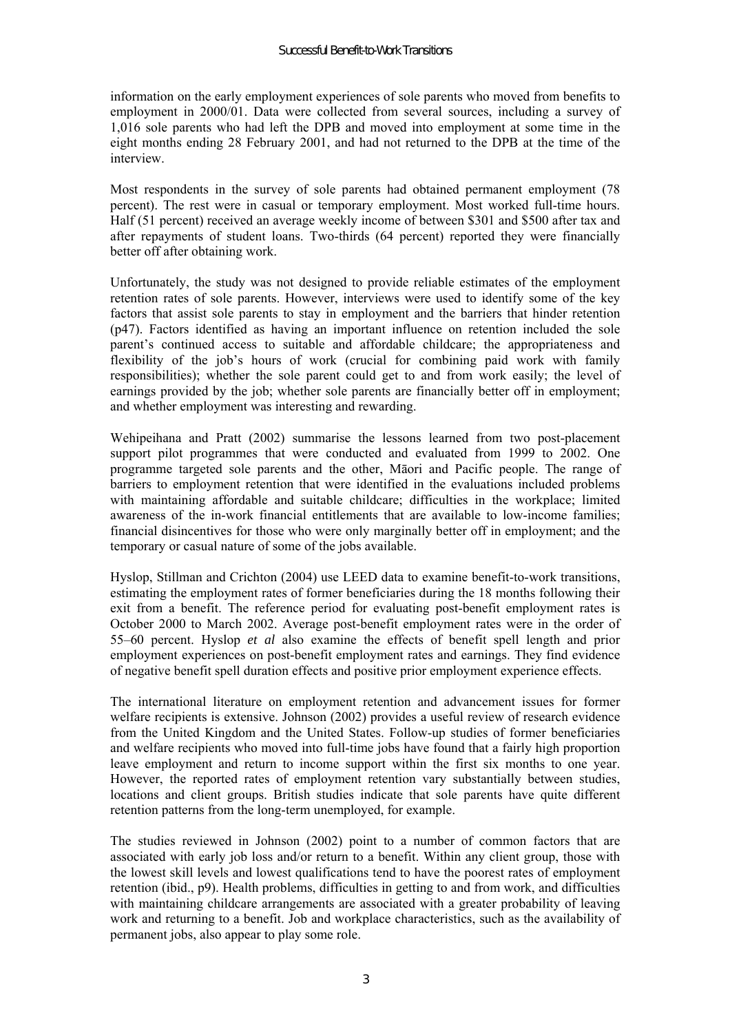information on the early employment experiences of sole parents who moved from benefits to employment in 2000/01. Data were collected from several sources, including a survey of 1,016 sole parents who had left the DPB and moved into employment at some time in the eight months ending 28 February 2001, and had not returned to the DPB at the time of the interview.

Most respondents in the survey of sole parents had obtained permanent employment (78 percent). The rest were in casual or temporary employment. Most worked full-time hours. Half (51 percent) received an average weekly income of between \$301 and \$500 after tax and after repayments of student loans. Two-thirds (64 percent) reported they were financially better off after obtaining work.

Unfortunately, the study was not designed to provide reliable estimates of the employment retention rates of sole parents. However, interviews were used to identify some of the key factors that assist sole parents to stay in employment and the barriers that hinder retention (p47). Factors identified as having an important influence on retention included the sole parent's continued access to suitable and affordable childcare; the appropriateness and flexibility of the job's hours of work (crucial for combining paid work with family responsibilities); whether the sole parent could get to and from work easily; the level of earnings provided by the job; whether sole parents are financially better off in employment; and whether employment was interesting and rewarding.

Wehipeihana and Pratt (2002) summarise the lessons learned from two post-placement support pilot programmes that were conducted and evaluated from 1999 to 2002. One programme targeted sole parents and the other, Māori and Pacific people. The range of barriers to employment retention that were identified in the evaluations included problems with maintaining affordable and suitable childcare; difficulties in the workplace; limited awareness of the in-work financial entitlements that are available to low-income families; financial disincentives for those who were only marginally better off in employment; and the temporary or casual nature of some of the jobs available.

Hyslop, Stillman and Crichton (2004) use LEED data to examine benefit-to-work transitions, estimating the employment rates of former beneficiaries during the 18 months following their exit from a benefit. The reference period for evaluating post-benefit employment rates is October 2000 to March 2002. Average post-benefit employment rates were in the order of 55–60 percent. Hyslop *et al* also examine the effects of benefit spell length and prior employment experiences on post-benefit employment rates and earnings. They find evidence of negative benefit spell duration effects and positive prior employment experience effects.

The international literature on employment retention and advancement issues for former welfare recipients is extensive. Johnson (2002) provides a useful review of research evidence from the United Kingdom and the United States. Follow-up studies of former beneficiaries and welfare recipients who moved into full-time jobs have found that a fairly high proportion leave employment and return to income support within the first six months to one year. However, the reported rates of employment retention vary substantially between studies, locations and client groups. British studies indicate that sole parents have quite different retention patterns from the long-term unemployed, for example.

The studies reviewed in Johnson (2002) point to a number of common factors that are associated with early job loss and/or return to a benefit. Within any client group, those with the lowest skill levels and lowest qualifications tend to have the poorest rates of employment retention (ibid., p9). Health problems, difficulties in getting to and from work, and difficulties with maintaining childcare arrangements are associated with a greater probability of leaving work and returning to a benefit. Job and workplace characteristics, such as the availability of permanent jobs, also appear to play some role.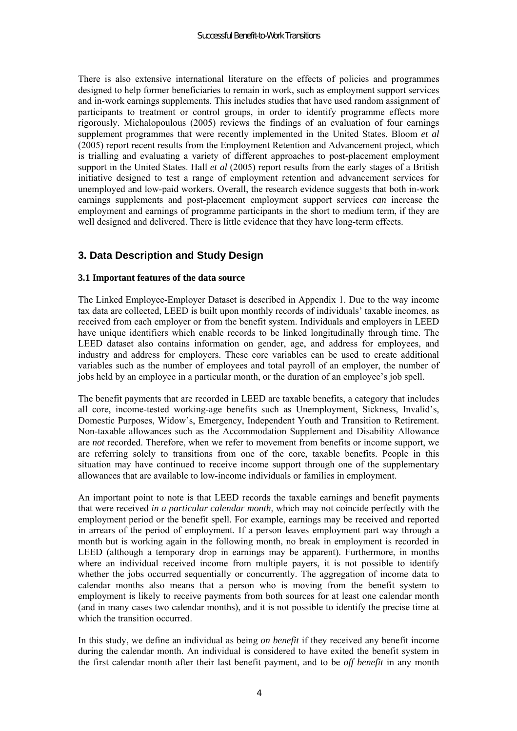There is also extensive international literature on the effects of policies and programmes designed to help former beneficiaries to remain in work, such as employment support services and in-work earnings supplements. This includes studies that have used random assignment of participants to treatment or control groups, in order to identify programme effects more rigorously. Michalopoulous (2005) reviews the findings of an evaluation of four earnings supplement programmes that were recently implemented in the United States. Bloom *et al* (2005) report recent results from the Employment Retention and Advancement project, which is trialling and evaluating a variety of different approaches to post-placement employment support in the United States. Hall *et al* (2005) report results from the early stages of a British initiative designed to test a range of employment retention and advancement services for unemployed and low-paid workers. Overall, the research evidence suggests that both in-work earnings supplements and post-placement employment support services *can* increase the employment and earnings of programme participants in the short to medium term, if they are well designed and delivered. There is little evidence that they have long-term effects.

## 3. Data Description and Study Design

### 3.1 Important features of the data source

The Linked Employee-Employer Dataset is described in Appendix 1. Due to the way income tax data are collected, LEED is built upon monthly records of individuals' taxable incomes, as received from each employer or from the benefit system. Individuals and employers in LEED have unique identifiers which enable records to be linked longitudinally through time. The LEED dataset also contains information on gender, age, and address for employees, and industry and address for employers. These core variables can be used to create additional variables such as the number of employees and total payroll of an employer, the number of jobs held by an employee in a particular month, or the duration of an employee's job spell.

The benefit payments that are recorded in LEED are taxable benefits, a category that includes all core, income-tested working-age benefits such as Unemployment, Sickness, Invalid's, Domestic Purposes, Widow's, Emergency, Independent Youth and Transition to Retirement. Non-taxable allowances such as the Accommodation Supplement and Disability Allowance are *not* recorded. Therefore, when we refer to movement from benefits or income support, we are referring solely to transitions from one of the core, taxable benefits. People in this situation may have continued to receive income support through one of the supplementary allowances that are available to low-income individuals or families in employment.

An important point to note is that LEED records the taxable earnings and benefit payments that were received *in a particular calendar month*, which may not coincide perfectly with the employment period or the benefit spell. For example, earnings may be received and reported in arrears of the period of employment. If a person leaves employment part way through a month but is working again in the following month, no break in employment is recorded in LEED (although a temporary drop in earnings may be apparent). Furthermore, in months where an individual received income from multiple payers, it is not possible to identify whether the jobs occurred sequentially or concurrently. The aggregation of income data to calendar months also means that a person who is moving from the benefit system to employment is likely to receive payments from both sources for at least one calendar month (and in many cases two calendar months), and it is not possible to identify the precise time at which the transition occurred.

In this study, we define an individual as being *on benefit* if they received any benefit income during the calendar month. An individual is considered to have exited the benefit system in the first calendar month after their last benefit payment, and to be *off benefit* in any month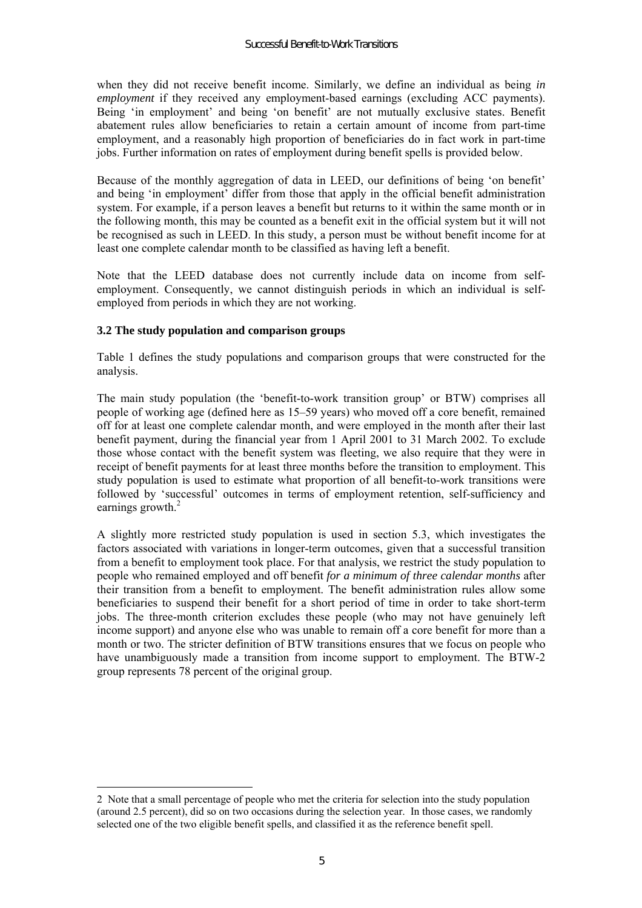when they did not receive benefit income. Similarly, we define an individual as being *in employment* if they received any employment-based earnings (excluding ACC payments). Being 'in employment' and being 'on benefit' are not mutually exclusive states. Benefit abatement rules allow beneficiaries to retain a certain amount of income from part-time employment, and a reasonably high proportion of beneficiaries do in fact work in part-time jobs. Further information on rates of employment during benefit spells is provided below.

Because of the monthly aggregation of data in LEED, our definitions of being 'on benefit' and being 'in employment' differ from those that apply in the official benefit administration system. For example, if a person leaves a benefit but returns to it within the same month or in the following month, this may be counted as a benefit exit in the official system but it will not be recognised as such in LEED. In this study, a person must be without benefit income for at least one complete calendar month to be classified as having left a benefit.

Note that the LEED database does not currently include data on income from self-employment. Consequently, we cannot distinguish periods in which an individual is self-employed from periods in which they are not working.

### 3.2 The study population and comparison groups

Table 1 defines the study populations and comparison groups that were constructed for the analysis.

The main study population (the 'benefit-to-work transition group' or BTW) comprises all people of working age (defined here as 15–59 years) who moved off a core benefit, remained off for at least one complete calendar month, and were employed in the month after their last benefit payment, during the financial year from 1 April 2001 to 31 March 2002. To exclude those whose contact with the benefit system was fleeting, we also require that they were in receipt of benefit payments for at least three months before the transition to employment. This study population is used to estimate what proportion of all benefit-to-work transitions were followed by 'successful' outcomes in terms of employment retention, self-sufficiency and earnings growth.[2]

A slightly more restricted study population is used in section 5.3, which investigates the factors associated with variations in longer-term outcomes, given that a successful transition from a benefit to employment took place. For that analysis, we restrict the study population to people who remained employed and off benefit *for a minimum of three calendar months* after their transition from a benefit to employment. The benefit administration rules allow some beneficiaries to suspend their benefit for a short period of time in order to take short-term jobs. The three-month criterion excludes these people (who may not have genuinely left income support) and anyone else who was unable to remain off a core benefit for more than a month or two. The stricter definition of BTW transitions ensures that we focus on people who have unambiguously made a transition from income support to employment. The BTW-2 group represents 78 percent of the original group.

---

2 Note that a small percentage of people who met the criteria for selection into the study population (around 2.5 percent), did so on two occasions during the selection year. In those cases, we randomly selected one of the two eligible benefit spells, and classified it as the reference benefit spell.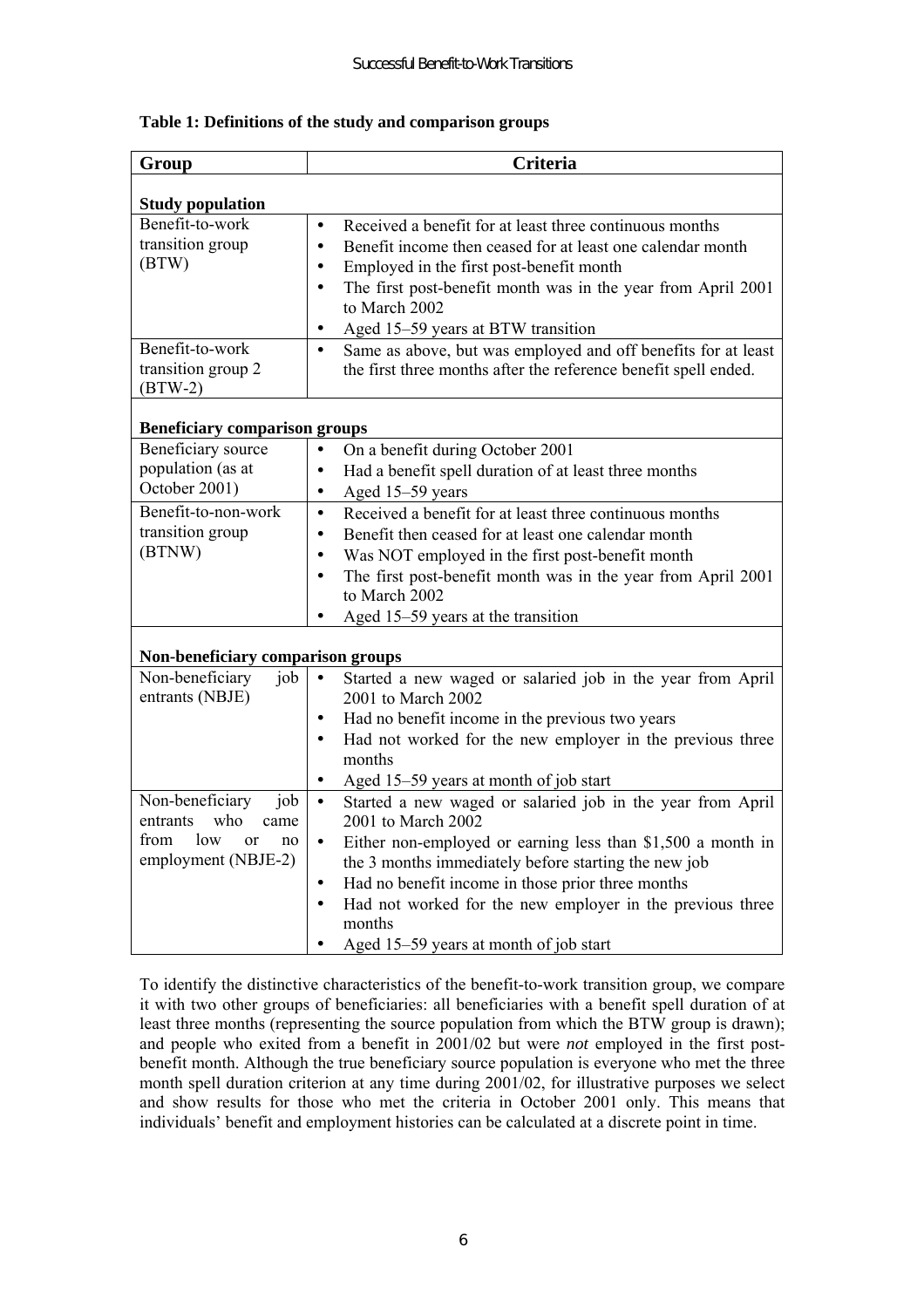**Table 1: Definitions of the study and comparison groups**

| Group | Criteria |
|---|---|
| **Study population** | |
| Benefit-to-work transition group (BTW) | • Received a benefit for at least three continuous months<br>• Benefit income then ceased for at least one calendar month<br>• Employed in the first post-benefit month<br>• The first post-benefit month was in the year from April 2001 to March 2002<br>• Aged 15–59 years at BTW transition |
| Benefit-to-work transition group 2 (BTW-2) | • Same as above, but was employed and off benefits for at least the first three months after the reference benefit spell ended. |
| **Beneficiary comparison groups** | |
| Beneficiary source population (as at October 2001) | • On a benefit during October 2001<br>• Had a benefit spell duration of at least three months<br>• Aged 15–59 years |
| Benefit-to-non-work transition group (BTNW) | • Received a benefit for at least three continuous months<br>• Benefit then ceased for at least one calendar month<br>• Was NOT employed in the first post-benefit month<br>• The first post-benefit month was in the year from April 2001 to March 2002<br>• Aged 15–59 years at the transition |
| **Non-beneficiary comparison groups** | |
| Non-beneficiary job entrants (NBJE) | • Started a new waged or salaried job in the year from April 2001 to March 2002<br>• Had no benefit income in the previous two years<br>• Had not worked for the new employer in the previous three months<br>• Aged 15–59 years at month of job start |
| Non-beneficiary job entrants who came from low or no employment (NBJE-2) | • Started a new waged or salaried job in the year from April 2001 to March 2002<br>• Either non-employed or earning less than $1,500 a month in the 3 months immediately before starting the new job<br>• Had no benefit income in those prior three months<br>• Had not worked for the new employer in the previous three months<br>• Aged 15–59 years at month of job start |

To identify the distinctive characteristics of the benefit-to-work transition group, we compare it with two other groups of beneficiaries: all beneficiaries with a benefit spell duration of at least three months (representing the source population from which the BTW group is drawn); and people who exited from a benefit in 2001/02 but were *not* employed in the first post-benefit month. Although the true beneficiary source population is everyone who met the three month spell duration criterion at any time during 2001/02, for illustrative purposes we select and show results for those who met the criteria in October 2001 only. This means that individuals' benefit and employment histories can be calculated at a discrete point in time.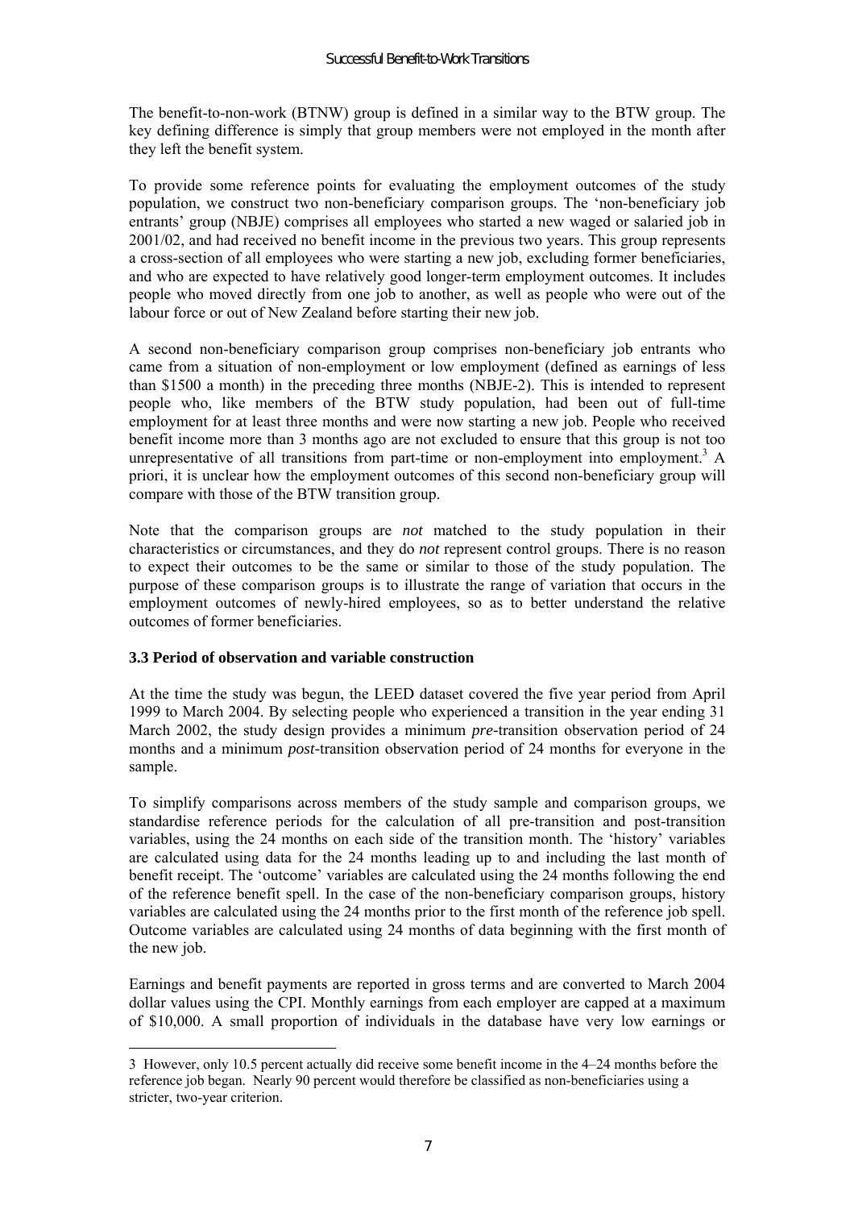The benefit-to-non-work (BTNW) group is defined in a similar way to the BTW group. The key defining difference is simply that group members were not employed in the month after they left the benefit system.

To provide some reference points for evaluating the employment outcomes of the study population, we construct two non-beneficiary comparison groups. The 'non-beneficiary job entrants' group (NBJE) comprises all employees who started a new waged or salaried job in 2001/02, and had received no benefit income in the previous two years. This group represents a cross-section of all employees who were starting a new job, excluding former beneficiaries, and who are expected to have relatively good longer-term employment outcomes. It includes people who moved directly from one job to another, as well as people who were out of the labour force or out of New Zealand before starting their new job.

A second non-beneficiary comparison group comprises non-beneficiary job entrants who came from a situation of non-employment or low employment (defined as earnings of less than \$1500 a month) in the preceding three months (NBJE-2). This is intended to represent people who, like members of the BTW study population, had been out of full-time employment for at least three months and were now starting a new job. People who received benefit income more than 3 months ago are not excluded to ensure that this group is not too unrepresentative of all transitions from part-time or non-employment into employment.[3] A priori, it is unclear how the employment outcomes of this second non-beneficiary group will compare with those of the BTW transition group.

Note that the comparison groups are *not* matched to the study population in their characteristics or circumstances, and they do *not* represent control groups. There is no reason to expect their outcomes to be the same or similar to those of the study population. The purpose of these comparison groups is to illustrate the range of variation that occurs in the employment outcomes of newly-hired employees, so as to better understand the relative outcomes of former beneficiaries.

### 3.3 Period of observation and variable construction

At the time the study was begun, the LEED dataset covered the five year period from April 1999 to March 2004. By selecting people who experienced a transition in the year ending 31 March 2002, the study design provides a minimum *pre*-transition observation period of 24 months and a minimum *post*-transition observation period of 24 months for everyone in the sample.

To simplify comparisons across members of the study sample and comparison groups, we standardise reference periods for the calculation of all pre-transition and post-transition variables, using the 24 months on each side of the transition month. The 'history' variables are calculated using data for the 24 months leading up to and including the last month of benefit receipt. The 'outcome' variables are calculated using the 24 months following the end of the reference benefit spell. In the case of the non-beneficiary comparison groups, history variables are calculated using the 24 months prior to the first month of the reference job spell. Outcome variables are calculated using 24 months of data beginning with the first month of the new job.

Earnings and benefit payments are reported in gross terms and are converted to March 2004 dollar values using the CPI. Monthly earnings from each employer are capped at a maximum of \$10,000. A small proportion of individuals in the database have very low earnings or

---

3 However, only 10.5 percent actually did receive some benefit income in the 4–24 months before the reference job began. Nearly 90 percent would therefore be classified as non-beneficiaries using a stricter, two-year criterion.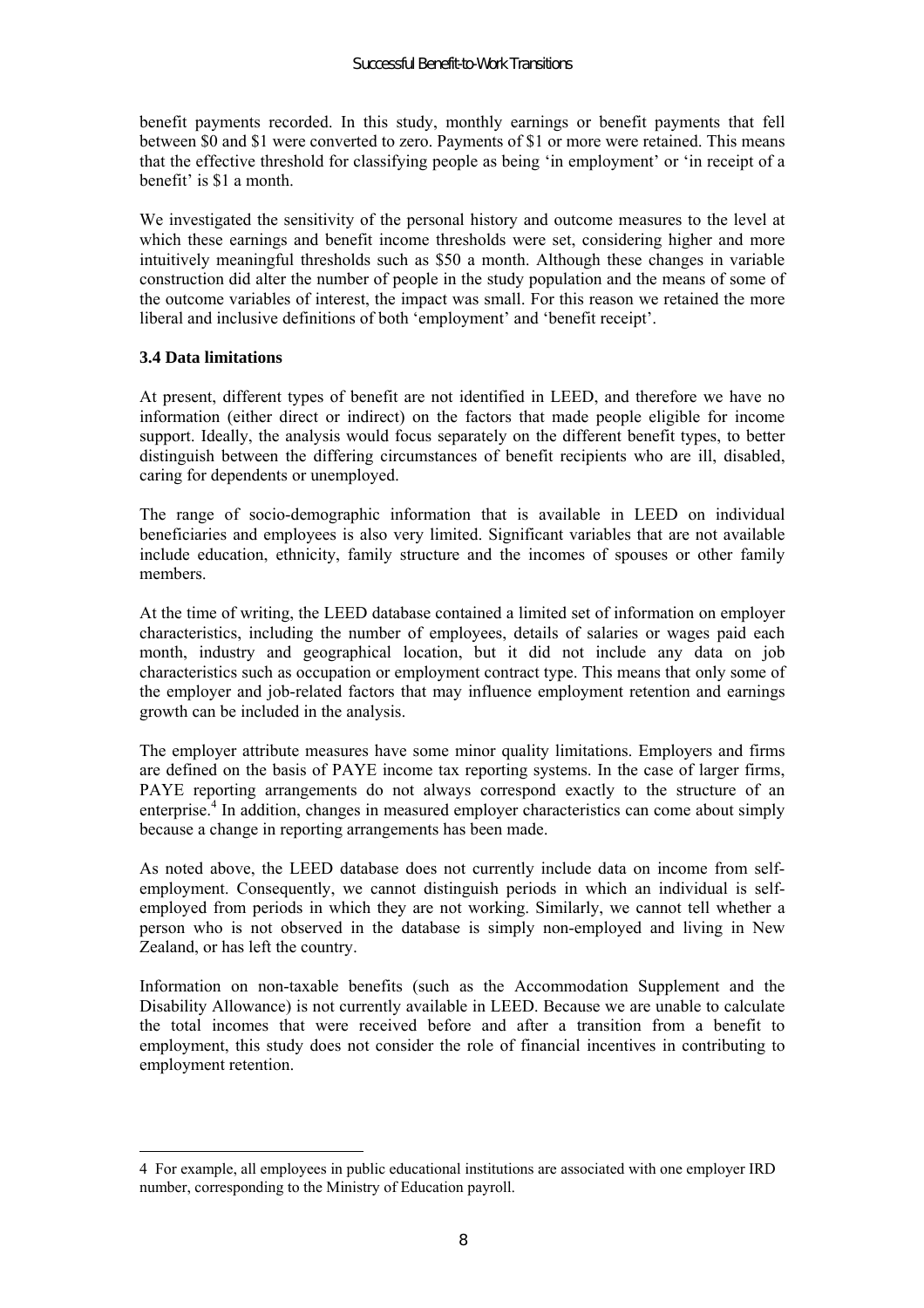benefit payments recorded. In this study, monthly earnings or benefit payments that fell between $0 and $1 were converted to zero. Payments of $1 or more were retained. This means that the effective threshold for classifying people as being 'in employment' or 'in receipt of a benefit' is $1 a month.

We investigated the sensitivity of the personal history and outcome measures to the level at which these earnings and benefit income thresholds were set, considering higher and more intuitively meaningful thresholds such as $50 a month. Although these changes in variable construction did alter the number of people in the study population and the means of some of the outcome variables of interest, the impact was small. For this reason we retained the more liberal and inclusive definitions of both 'employment' and 'benefit receipt'.

### 3.4 Data limitations

At present, different types of benefit are not identified in LEED, and therefore we have no information (either direct or indirect) on the factors that made people eligible for income support. Ideally, the analysis would focus separately on the different benefit types, to better distinguish between the differing circumstances of benefit recipients who are ill, disabled, caring for dependents or unemployed.

The range of socio-demographic information that is available in LEED on individual beneficiaries and employees is also very limited. Significant variables that are not available include education, ethnicity, family structure and the incomes of spouses or other family members.

At the time of writing, the LEED database contained a limited set of information on employer characteristics, including the number of employees, details of salaries or wages paid each month, industry and geographical location, but it did not include any data on job characteristics such as occupation or employment contract type. This means that only some of the employer and job-related factors that may influence employment retention and earnings growth can be included in the analysis.

The employer attribute measures have some minor quality limitations. Employers and firms are defined on the basis of PAYE income tax reporting systems. In the case of larger firms, PAYE reporting arrangements do not always correspond exactly to the structure of an enterprise.[4] In addition, changes in measured employer characteristics can come about simply because a change in reporting arrangements has been made.

As noted above, the LEED database does not currently include data on income from self-employment. Consequently, we cannot distinguish periods in which an individual is self-employed from periods in which they are not working. Similarly, we cannot tell whether a person who is not observed in the database is simply non-employed and living in New Zealand, or has left the country.

Information on non-taxable benefits (such as the Accommodation Supplement and the Disability Allowance) is not currently available in LEED. Because we are unable to calculate the total incomes that were received before and after a transition from a benefit to employment, this study does not consider the role of financial incentives in contributing to employment retention.

---

4 For example, all employees in public educational institutions are associated with one employer IRD number, corresponding to the Ministry of Education payroll.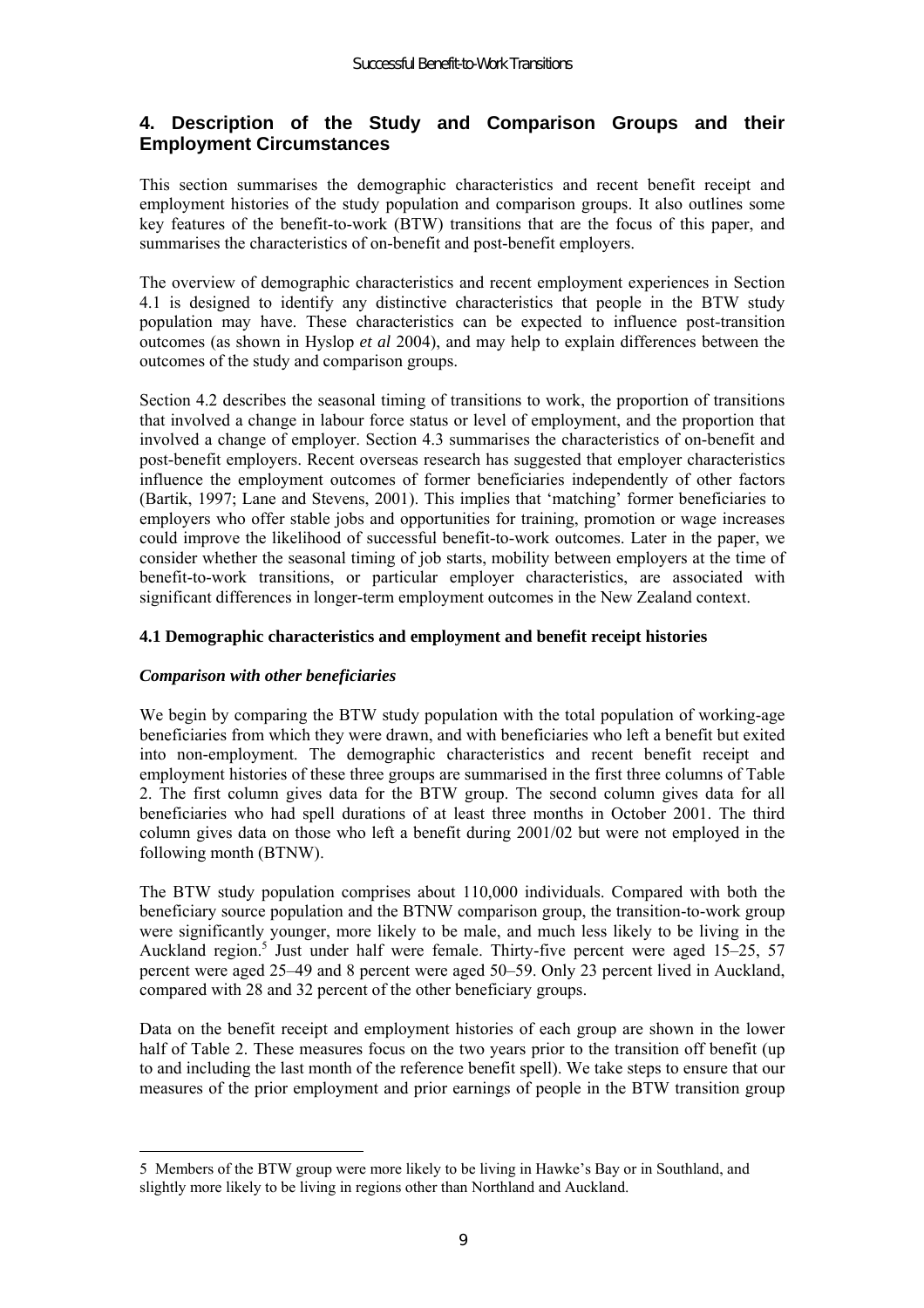# 4. Description of the Study and Comparison Groups and their Employment Circumstances

This section summarises the demographic characteristics and recent benefit receipt and employment histories of the study population and comparison groups. It also outlines some key features of the benefit-to-work (BTW) transitions that are the focus of this paper, and summarises the characteristics of on-benefit and post-benefit employers.

The overview of demographic characteristics and recent employment experiences in Section 4.1 is designed to identify any distinctive characteristics that people in the BTW study population may have. These characteristics can be expected to influence post-transition outcomes (as shown in Hyslop *et al* 2004), and may help to explain differences between the outcomes of the study and comparison groups.

Section 4.2 describes the seasonal timing of transitions to work, the proportion of transitions that involved a change in labour force status or level of employment, and the proportion that involved a change of employer. Section 4.3 summarises the characteristics of on-benefit and post-benefit employers. Recent overseas research has suggested that employer characteristics influence the employment outcomes of former beneficiaries independently of other factors (Bartik, 1997; Lane and Stevens, 2001). This implies that 'matching' former beneficiaries to employers who offer stable jobs and opportunities for training, promotion or wage increases could improve the likelihood of successful benefit-to-work outcomes. Later in the paper, we consider whether the seasonal timing of job starts, mobility between employers at the time of benefit-to-work transitions, or particular employer characteristics, are associated with significant differences in longer-term employment outcomes in the New Zealand context.

### 4.1 Demographic characteristics and employment and benefit receipt histories

***Comparison with other beneficiaries***

We begin by comparing the BTW study population with the total population of working-age beneficiaries from which they were drawn, and with beneficiaries who left a benefit but exited into non-employment. The demographic characteristics and recent benefit receipt and employment histories of these three groups are summarised in the first three columns of Table 2. The first column gives data for the BTW group. The second column gives data for all beneficiaries who had spell durations of at least three months in October 2001. The third column gives data on those who left a benefit during 2001/02 but were not employed in the following month (BTNW).

The BTW study population comprises about 110,000 individuals. Compared with both the beneficiary source population and the BTNW comparison group, the transition-to-work group were significantly younger, more likely to be male, and much less likely to be living in the Auckland region.[5] Just under half were female. Thirty-five percent were aged 15–25, 57 percent were aged 25–49 and 8 percent were aged 50–59. Only 23 percent lived in Auckland, compared with 28 and 32 percent of the other beneficiary groups.

Data on the benefit receipt and employment histories of each group are shown in the lower half of Table 2. These measures focus on the two years prior to the transition off benefit (up to and including the last month of the reference benefit spell). We take steps to ensure that our measures of the prior employment and prior earnings of people in the BTW transition group

5 Members of the BTW group were more likely to be living in Hawke's Bay or in Southland, and slightly more likely to be living in regions other than Northland and Auckland.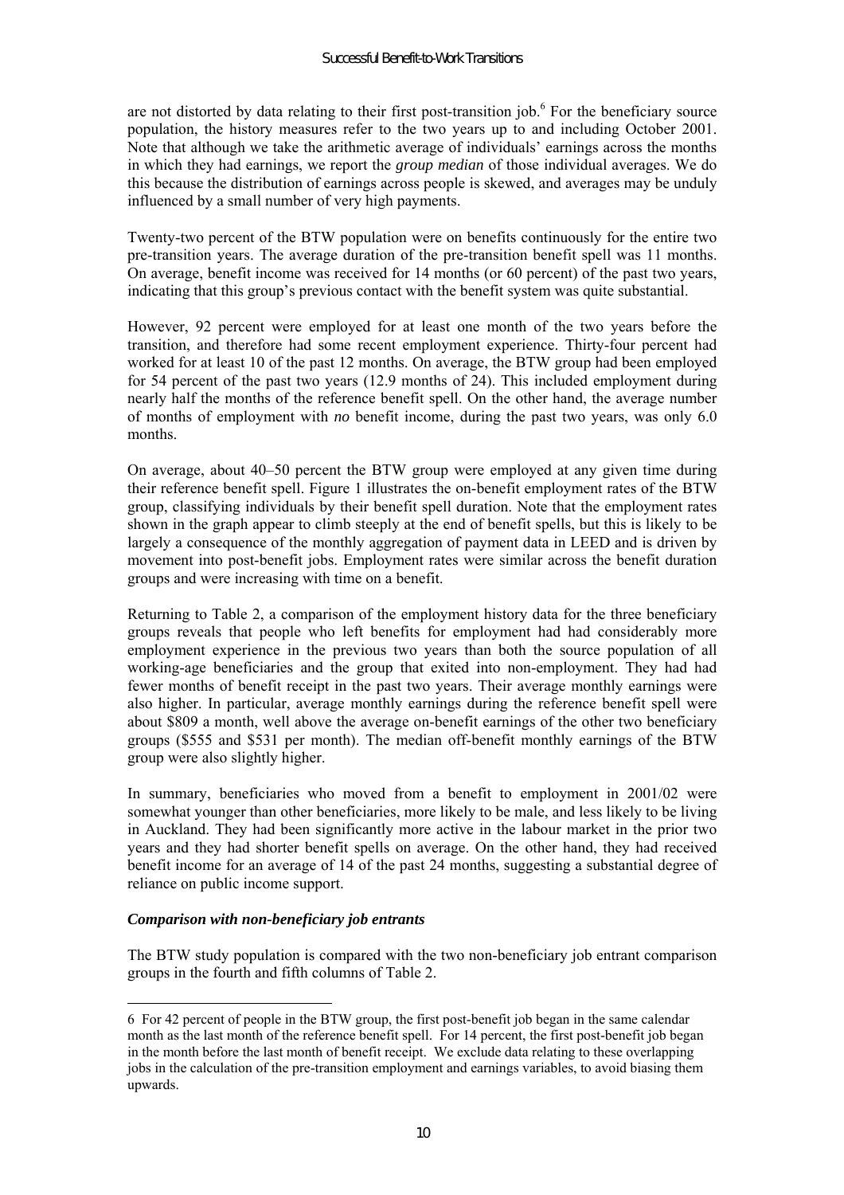are not distorted by data relating to their first post-transition job.[6] For the beneficiary source population, the history measures refer to the two years up to and including October 2001. Note that although we take the arithmetic average of individuals' earnings across the months in which they had earnings, we report the *group median* of those individual averages. We do this because the distribution of earnings across people is skewed, and averages may be unduly influenced by a small number of very high payments.

Twenty-two percent of the BTW population were on benefits continuously for the entire two pre-transition years. The average duration of the pre-transition benefit spell was 11 months. On average, benefit income was received for 14 months (or 60 percent) of the past two years, indicating that this group's previous contact with the benefit system was quite substantial.

However, 92 percent were employed for at least one month of the two years before the transition, and therefore had some recent employment experience. Thirty-four percent had worked for at least 10 of the past 12 months. On average, the BTW group had been employed for 54 percent of the past two years (12.9 months of 24). This included employment during nearly half the months of the reference benefit spell. On the other hand, the average number of months of employment with *no* benefit income, during the past two years, was only 6.0 months.

On average, about 40–50 percent the BTW group were employed at any given time during their reference benefit spell. Figure 1 illustrates the on-benefit employment rates of the BTW group, classifying individuals by their benefit spell duration. Note that the employment rates shown in the graph appear to climb steeply at the end of benefit spells, but this is likely to be largely a consequence of the monthly aggregation of payment data in LEED and is driven by movement into post-benefit jobs. Employment rates were similar across the benefit duration groups and were increasing with time on a benefit.

Returning to Table 2, a comparison of the employment history data for the three beneficiary groups reveals that people who left benefits for employment had had considerably more employment experience in the previous two years than both the source population of all working-age beneficiaries and the group that exited into non-employment. They had had fewer months of benefit receipt in the past two years. Their average monthly earnings were also higher. In particular, average monthly earnings during the reference benefit spell were about \$809 a month, well above the average on-benefit earnings of the other two beneficiary groups (\$555 and \$531 per month). The median off-benefit monthly earnings of the BTW group were also slightly higher.

In summary, beneficiaries who moved from a benefit to employment in 2001/02 were somewhat younger than other beneficiaries, more likely to be male, and less likely to be living in Auckland. They had been significantly more active in the labour market in the prior two years and they had shorter benefit spells on average. On the other hand, they had received benefit income for an average of 14 of the past 24 months, suggesting a substantial degree of reliance on public income support.

### *Comparison with non-beneficiary job entrants*

The BTW study population is compared with the two non-beneficiary job entrant comparison groups in the fourth and fifth columns of Table 2.

---

6 For 42 percent of people in the BTW group, the first post-benefit job began in the same calendar month as the last month of the reference benefit spell. For 14 percent, the first post-benefit job began in the month before the last month of benefit receipt. We exclude data relating to these overlapping jobs in the calculation of the pre-transition employment and earnings variables, to avoid biasing them upwards.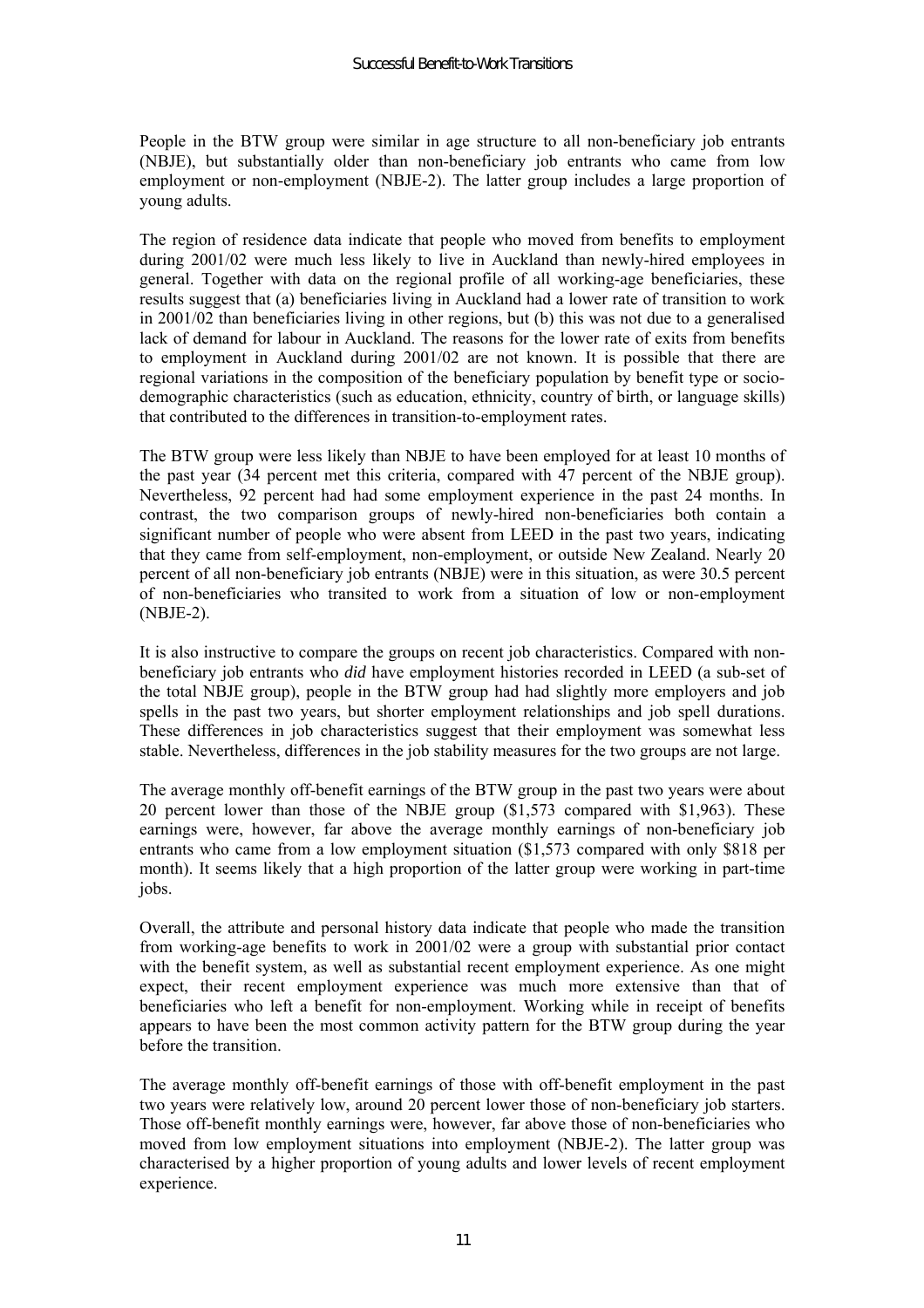People in the BTW group were similar in age structure to all non-beneficiary job entrants (NBJE), but substantially older than non-beneficiary job entrants who came from low employment or non-employment (NBJE-2). The latter group includes a large proportion of young adults.

The region of residence data indicate that people who moved from benefits to employment during 2001/02 were much less likely to live in Auckland than newly-hired employees in general. Together with data on the regional profile of all working-age beneficiaries, these results suggest that (a) beneficiaries living in Auckland had a lower rate of transition to work in 2001/02 than beneficiaries living in other regions, but (b) this was not due to a generalised lack of demand for labour in Auckland. The reasons for the lower rate of exits from benefits to employment in Auckland during 2001/02 are not known. It is possible that there are regional variations in the composition of the beneficiary population by benefit type or socio-demographic characteristics (such as education, ethnicity, country of birth, or language skills) that contributed to the differences in transition-to-employment rates.

The BTW group were less likely than NBJE to have been employed for at least 10 months of the past year (34 percent met this criteria, compared with 47 percent of the NBJE group). Nevertheless, 92 percent had had some employment experience in the past 24 months. In contrast, the two comparison groups of newly-hired non-beneficiaries both contain a significant number of people who were absent from LEED in the past two years, indicating that they came from self-employment, non-employment, or outside New Zealand. Nearly 20 percent of all non-beneficiary job entrants (NBJE) were in this situation, as were 30.5 percent of non-beneficiaries who transited to work from a situation of low or non-employment (NBJE-2).

It is also instructive to compare the groups on recent job characteristics. Compared with non-beneficiary job entrants who *did* have employment histories recorded in LEED (a sub-set of the total NBJE group), people in the BTW group had had slightly more employers and job spells in the past two years, but shorter employment relationships and job spell durations. These differences in job characteristics suggest that their employment was somewhat less stable. Nevertheless, differences in the job stability measures for the two groups are not large.

The average monthly off-benefit earnings of the BTW group in the past two years were about 20 percent lower than those of the NBJE group ($1,573 compared with $1,963). These earnings were, however, far above the average monthly earnings of non-beneficiary job entrants who came from a low employment situation ($1,573 compared with only $818 per month). It seems likely that a high proportion of the latter group were working in part-time jobs.

Overall, the attribute and personal history data indicate that people who made the transition from working-age benefits to work in 2001/02 were a group with substantial prior contact with the benefit system, as well as substantial recent employment experience. As one might expect, their recent employment experience was much more extensive than that of beneficiaries who left a benefit for non-employment. Working while in receipt of benefits appears to have been the most common activity pattern for the BTW group during the year before the transition.

The average monthly off-benefit earnings of those with off-benefit employment in the past two years were relatively low, around 20 percent lower those of non-beneficiary job starters. Those off-benefit monthly earnings were, however, far above those of non-beneficiaries who moved from low employment situations into employment (NBJE-2). The latter group was characterised by a higher proportion of young adults and lower levels of recent employment experience.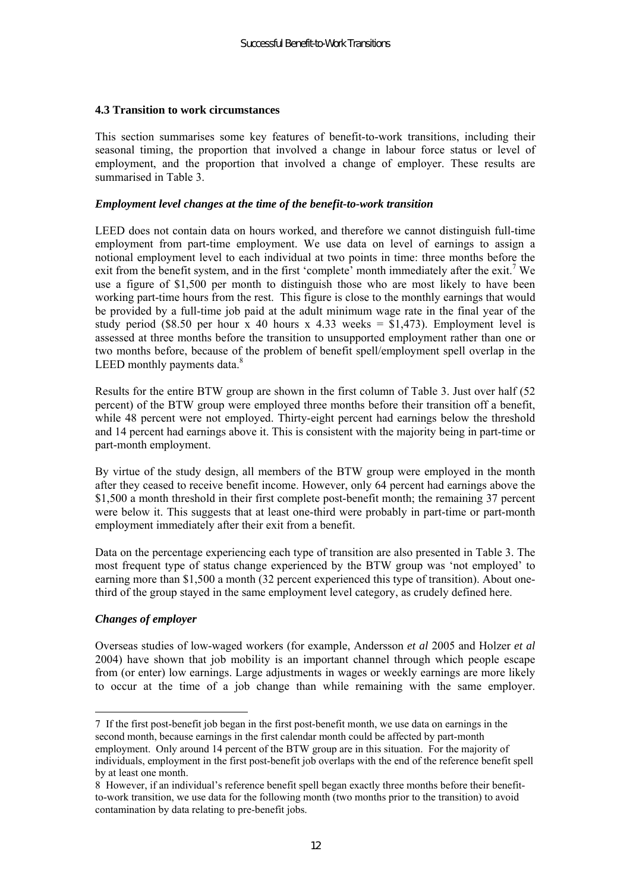### 4.3 Transition to work circumstances

This section summarises some key features of benefit-to-work transitions, including their seasonal timing, the proportion that involved a change in labour force status or level of employment, and the proportion that involved a change of employer. These results are summarised in Table 3.

#### *Employment level changes at the time of the benefit-to-work transition*

LEED does not contain data on hours worked, and therefore we cannot distinguish full-time employment from part-time employment. We use data on level of earnings to assign a notional employment level to each individual at two points in time: three months before the exit from the benefit system, and in the first 'complete' month immediately after the exit.[7] We use a figure of $1,500 per month to distinguish those who are most likely to have been working part-time hours from the rest. This figure is close to the monthly earnings that would be provided by a full-time job paid at the adult minimum wage rate in the final year of the study period ($8.50 per hour x 40 hours x 4.33 weeks = $1,473). Employment level is assessed at three months before the transition to unsupported employment rather than one or two months before, because of the problem of benefit spell/employment spell overlap in the LEED monthly payments data.[8]

Results for the entire BTW group are shown in the first column of Table 3. Just over half (52 percent) of the BTW group were employed three months before their transition off a benefit, while 48 percent were not employed. Thirty-eight percent had earnings below the threshold and 14 percent had earnings above it. This is consistent with the majority being in part-time or part-month employment.

By virtue of the study design, all members of the BTW group were employed in the month after they ceased to receive benefit income. However, only 64 percent had earnings above the $1,500 a month threshold in their first complete post-benefit month; the remaining 37 percent were below it. This suggests that at least one-third were probably in part-time or part-month employment immediately after their exit from a benefit.

Data on the percentage experiencing each type of transition are also presented in Table 3. The most frequent type of status change experienced by the BTW group was 'not employed' to earning more than $1,500 a month (32 percent experienced this type of transition). About one-third of the group stayed in the same employment level category, as crudely defined here.

#### *Changes of employer*

Overseas studies of low-waged workers (for example, Andersson *et al* 2005 and Holzer *et al* 2004) have shown that job mobility is an important channel through which people escape from (or enter) low earnings. Large adjustments in wages or weekly earnings are more likely to occur at the time of a job change than while remaining with the same employer.

---

[7] If the first post-benefit job began in the first post-benefit month, we use data on earnings in the second month, because earnings in the first calendar month could be affected by part-month employment. Only around 14 percent of the BTW group are in this situation. For the majority of individuals, employment in the first post-benefit job overlaps with the end of the reference benefit spell by at least one month.

[8] However, if an individual's reference benefit spell began exactly three months before their benefit-to-work transition, we use data for the following month (two months prior to the transition) to avoid contamination by data relating to pre-benefit jobs.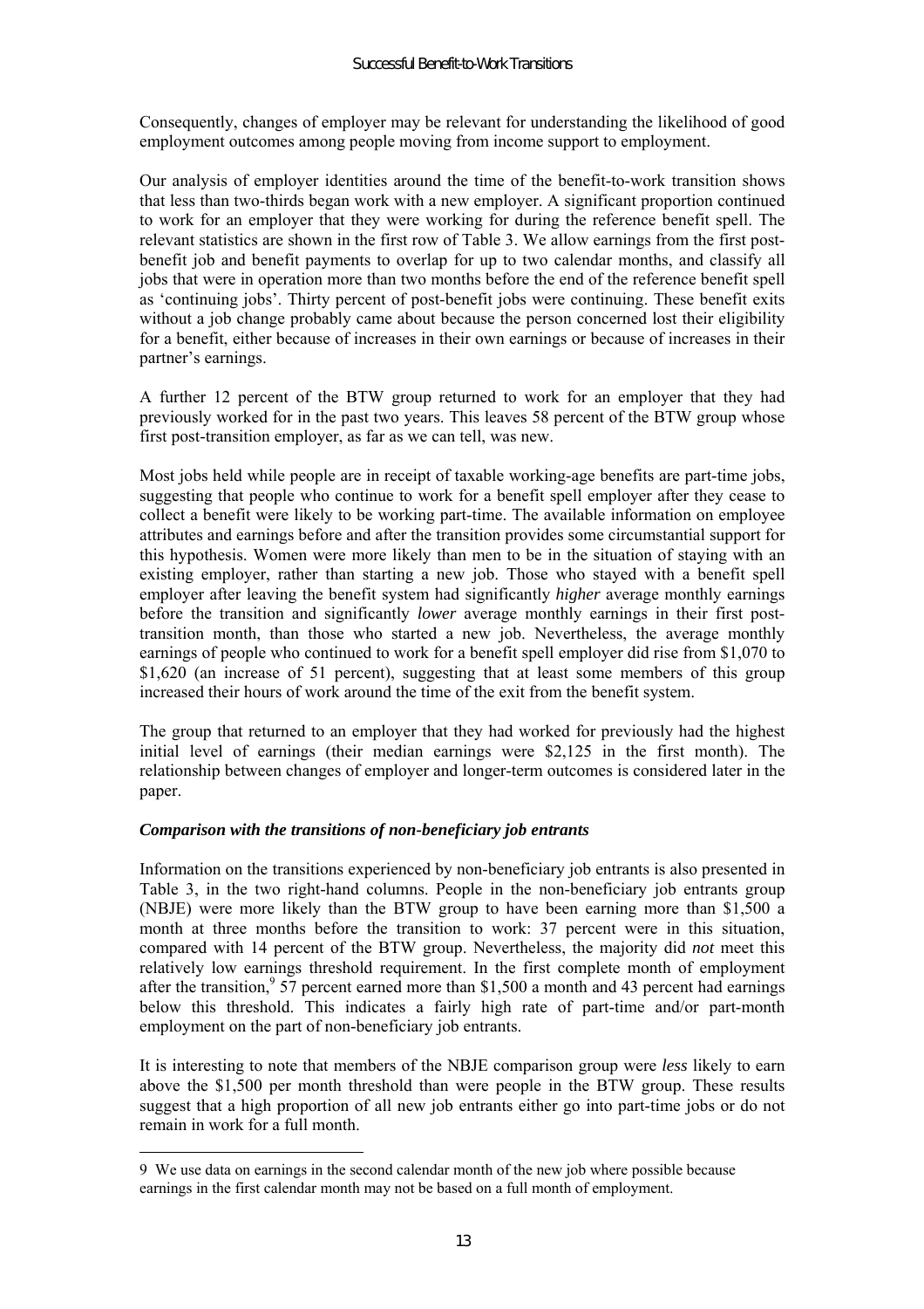Consequently, changes of employer may be relevant for understanding the likelihood of good employment outcomes among people moving from income support to employment.

Our analysis of employer identities around the time of the benefit-to-work transition shows that less than two-thirds began work with a new employer. A significant proportion continued to work for an employer that they were working for during the reference benefit spell. The relevant statistics are shown in the first row of Table 3. We allow earnings from the first post-benefit job and benefit payments to overlap for up to two calendar months, and classify all jobs that were in operation more than two months before the end of the reference benefit spell as 'continuing jobs'. Thirty percent of post-benefit jobs were continuing. These benefit exits without a job change probably came about because the person concerned lost their eligibility for a benefit, either because of increases in their own earnings or because of increases in their partner's earnings.

A further 12 percent of the BTW group returned to work for an employer that they had previously worked for in the past two years. This leaves 58 percent of the BTW group whose first post-transition employer, as far as we can tell, was new.

Most jobs held while people are in receipt of taxable working-age benefits are part-time jobs, suggesting that people who continue to work for a benefit spell employer after they cease to collect a benefit were likely to be working part-time. The available information on employee attributes and earnings before and after the transition provides some circumstantial support for this hypothesis. Women were more likely than men to be in the situation of staying with an existing employer, rather than starting a new job. Those who stayed with a benefit spell employer after leaving the benefit system had significantly *higher* average monthly earnings before the transition and significantly *lower* average monthly earnings in their first post-transition month, than those who started a new job. Nevertheless, the average monthly earnings of people who continued to work for a benefit spell employer did rise from $1,070 to $1,620 (an increase of 51 percent), suggesting that at least some members of this group increased their hours of work around the time of the exit from the benefit system.

The group that returned to an employer that they had worked for previously had the highest initial level of earnings (their median earnings were $2,125 in the first month). The relationship between changes of employer and longer-term outcomes is considered later in the paper.

### *Comparison with the transitions of non-beneficiary job entrants*

Information on the transitions experienced by non-beneficiary job entrants is also presented in Table 3, in the two right-hand columns. People in the non-beneficiary job entrants group (NBJE) were more likely than the BTW group to have been earning more than $1,500 a month at three months before the transition to work: 37 percent were in this situation, compared with 14 percent of the BTW group. Nevertheless, the majority did *not* meet this relatively low earnings threshold requirement. In the first complete month of employment after the transition,[9] 57 percent earned more than $1,500 a month and 43 percent had earnings below this threshold. This indicates a fairly high rate of part-time and/or part-month employment on the part of non-beneficiary job entrants.

It is interesting to note that members of the NBJE comparison group were *less* likely to earn above the $1,500 per month threshold than were people in the BTW group. These results suggest that a high proportion of all new job entrants either go into part-time jobs or do not remain in work for a full month.

---

9 We use data on earnings in the second calendar month of the new job where possible because earnings in the first calendar month may not be based on a full month of employment.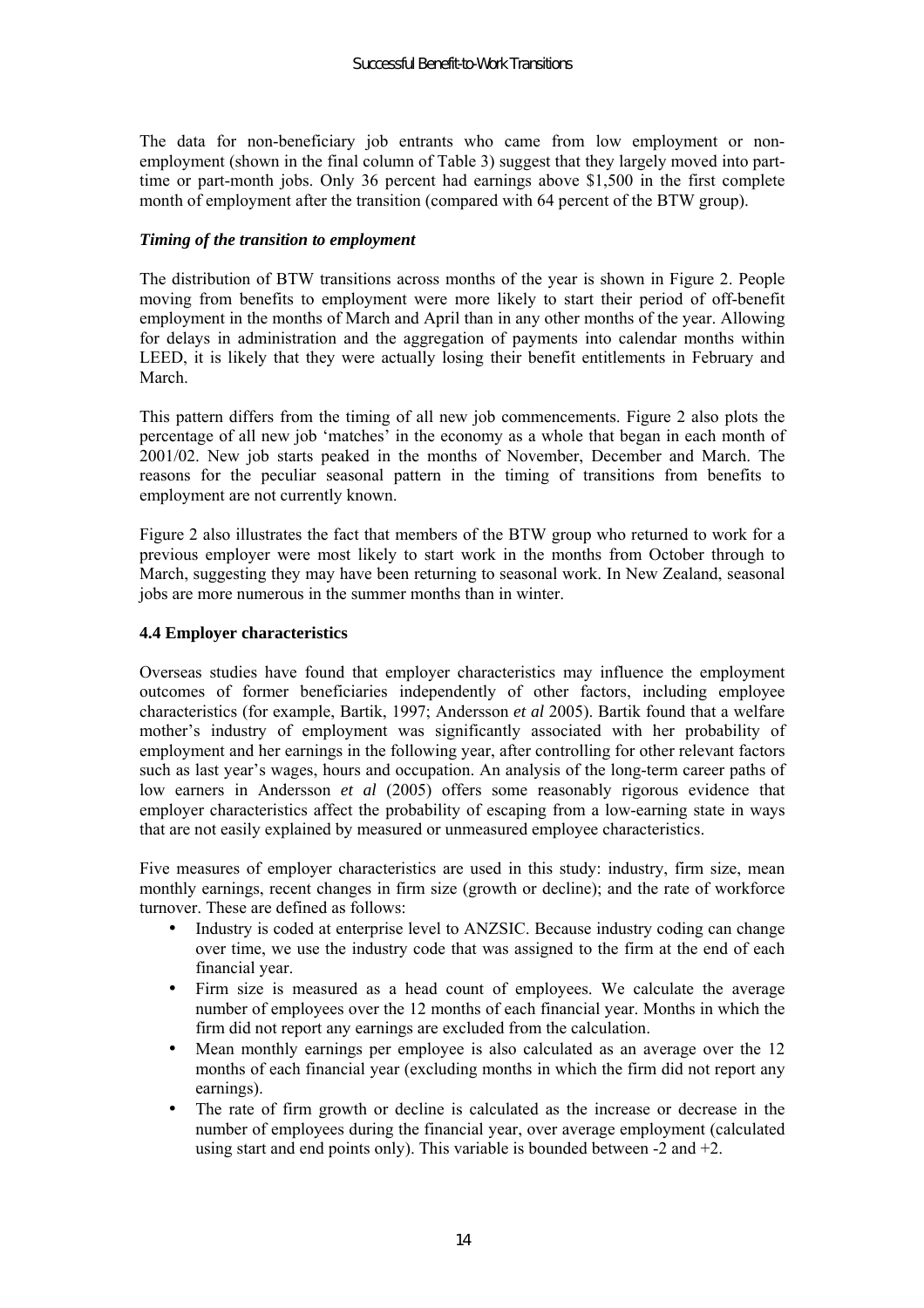The data for non-beneficiary job entrants who came from low employment or non-employment (shown in the final column of Table 3) suggest that they largely moved into part-time or part-month jobs. Only 36 percent had earnings above $1,500 in the first complete month of employment after the transition (compared with 64 percent of the BTW group).

### *Timing of the transition to employment*

The distribution of BTW transitions across months of the year is shown in Figure 2. People moving from benefits to employment were more likely to start their period of off-benefit employment in the months of March and April than in any other months of the year. Allowing for delays in administration and the aggregation of payments into calendar months within LEED, it is likely that they were actually losing their benefit entitlements in February and March.

This pattern differs from the timing of all new job commencements. Figure 2 also plots the percentage of all new job 'matches' in the economy as a whole that began in each month of 2001/02. New job starts peaked in the months of November, December and March. The reasons for the peculiar seasonal pattern in the timing of transitions from benefits to employment are not currently known.

Figure 2 also illustrates the fact that members of the BTW group who returned to work for a previous employer were most likely to start work in the months from October through to March, suggesting they may have been returning to seasonal work. In New Zealand, seasonal jobs are more numerous in the summer months than in winter.

## 4.4 Employer characteristics

Overseas studies have found that employer characteristics may influence the employment outcomes of former beneficiaries independently of other factors, including employee characteristics (for example, Bartik, 1997; Andersson *et al* 2005). Bartik found that a welfare mother's industry of employment was significantly associated with her probability of employment and her earnings in the following year, after controlling for other relevant factors such as last year's wages, hours and occupation. An analysis of the long-term career paths of low earners in Andersson *et al* (2005) offers some reasonably rigorous evidence that employer characteristics affect the probability of escaping from a low-earning state in ways that are not easily explained by measured or unmeasured employee characteristics.

Five measures of employer characteristics are used in this study: industry, firm size, mean monthly earnings, recent changes in firm size (growth or decline); and the rate of workforce turnover. These are defined as follows:

- Industry is coded at enterprise level to ANZSIC. Because industry coding can change over time, we use the industry code that was assigned to the firm at the end of each financial year.
- Firm size is measured as a head count of employees. We calculate the average number of employees over the 12 months of each financial year. Months in which the firm did not report any earnings are excluded from the calculation.
- Mean monthly earnings per employee is also calculated as an average over the 12 months of each financial year (excluding months in which the firm did not report any earnings).
- The rate of firm growth or decline is calculated as the increase or decrease in the number of employees during the financial year, over average employment (calculated using start and end points only). This variable is bounded between -2 and +2.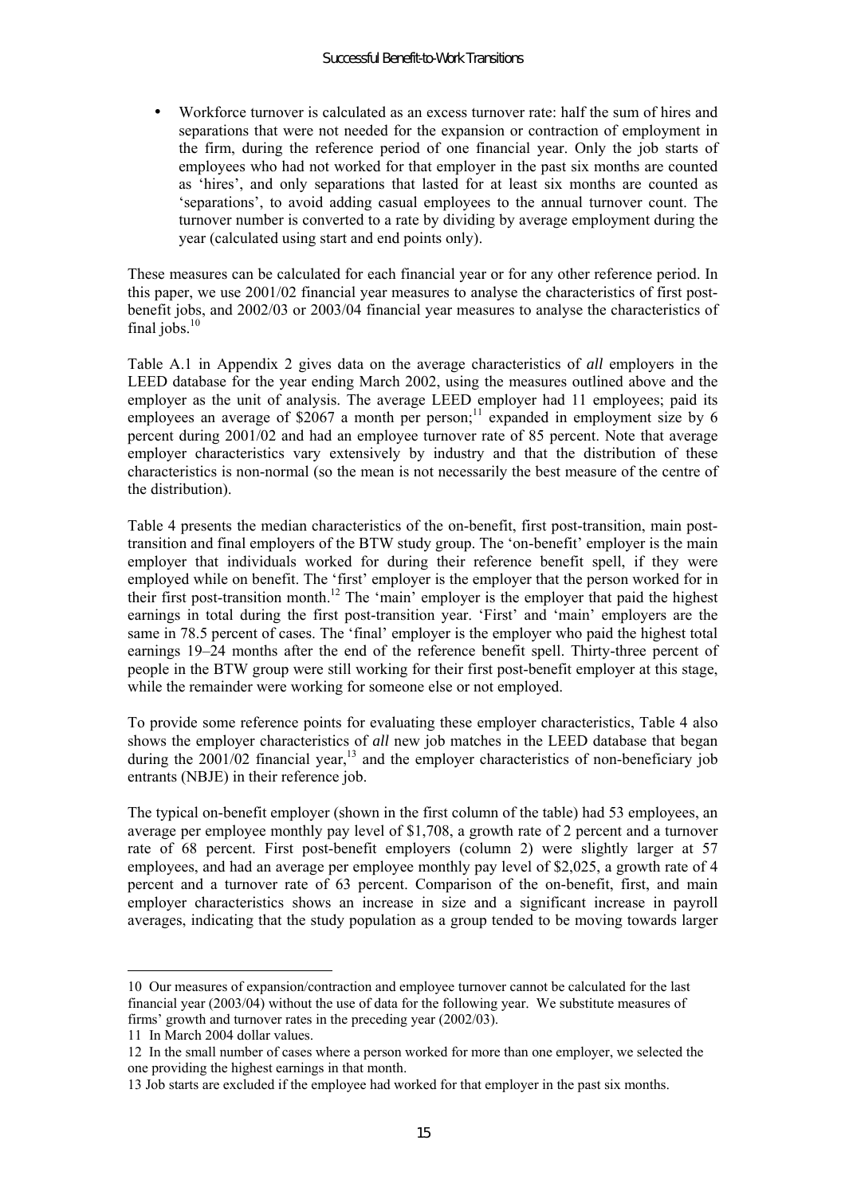- Workforce turnover is calculated as an excess turnover rate: half the sum of hires and separations that were not needed for the expansion or contraction of employment in the firm, during the reference period of one financial year. Only the job starts of employees who had not worked for that employer in the past six months are counted as 'hires', and only separations that lasted for at least six months are counted as 'separations', to avoid adding casual employees to the annual turnover count. The turnover number is converted to a rate by dividing by average employment during the year (calculated using start and end points only).

These measures can be calculated for each financial year or for any other reference period. In this paper, we use 2001/02 financial year measures to analyse the characteristics of first post-benefit jobs, and 2002/03 or 2003/04 financial year measures to analyse the characteristics of final jobs.[10]

Table A.1 in Appendix 2 gives data on the average characteristics of *all* employers in the LEED database for the year ending March 2002, using the measures outlined above and the employer as the unit of analysis. The average LEED employer had 11 employees; paid its employees an average of $2067 a month per person;[11] expanded in employment size by 6 percent during 2001/02 and had an employee turnover rate of 85 percent. Note that average employer characteristics vary extensively by industry and that the distribution of these characteristics is non-normal (so the mean is not necessarily the best measure of the centre of the distribution).

Table 4 presents the median characteristics of the on-benefit, first post-transition, main post-transition and final employers of the BTW study group. The 'on-benefit' employer is the main employer that individuals worked for during their reference benefit spell, if they were employed while on benefit. The 'first' employer is the employer that the person worked for in their first post-transition month.[12] The 'main' employer is the employer that paid the highest earnings in total during the first post-transition year. 'First' and 'main' employers are the same in 78.5 percent of cases. The 'final' employer is the employer who paid the highest total earnings 19–24 months after the end of the reference benefit spell. Thirty-three percent of people in the BTW group were still working for their first post-benefit employer at this stage, while the remainder were working for someone else or not employed.

To provide some reference points for evaluating these employer characteristics, Table 4 also shows the employer characteristics of *all* new job matches in the LEED database that began during the 2001/02 financial year,[13] and the employer characteristics of non-beneficiary job entrants (NBJE) in their reference job.

The typical on-benefit employer (shown in the first column of the table) had 53 employees, an average per employee monthly pay level of $1,708, a growth rate of 2 percent and a turnover rate of 68 percent. First post-benefit employers (column 2) were slightly larger at 57 employees, and had an average per employee monthly pay level of $2,025, a growth rate of 4 percent and a turnover rate of 63 percent. Comparison of the on-benefit, first, and main employer characteristics shows an increase in size and a significant increase in payroll averages, indicating that the study population as a group tended to be moving towards larger

---

10 Our measures of expansion/contraction and employee turnover cannot be calculated for the last financial year (2003/04) without the use of data for the following year. We substitute measures of firms' growth and turnover rates in the preceding year (2002/03).

11 In March 2004 dollar values.

12 In the small number of cases where a person worked for more than one employer, we selected the one providing the highest earnings in that month.

13 Job starts are excluded if the employee had worked for that employer in the past six months.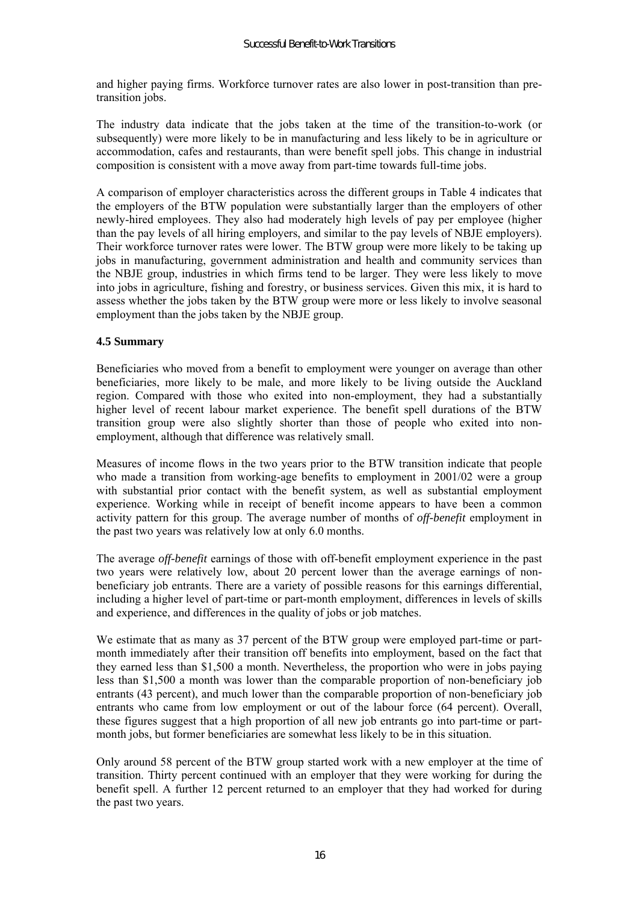and higher paying firms. Workforce turnover rates are also lower in post-transition than pre-transition jobs.

The industry data indicate that the jobs taken at the time of the transition-to-work (or subsequently) were more likely to be in manufacturing and less likely to be in agriculture or accommodation, cafes and restaurants, than were benefit spell jobs. This change in industrial composition is consistent with a move away from part-time towards full-time jobs.

A comparison of employer characteristics across the different groups in Table 4 indicates that the employers of the BTW population were substantially larger than the employers of other newly-hired employees. They also had moderately high levels of pay per employee (higher than the pay levels of all hiring employers, and similar to the pay levels of NBJE employers). Their workforce turnover rates were lower. The BTW group were more likely to be taking up jobs in manufacturing, government administration and health and community services than the NBJE group, industries in which firms tend to be larger. They were less likely to move into jobs in agriculture, fishing and forestry, or business services. Given this mix, it is hard to assess whether the jobs taken by the BTW group were more or less likely to involve seasonal employment than the jobs taken by the NBJE group.

**4.5 Summary**

Beneficiaries who moved from a benefit to employment were younger on average than other beneficiaries, more likely to be male, and more likely to be living outside the Auckland region. Compared with those who exited into non-employment, they had a substantially higher level of recent labour market experience. The benefit spell durations of the BTW transition group were also slightly shorter than those of people who exited into non-employment, although that difference was relatively small.

Measures of income flows in the two years prior to the BTW transition indicate that people who made a transition from working-age benefits to employment in 2001/02 were a group with substantial prior contact with the benefit system, as well as substantial employment experience. Working while in receipt of benefit income appears to have been a common activity pattern for this group. The average number of months of *off-benefit* employment in the past two years was relatively low at only 6.0 months.

The average *off-benefit* earnings of those with off-benefit employment experience in the past two years were relatively low, about 20 percent lower than the average earnings of non-beneficiary job entrants. There are a variety of possible reasons for this earnings differential, including a higher level of part-time or part-month employment, differences in levels of skills and experience, and differences in the quality of jobs or job matches.

We estimate that as many as 37 percent of the BTW group were employed part-time or part-month immediately after their transition off benefits into employment, based on the fact that they earned less than $1,500 a month. Nevertheless, the proportion who were in jobs paying less than $1,500 a month was lower than the comparable proportion of non-beneficiary job entrants (43 percent), and much lower than the comparable proportion of non-beneficiary job entrants who came from low employment or out of the labour force (64 percent). Overall, these figures suggest that a high proportion of all new job entrants go into part-time or part-month jobs, but former beneficiaries are somewhat less likely to be in this situation.

Only around 58 percent of the BTW group started work with a new employer at the time of transition. Thirty percent continued with an employer that they were working for during the benefit spell. A further 12 percent returned to an employer that they had worked for during the past two years.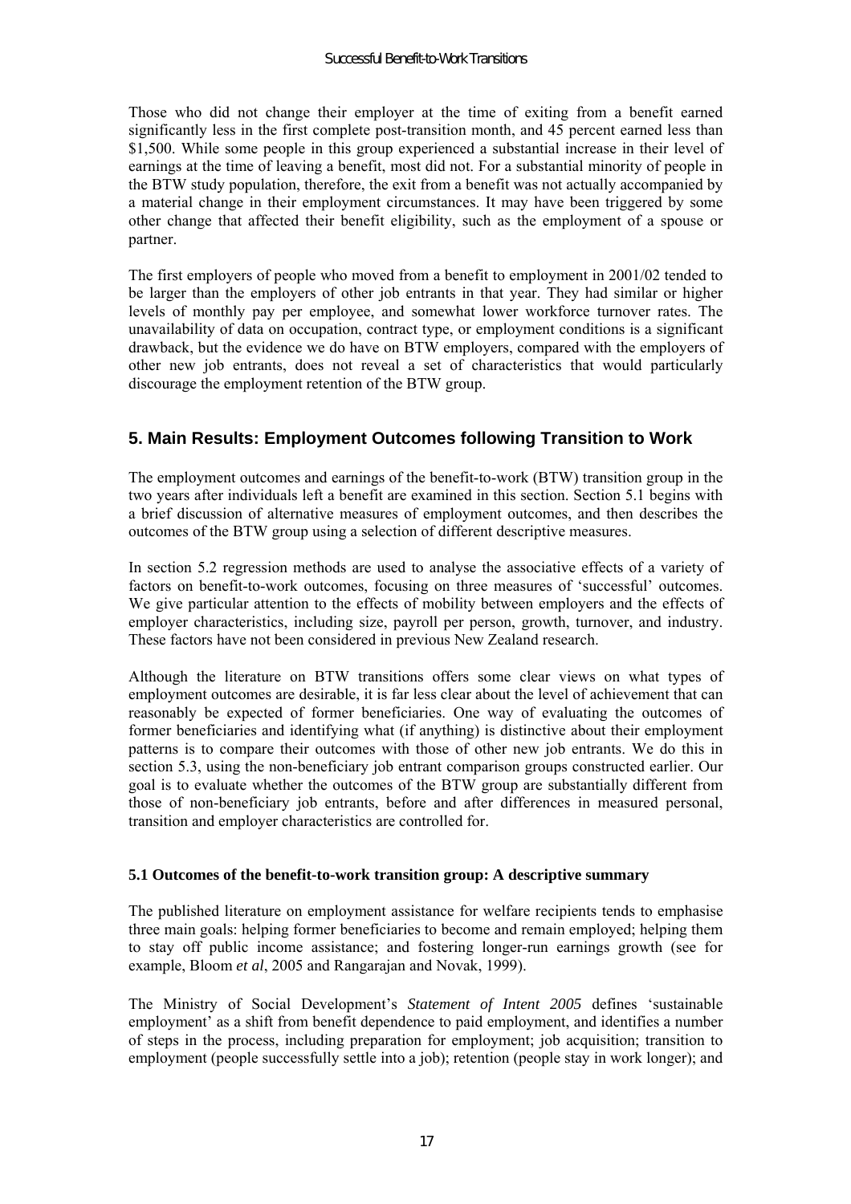Those who did not change their employer at the time of exiting from a benefit earned significantly less in the first complete post-transition month, and 45 percent earned less than $1,500. While some people in this group experienced a substantial increase in their level of earnings at the time of leaving a benefit, most did not. For a substantial minority of people in the BTW study population, therefore, the exit from a benefit was not actually accompanied by a material change in their employment circumstances. It may have been triggered by some other change that affected their benefit eligibility, such as the employment of a spouse or partner.

The first employers of people who moved from a benefit to employment in 2001/02 tended to be larger than the employers of other job entrants in that year. They had similar or higher levels of monthly pay per employee, and somewhat lower workforce turnover rates. The unavailability of data on occupation, contract type, or employment conditions is a significant drawback, but the evidence we do have on BTW employers, compared with the employers of other new job entrants, does not reveal a set of characteristics that would particularly discourage the employment retention of the BTW group.

## 5. Main Results: Employment Outcomes following Transition to Work

The employment outcomes and earnings of the benefit-to-work (BTW) transition group in the two years after individuals left a benefit are examined in this section. Section 5.1 begins with a brief discussion of alternative measures of employment outcomes, and then describes the outcomes of the BTW group using a selection of different descriptive measures.

In section 5.2 regression methods are used to analyse the associative effects of a variety of factors on benefit-to-work outcomes, focusing on three measures of 'successful' outcomes. We give particular attention to the effects of mobility between employers and the effects of employer characteristics, including size, payroll per person, growth, turnover, and industry. These factors have not been considered in previous New Zealand research.

Although the literature on BTW transitions offers some clear views on what types of employment outcomes are desirable, it is far less clear about the level of achievement that can reasonably be expected of former beneficiaries. One way of evaluating the outcomes of former beneficiaries and identifying what (if anything) is distinctive about their employment patterns is to compare their outcomes with those of other new job entrants. We do this in section 5.3, using the non-beneficiary job entrant comparison groups constructed earlier. Our goal is to evaluate whether the outcomes of the BTW group are substantially different from those of non-beneficiary job entrants, before and after differences in measured personal, transition and employer characteristics are controlled for.

### 5.1 Outcomes of the benefit-to-work transition group: A descriptive summary

The published literature on employment assistance for welfare recipients tends to emphasise three main goals: helping former beneficiaries to become and remain employed; helping them to stay off public income assistance; and fostering longer-run earnings growth (see for example, Bloom *et al*, 2005 and Rangarajan and Novak, 1999).

The Ministry of Social Development's *Statement of Intent 2005* defines 'sustainable employment' as a shift from benefit dependence to paid employment, and identifies a number of steps in the process, including preparation for employment; job acquisition; transition to employment (people successfully settle into a job); retention (people stay in work longer); and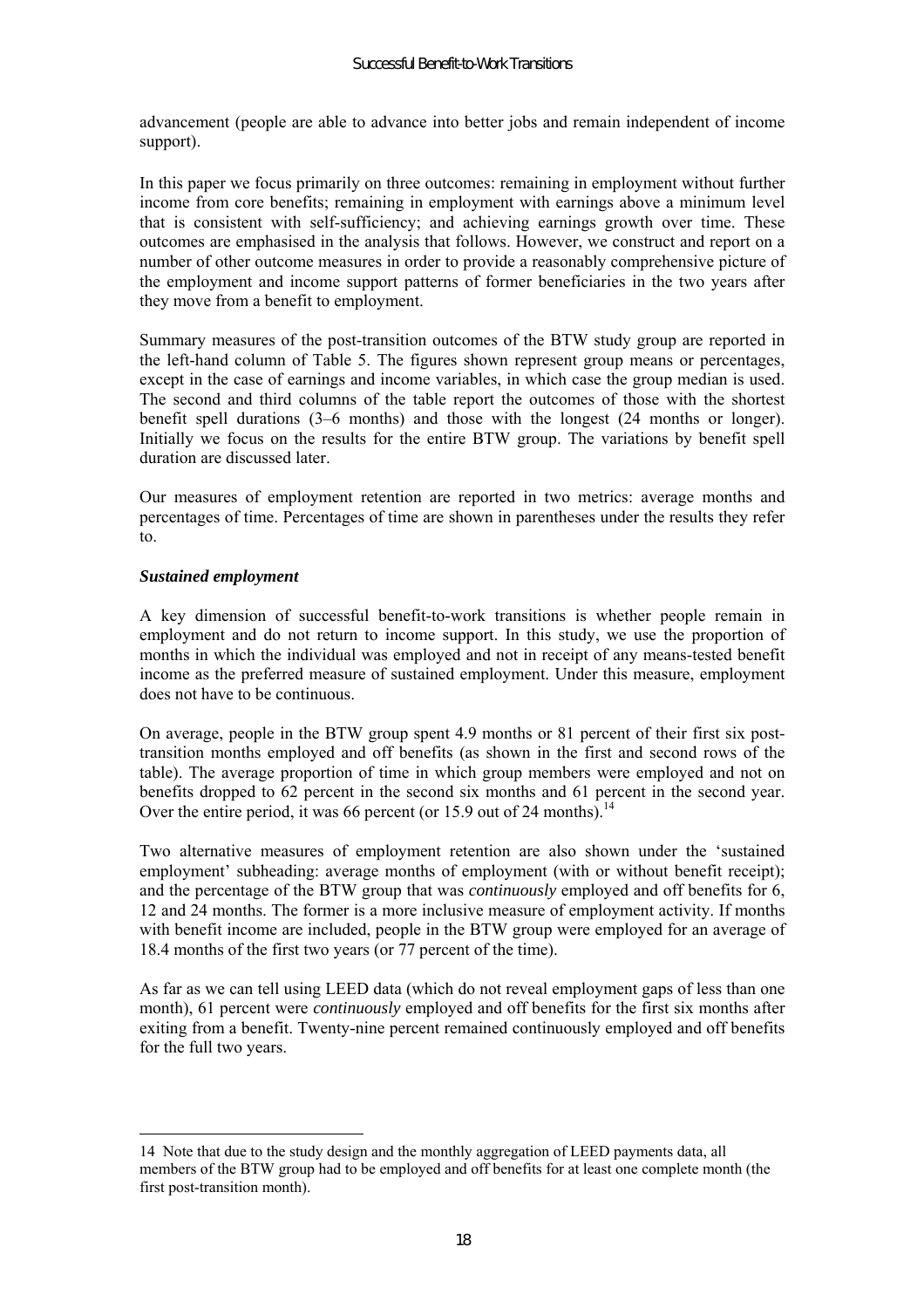advancement (people are able to advance into better jobs and remain independent of income support).

In this paper we focus primarily on three outcomes: remaining in employment without further income from core benefits; remaining in employment with earnings above a minimum level that is consistent with self-sufficiency; and achieving earnings growth over time. These outcomes are emphasised in the analysis that follows. However, we construct and report on a number of other outcome measures in order to provide a reasonably comprehensive picture of the employment and income support patterns of former beneficiaries in the two years after they move from a benefit to employment.

Summary measures of the post-transition outcomes of the BTW study group are reported in the left-hand column of Table 5. The figures shown represent group means or percentages, except in the case of earnings and income variables, in which case the group median is used. The second and third columns of the table report the outcomes of those with the shortest benefit spell durations (3–6 months) and those with the longest (24 months or longer). Initially we focus on the results for the entire BTW group. The variations by benefit spell duration are discussed later.

Our measures of employment retention are reported in two metrics: average months and percentages of time. Percentages of time are shown in parentheses under the results they refer to.

***Sustained employment***

A key dimension of successful benefit-to-work transitions is whether people remain in employment and do not return to income support. In this study, we use the proportion of months in which the individual was employed and not in receipt of any means-tested benefit income as the preferred measure of sustained employment. Under this measure, employment does not have to be continuous.

On average, people in the BTW group spent 4.9 months or 81 percent of their first six post-transition months employed and off benefits (as shown in the first and second rows of the table). The average proportion of time in which group members were employed and not on benefits dropped to 62 percent in the second six months and 61 percent in the second year. Over the entire period, it was 66 percent (or 15.9 out of 24 months).[14]

Two alternative measures of employment retention are also shown under the 'sustained employment' subheading: average months of employment (with or without benefit receipt); and the percentage of the BTW group that was *continuously* employed and off benefits for 6, 12 and 24 months. The former is a more inclusive measure of employment activity. If months with benefit income are included, people in the BTW group were employed for an average of 18.4 months of the first two years (or 77 percent of the time).

As far as we can tell using LEED data (which do not reveal employment gaps of less than one month), 61 percent were *continuously* employed and off benefits for the first six months after exiting from a benefit. Twenty-nine percent remained continuously employed and off benefits for the full two years.

---

14 Note that due to the study design and the monthly aggregation of LEED payments data, all members of the BTW group had to be employed and off benefits for at least one complete month (the first post-transition month).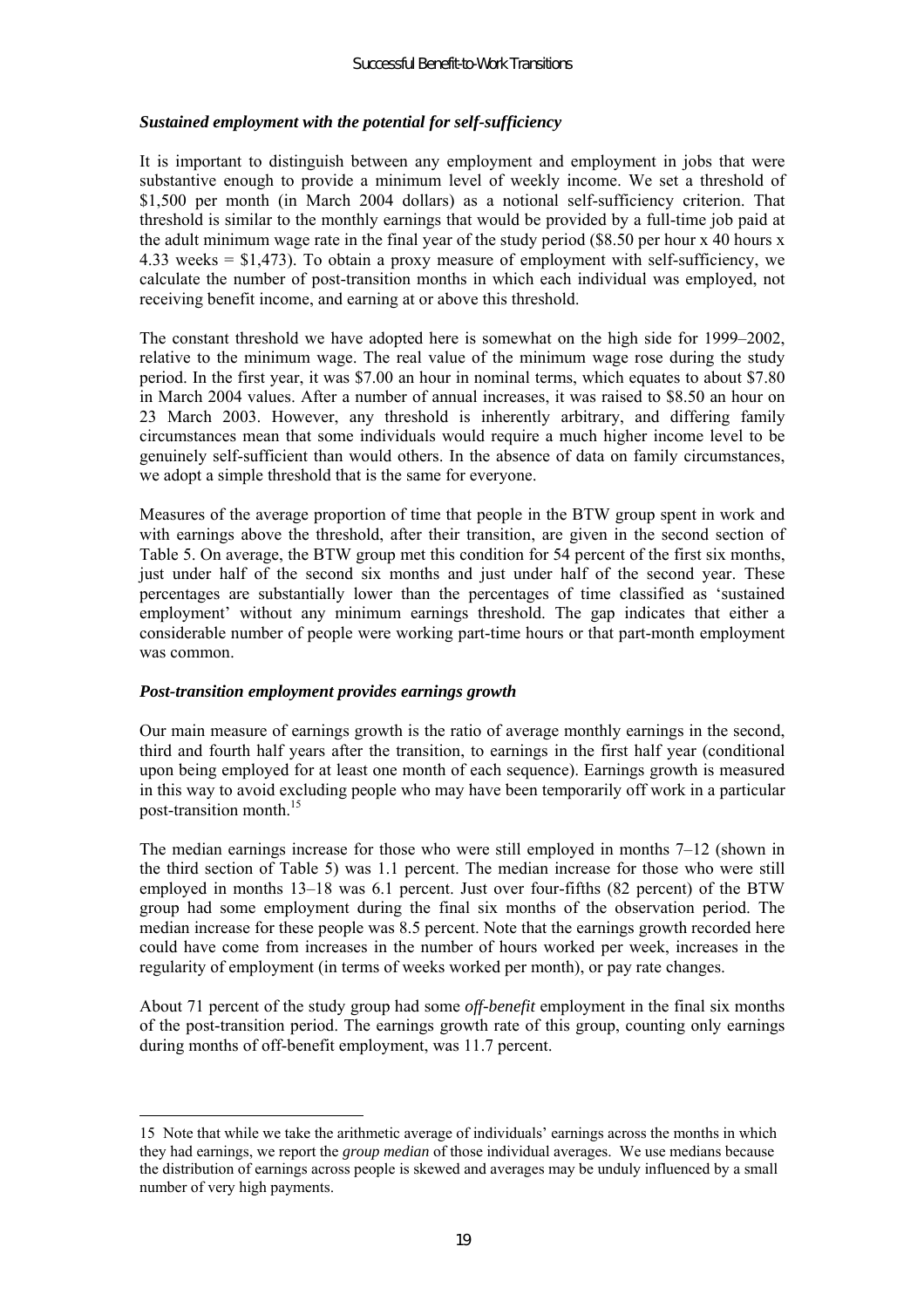### *Sustained employment with the potential for self-sufficiency*

It is important to distinguish between any employment and employment in jobs that were substantive enough to provide a minimum level of weekly income. We set a threshold of \$1,500 per month (in March 2004 dollars) as a notional self-sufficiency criterion. That threshold is similar to the monthly earnings that would be provided by a full-time job paid at the adult minimum wage rate in the final year of the study period (\$8.50 per hour x 40 hours x 4.33 weeks = \$1,473). To obtain a proxy measure of employment with self-sufficiency, we calculate the number of post-transition months in which each individual was employed, not receiving benefit income, and earning at or above this threshold.

The constant threshold we have adopted here is somewhat on the high side for 1999–2002, relative to the minimum wage. The real value of the minimum wage rose during the study period. In the first year, it was \$7.00 an hour in nominal terms, which equates to about \$7.80 in March 2004 values. After a number of annual increases, it was raised to \$8.50 an hour on 23 March 2003. However, any threshold is inherently arbitrary, and differing family circumstances mean that some individuals would require a much higher income level to be genuinely self-sufficient than would others. In the absence of data on family circumstances, we adopt a simple threshold that is the same for everyone.

Measures of the average proportion of time that people in the BTW group spent in work and with earnings above the threshold, after their transition, are given in the second section of Table 5. On average, the BTW group met this condition for 54 percent of the first six months, just under half of the second six months and just under half of the second year. These percentages are substantially lower than the percentages of time classified as 'sustained employment' without any minimum earnings threshold. The gap indicates that either a considerable number of people were working part-time hours or that part-month employment was common.

### *Post-transition employment provides earnings growth*

Our main measure of earnings growth is the ratio of average monthly earnings in the second, third and fourth half years after the transition, to earnings in the first half year (conditional upon being employed for at least one month of each sequence). Earnings growth is measured in this way to avoid excluding people who may have been temporarily off work in a particular post-transition month.[15]

The median earnings increase for those who were still employed in months 7–12 (shown in the third section of Table 5) was 1.1 percent. The median increase for those who were still employed in months 13–18 was 6.1 percent. Just over four-fifths (82 percent) of the BTW group had some employment during the final six months of the observation period. The median increase for these people was 8.5 percent. Note that the earnings growth recorded here could have come from increases in the number of hours worked per week, increases in the regularity of employment (in terms of weeks worked per month), or pay rate changes.

About 71 percent of the study group had some *off-benefit* employment in the final six months of the post-transition period. The earnings growth rate of this group, counting only earnings during months of off-benefit employment, was 11.7 percent.

---

15 Note that while we take the arithmetic average of individuals' earnings across the months in which they had earnings, we report the *group median* of those individual averages. We use medians because the distribution of earnings across people is skewed and averages may be unduly influenced by a small number of very high payments.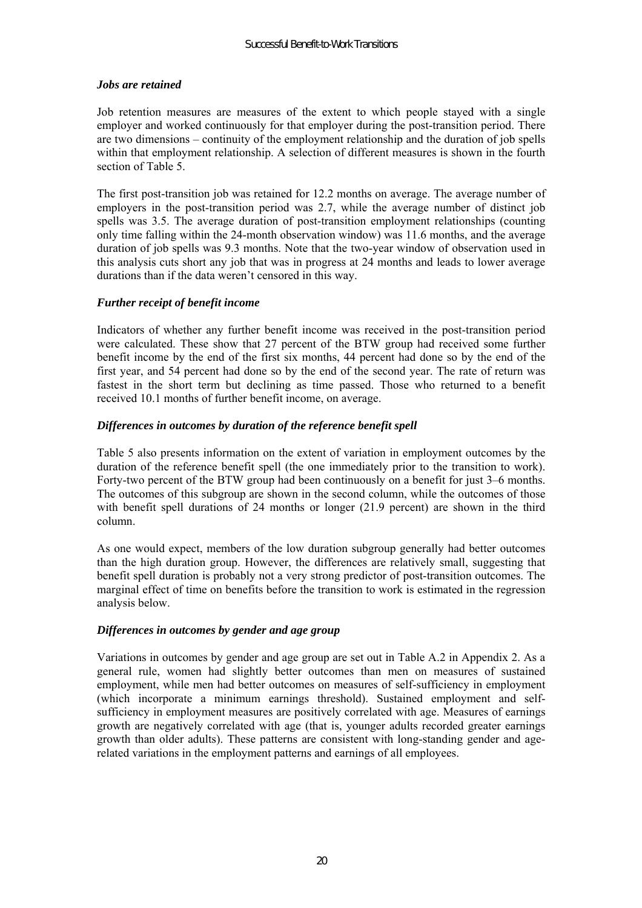### *Jobs are retained*

Job retention measures are measures of the extent to which people stayed with a single employer and worked continuously for that employer during the post-transition period. There are two dimensions – continuity of the employment relationship and the duration of job spells within that employment relationship. A selection of different measures is shown in the fourth section of Table 5.

The first post-transition job was retained for 12.2 months on average. The average number of employers in the post-transition period was 2.7, while the average number of distinct job spells was 3.5. The average duration of post-transition employment relationships (counting only time falling within the 24-month observation window) was 11.6 months, and the average duration of job spells was 9.3 months. Note that the two-year window of observation used in this analysis cuts short any job that was in progress at 24 months and leads to lower average durations than if the data weren't censored in this way.

### *Further receipt of benefit income*

Indicators of whether any further benefit income was received in the post-transition period were calculated. These show that 27 percent of the BTW group had received some further benefit income by the end of the first six months, 44 percent had done so by the end of the first year, and 54 percent had done so by the end of the second year. The rate of return was fastest in the short term but declining as time passed. Those who returned to a benefit received 10.1 months of further benefit income, on average.

### *Differences in outcomes by duration of the reference benefit spell*

Table 5 also presents information on the extent of variation in employment outcomes by the duration of the reference benefit spell (the one immediately prior to the transition to work). Forty-two percent of the BTW group had been continuously on a benefit for just 3–6 months. The outcomes of this subgroup are shown in the second column, while the outcomes of those with benefit spell durations of 24 months or longer (21.9 percent) are shown in the third column.

As one would expect, members of the low duration subgroup generally had better outcomes than the high duration group. However, the differences are relatively small, suggesting that benefit spell duration is probably not a very strong predictor of post-transition outcomes. The marginal effect of time on benefits before the transition to work is estimated in the regression analysis below.

### *Differences in outcomes by gender and age group*

Variations in outcomes by gender and age group are set out in Table A.2 in Appendix 2. As a general rule, women had slightly better outcomes than men on measures of sustained employment, while men had better outcomes on measures of self-sufficiency in employment (which incorporate a minimum earnings threshold). Sustained employment and self-sufficiency in employment measures are positively correlated with age. Measures of earnings growth are negatively correlated with age (that is, younger adults recorded greater earnings growth than older adults). These patterns are consistent with long-standing gender and age-related variations in the employment patterns and earnings of all employees.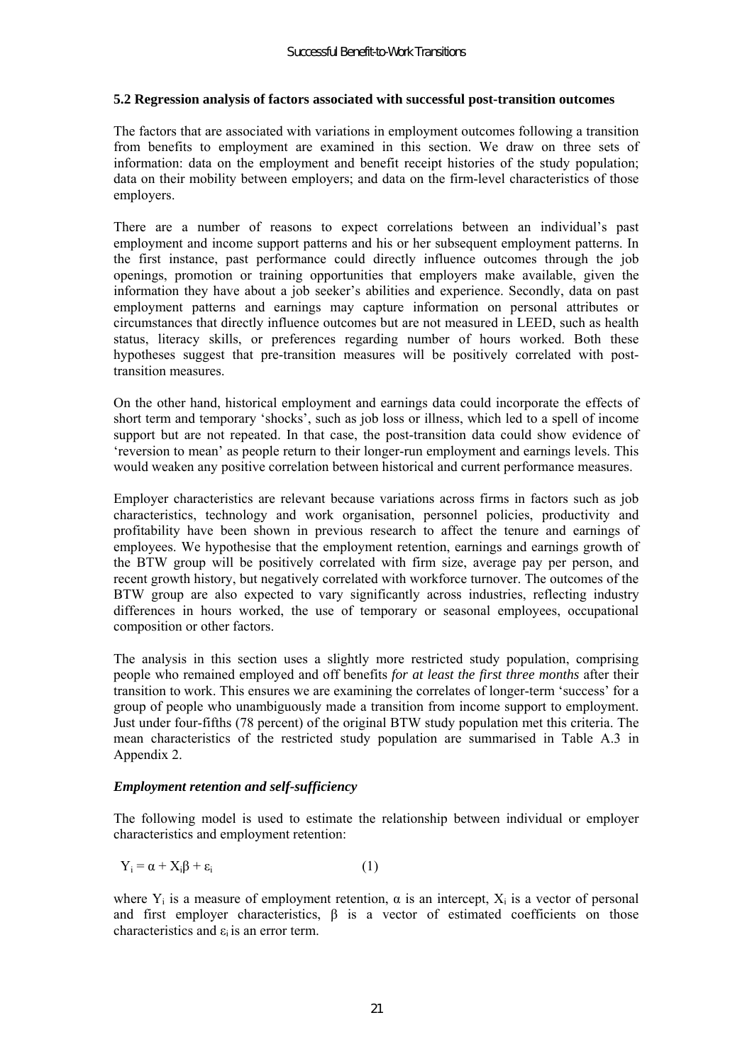### 5.2 Regression analysis of factors associated with successful post-transition outcomes

The factors that are associated with variations in employment outcomes following a transition from benefits to employment are examined in this section. We draw on three sets of information: data on the employment and benefit receipt histories of the study population; data on their mobility between employers; and data on the firm-level characteristics of those employers.

There are a number of reasons to expect correlations between an individual's past employment and income support patterns and his or her subsequent employment patterns. In the first instance, past performance could directly influence outcomes through the job openings, promotion or training opportunities that employers make available, given the information they have about a job seeker's abilities and experience. Secondly, data on past employment patterns and earnings may capture information on personal attributes or circumstances that directly influence outcomes but are not measured in LEED, such as health status, literacy skills, or preferences regarding number of hours worked. Both these hypotheses suggest that pre-transition measures will be positively correlated with post-transition measures.

On the other hand, historical employment and earnings data could incorporate the effects of short term and temporary 'shocks', such as job loss or illness, which led to a spell of income support but are not repeated. In that case, the post-transition data could show evidence of 'reversion to mean' as people return to their longer-run employment and earnings levels. This would weaken any positive correlation between historical and current performance measures.

Employer characteristics are relevant because variations across firms in factors such as job characteristics, technology and work organisation, personnel policies, productivity and profitability have been shown in previous research to affect the tenure and earnings of employees. We hypothesise that the employment retention, earnings and earnings growth of the BTW group will be positively correlated with firm size, average pay per person, and recent growth history, but negatively correlated with workforce turnover. The outcomes of the BTW group are also expected to vary significantly across industries, reflecting industry differences in hours worked, the use of temporary or seasonal employees, occupational composition or other factors.

The analysis in this section uses a slightly more restricted study population, comprising people who remained employed and off benefits *for at least the first three months* after their transition to work. This ensures we are examining the correlates of longer-term 'success' for a group of people who unambiguously made a transition from income support to employment. Just under four-fifths (78 percent) of the original BTW study population met this criteria. The mean characteristics of the restricted study population are summarised in Table A.3 in Appendix 2.

#### *Employment retention and self-sufficiency*

The following model is used to estimate the relationship between individual or employer characteristics and employment retention:

$$Y_i = \alpha + X_i\beta + \varepsilon_i \qquad (1)$$

where $Y_i$ is a measure of employment retention, $\alpha$ is an intercept, $X_i$ is a vector of personal and first employer characteristics, $\beta$ is a vector of estimated coefficients on those characteristics and $\varepsilon_i$ is an error term.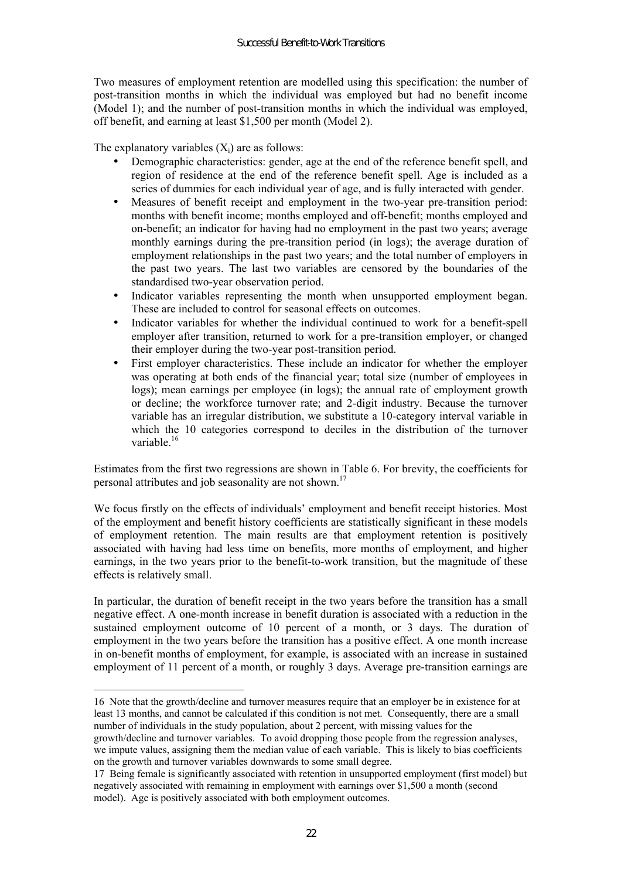Two measures of employment retention are modelled using this specification: the number of post-transition months in which the individual was employed but had no benefit income (Model 1); and the number of post-transition months in which the individual was employed, off benefit, and earning at least $1,500 per month (Model 2).

The explanatory variables ($X_i$) are as follows:

- Demographic characteristics: gender, age at the end of the reference benefit spell, and region of residence at the end of the reference benefit spell. Age is included as a series of dummies for each individual year of age, and is fully interacted with gender.
- Measures of benefit receipt and employment in the two-year pre-transition period: months with benefit income; months employed and off-benefit; months employed and on-benefit; an indicator for having had no employment in the past two years; average monthly earnings during the pre-transition period (in logs); the average duration of employment relationships in the past two years; and the total number of employers in the past two years. The last two variables are censored by the boundaries of the standardised two-year observation period.
- Indicator variables representing the month when unsupported employment began. These are included to control for seasonal effects on outcomes.
- Indicator variables for whether the individual continued to work for a benefit-spell employer after transition, returned to work for a pre-transition employer, or changed their employer during the two-year post-transition period.
- First employer characteristics. These include an indicator for whether the employer was operating at both ends of the financial year; total size (number of employees in logs); mean earnings per employee (in logs); the annual rate of employment growth or decline; the workforce turnover rate; and 2-digit industry. Because the turnover variable has an irregular distribution, we substitute a 10-category interval variable in which the 10 categories correspond to deciles in the distribution of the turnover variable.[16]

Estimates from the first two regressions are shown in Table 6. For brevity, the coefficients for personal attributes and job seasonality are not shown.[17]

We focus firstly on the effects of individuals' employment and benefit receipt histories. Most of the employment and benefit history coefficients are statistically significant in these models of employment retention. The main results are that employment retention is positively associated with having had less time on benefits, more months of employment, and higher earnings, in the two years prior to the benefit-to-work transition, but the magnitude of these effects is relatively small.

In particular, the duration of benefit receipt in the two years before the transition has a small negative effect. A one-month increase in benefit duration is associated with a reduction in the sustained employment outcome of 10 percent of a month, or 3 days. The duration of employment in the two years before the transition has a positive effect. A one month increase in on-benefit months of employment, for example, is associated with an increase in sustained employment of 11 percent of a month, or roughly 3 days. Average pre-transition earnings are

---

16 Note that the growth/decline and turnover measures require that an employer be in existence for at least 13 months, and cannot be calculated if this condition is not met. Consequently, there are a small number of individuals in the study population, about 2 percent, with missing values for the growth/decline and turnover variables. To avoid dropping those people from the regression analyses, we impute values, assigning them the median value of each variable. This is likely to bias coefficients on the growth and turnover variables downwards to some small degree.

17 Being female is significantly associated with retention in unsupported employment (first model) but negatively associated with remaining in employment with earnings over $1,500 a month (second model). Age is positively associated with both employment outcomes.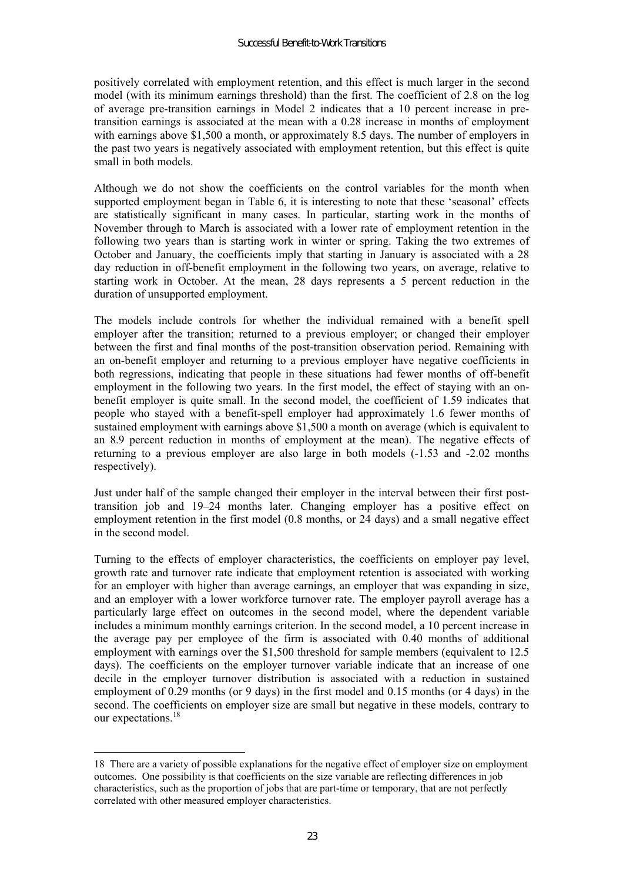positively correlated with employment retention, and this effect is much larger in the second model (with its minimum earnings threshold) than the first. The coefficient of 2.8 on the log of average pre-transition earnings in Model 2 indicates that a 10 percent increase in pre-transition earnings is associated at the mean with a 0.28 increase in months of employment with earnings above $1,500 a month, or approximately 8.5 days. The number of employers in the past two years is negatively associated with employment retention, but this effect is quite small in both models.

Although we do not show the coefficients on the control variables for the month when supported employment began in Table 6, it is interesting to note that these 'seasonal' effects are statistically significant in many cases. In particular, starting work in the months of November through to March is associated with a lower rate of employment retention in the following two years than is starting work in winter or spring. Taking the two extremes of October and January, the coefficients imply that starting in January is associated with a 28 day reduction in off-benefit employment in the following two years, on average, relative to starting work in October. At the mean, 28 days represents a 5 percent reduction in the duration of unsupported employment.

The models include controls for whether the individual remained with a benefit spell employer after the transition; returned to a previous employer; or changed their employer between the first and final months of the post-transition observation period. Remaining with an on-benefit employer and returning to a previous employer have negative coefficients in both regressions, indicating that people in these situations had fewer months of off-benefit employment in the following two years. In the first model, the effect of staying with an on-benefit employer is quite small. In the second model, the coefficient of 1.59 indicates that people who stayed with a benefit-spell employer had approximately 1.6 fewer months of sustained employment with earnings above $1,500 a month on average (which is equivalent to an 8.9 percent reduction in months of employment at the mean). The negative effects of returning to a previous employer are also large in both models (-1.53 and -2.02 months respectively).

Just under half of the sample changed their employer in the interval between their first post-transition job and 19–24 months later. Changing employer has a positive effect on employment retention in the first model (0.8 months, or 24 days) and a small negative effect in the second model.

Turning to the effects of employer characteristics, the coefficients on employer pay level, growth rate and turnover rate indicate that employment retention is associated with working for an employer with higher than average earnings, an employer that was expanding in size, and an employer with a lower workforce turnover rate. The employer payroll average has a particularly large effect on outcomes in the second model, where the dependent variable includes a minimum monthly earnings criterion. In the second model, a 10 percent increase in the average pay per employee of the firm is associated with 0.40 months of additional employment with earnings over the $1,500 threshold for sample members (equivalent to 12.5 days). The coefficients on the employer turnover variable indicate that an increase of one decile in the employer turnover distribution is associated with a reduction in sustained employment of 0.29 months (or 9 days) in the first model and 0.15 months (or 4 days) in the second. The coefficients on employer size are small but negative in these models, contrary to our expectations.[18]

---

[18] There are a variety of possible explanations for the negative effect of employer size on employment outcomes. One possibility is that coefficients on the size variable are reflecting differences in job characteristics, such as the proportion of jobs that are part-time or temporary, that are not perfectly correlated with other measured employer characteristics.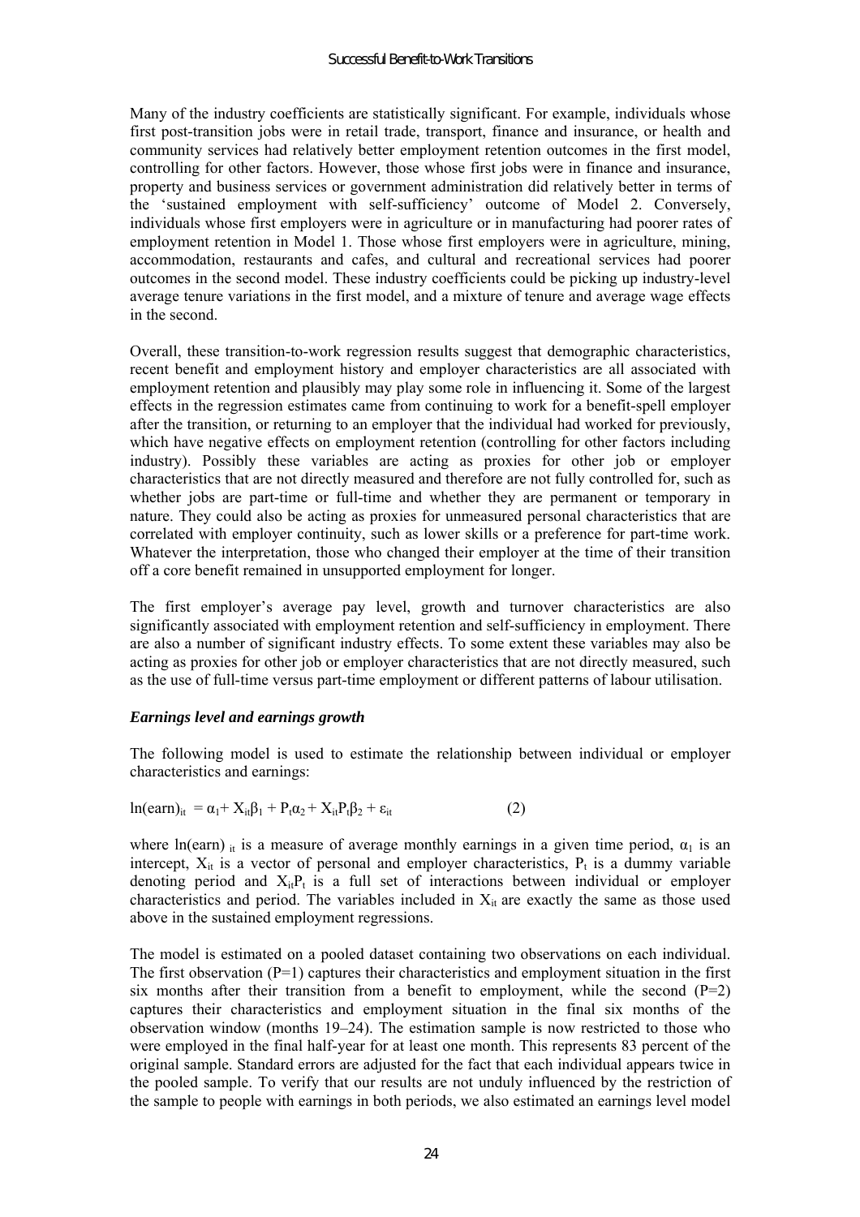Many of the industry coefficients are statistically significant. For example, individuals whose first post-transition jobs were in retail trade, transport, finance and insurance, or health and community services had relatively better employment retention outcomes in the first model, controlling for other factors. However, those whose first jobs were in finance and insurance, property and business services or government administration did relatively better in terms of the 'sustained employment with self-sufficiency' outcome of Model 2. Conversely, individuals whose first employers were in agriculture or in manufacturing had poorer rates of employment retention in Model 1. Those whose first employers were in agriculture, mining, accommodation, restaurants and cafes, and cultural and recreational services had poorer outcomes in the second model. These industry coefficients could be picking up industry-level average tenure variations in the first model, and a mixture of tenure and average wage effects in the second.

Overall, these transition-to-work regression results suggest that demographic characteristics, recent benefit and employment history and employer characteristics are all associated with employment retention and plausibly may play some role in influencing it. Some of the largest effects in the regression estimates came from continuing to work for a benefit-spell employer after the transition, or returning to an employer that the individual had worked for previously, which have negative effects on employment retention (controlling for other factors including industry). Possibly these variables are acting as proxies for other job or employer characteristics that are not directly measured and therefore are not fully controlled for, such as whether jobs are part-time or full-time and whether they are permanent or temporary in nature. They could also be acting as proxies for unmeasured personal characteristics that are correlated with employer continuity, such as lower skills or a preference for part-time work. Whatever the interpretation, those who changed their employer at the time of their transition off a core benefit remained in unsupported employment for longer.

The first employer's average pay level, growth and turnover characteristics are also significantly associated with employment retention and self-sufficiency in employment. There are also a number of significant industry effects. To some extent these variables may also be acting as proxies for other job or employer characteristics that are not directly measured, such as the use of full-time versus part-time employment or different patterns of labour utilisation.

### *Earnings level and earnings growth*

The following model is used to estimate the relationship between individual or employer characteristics and earnings:

$$\ln(\text{earn})_{it} = \alpha_1 + X_{it}\beta_1 + P_t\alpha_2 + X_{it}P_t\beta_2 + \varepsilon_{it} \qquad (2)$$

where $\ln(\text{earn})_{it}$ is a measure of average monthly earnings in a given time period, $\alpha_1$ is an intercept, $X_{it}$ is a vector of personal and employer characteristics, $P_t$ is a dummy variable denoting period and $X_{it}P_t$ is a full set of interactions between individual or employer characteristics and period. The variables included in $X_{it}$ are exactly the same as those used above in the sustained employment regressions.

The model is estimated on a pooled dataset containing two observations on each individual. The first observation ($P=1$) captures their characteristics and employment situation in the first six months after their transition from a benefit to employment, while the second ($P=2$) captures their characteristics and employment situation in the final six months of the observation window (months 19–24). The estimation sample is now restricted to those who were employed in the final half-year for at least one month. This represents 83 percent of the original sample. Standard errors are adjusted for the fact that each individual appears twice in the pooled sample. To verify that our results are not unduly influenced by the restriction of the sample to people with earnings in both periods, we also estimated an earnings level model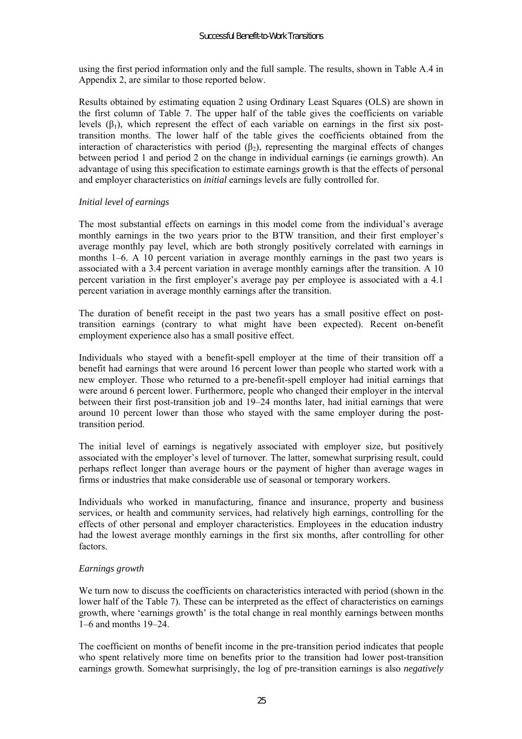using the first period information only and the full sample. The results, shown in Table A.4 in Appendix 2, are similar to those reported below.

Results obtained by estimating equation 2 using Ordinary Least Squares (OLS) are shown in the first column of Table 7. The upper half of the table gives the coefficients on variable levels ($\beta_1$), which represent the effect of each variable on earnings in the first six post-transition months. The lower half of the table gives the coefficients obtained from the interaction of characteristics with period ($\beta_2$), representing the marginal effects of changes between period 1 and period 2 on the change in individual earnings (ie earnings growth). An advantage of using this specification to estimate earnings growth is that the effects of personal and employer characteristics on *initial* earnings levels are fully controlled for.

*Initial level of earnings*

The most substantial effects on earnings in this model come from the individual's average monthly earnings in the two years prior to the BTW transition, and their first employer's average monthly pay level, which are both strongly positively correlated with earnings in months 1–6. A 10 percent variation in average monthly earnings in the past two years is associated with a 3.4 percent variation in average monthly earnings after the transition. A 10 percent variation in the first employer's average pay per employee is associated with a 4.1 percent variation in average monthly earnings after the transition.

The duration of benefit receipt in the past two years has a small positive effect on post-transition earnings (contrary to what might have been expected). Recent on-benefit employment experience also has a small positive effect.

Individuals who stayed with a benefit-spell employer at the time of their transition off a benefit had earnings that were around 16 percent lower than people who started work with a new employer. Those who returned to a pre-benefit-spell employer had initial earnings that were around 6 percent lower. Furthermore, people who changed their employer in the interval between their first post-transition job and 19–24 months later, had initial earnings that were around 10 percent lower than those who stayed with the same employer during the post-transition period.

The initial level of earnings is negatively associated with employer size, but positively associated with the employer's level of turnover. The latter, somewhat surprising result, could perhaps reflect longer than average hours or the payment of higher than average wages in firms or industries that make considerable use of seasonal or temporary workers.

Individuals who worked in manufacturing, finance and insurance, property and business services, or health and community services, had relatively high earnings, controlling for the effects of other personal and employer characteristics. Employees in the education industry had the lowest average monthly earnings in the first six months, after controlling for other factors.

*Earnings growth*

We turn now to discuss the coefficients on characteristics interacted with period (shown in the lower half of the Table 7). These can be interpreted as the effect of characteristics on earnings growth, where 'earnings growth' is the total change in real monthly earnings between months 1–6 and months 19–24.

The coefficient on months of benefit income in the pre-transition period indicates that people who spent relatively more time on benefits prior to the transition had lower post-transition earnings growth. Somewhat surprisingly, the log of pre-transition earnings is also *negatively*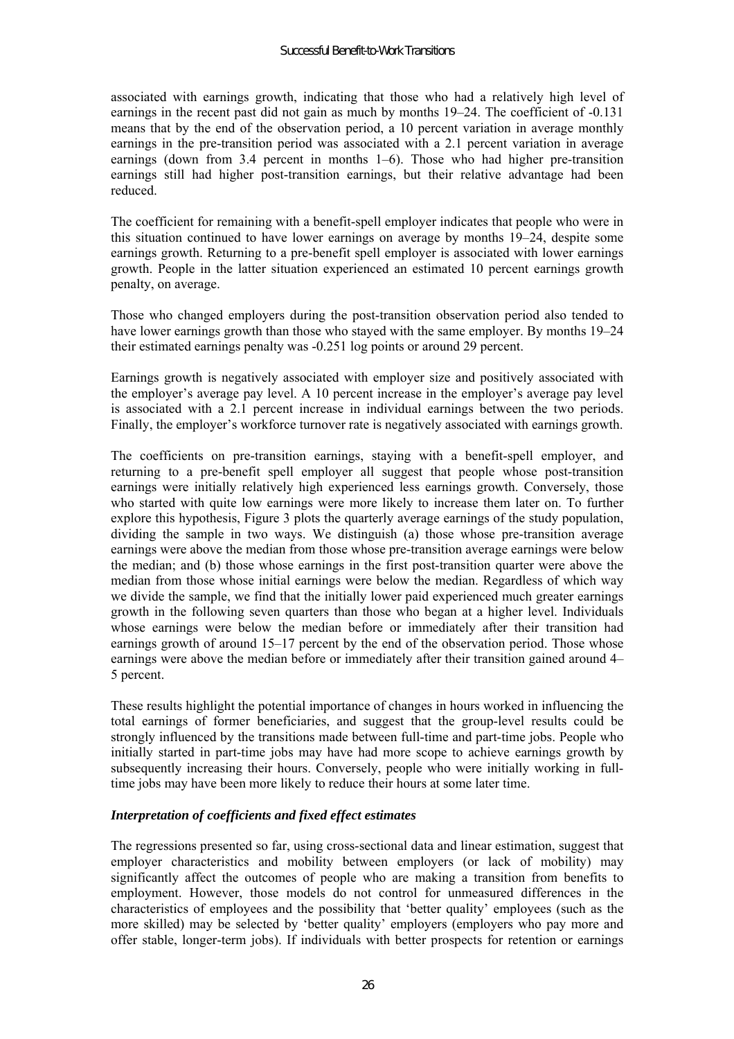associated with earnings growth, indicating that those who had a relatively high level of earnings in the recent past did not gain as much by months 19–24. The coefficient of -0.131 means that by the end of the observation period, a 10 percent variation in average monthly earnings in the pre-transition period was associated with a 2.1 percent variation in average earnings (down from 3.4 percent in months 1–6). Those who had higher pre-transition earnings still had higher post-transition earnings, but their relative advantage had been reduced.

The coefficient for remaining with a benefit-spell employer indicates that people who were in this situation continued to have lower earnings on average by months 19–24, despite some earnings growth. Returning to a pre-benefit spell employer is associated with lower earnings growth. People in the latter situation experienced an estimated 10 percent earnings growth penalty, on average.

Those who changed employers during the post-transition observation period also tended to have lower earnings growth than those who stayed with the same employer. By months 19–24 their estimated earnings penalty was -0.251 log points or around 29 percent.

Earnings growth is negatively associated with employer size and positively associated with the employer's average pay level. A 10 percent increase in the employer's average pay level is associated with a 2.1 percent increase in individual earnings between the two periods. Finally, the employer's workforce turnover rate is negatively associated with earnings growth.

The coefficients on pre-transition earnings, staying with a benefit-spell employer, and returning to a pre-benefit spell employer all suggest that people whose post-transition earnings were initially relatively high experienced less earnings growth. Conversely, those who started with quite low earnings were more likely to increase them later on. To further explore this hypothesis, Figure 3 plots the quarterly average earnings of the study population, dividing the sample in two ways. We distinguish (a) those whose pre-transition average earnings were above the median from those whose pre-transition average earnings were below the median; and (b) those whose earnings in the first post-transition quarter were above the median from those whose initial earnings were below the median. Regardless of which way we divide the sample, we find that the initially lower paid experienced much greater earnings growth in the following seven quarters than those who began at a higher level. Individuals whose earnings were below the median before or immediately after their transition had earnings growth of around 15–17 percent by the end of the observation period. Those whose earnings were above the median before or immediately after their transition gained around 4–5 percent.

These results highlight the potential importance of changes in hours worked in influencing the total earnings of former beneficiaries, and suggest that the group-level results could be strongly influenced by the transitions made between full-time and part-time jobs. People who initially started in part-time jobs may have had more scope to achieve earnings growth by subsequently increasing their hours. Conversely, people who were initially working in full-time jobs may have been more likely to reduce their hours at some later time.

### *Interpretation of coefficients and fixed effect estimates*

The regressions presented so far, using cross-sectional data and linear estimation, suggest that employer characteristics and mobility between employers (or lack of mobility) may significantly affect the outcomes of people who are making a transition from benefits to employment. However, those models do not control for unmeasured differences in the characteristics of employees and the possibility that 'better quality' employees (such as the more skilled) may be selected by 'better quality' employers (employers who pay more and offer stable, longer-term jobs). If individuals with better prospects for retention or earnings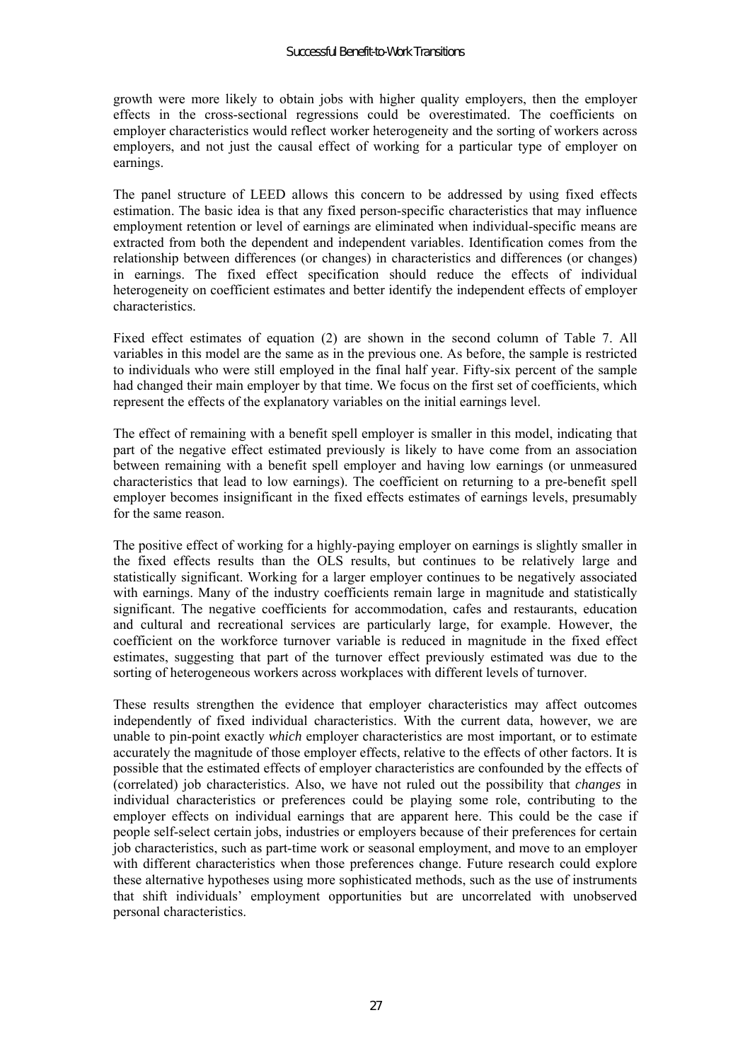growth were more likely to obtain jobs with higher quality employers, then the employer effects in the cross-sectional regressions could be overestimated. The coefficients on employer characteristics would reflect worker heterogeneity and the sorting of workers across employers, and not just the causal effect of working for a particular type of employer on earnings.

The panel structure of LEED allows this concern to be addressed by using fixed effects estimation. The basic idea is that any fixed person-specific characteristics that may influence employment retention or level of earnings are eliminated when individual-specific means are extracted from both the dependent and independent variables. Identification comes from the relationship between differences (or changes) in characteristics and differences (or changes) in earnings. The fixed effect specification should reduce the effects of individual heterogeneity on coefficient estimates and better identify the independent effects of employer characteristics.

Fixed effect estimates of equation (2) are shown in the second column of Table 7. All variables in this model are the same as in the previous one. As before, the sample is restricted to individuals who were still employed in the final half year. Fifty-six percent of the sample had changed their main employer by that time. We focus on the first set of coefficients, which represent the effects of the explanatory variables on the initial earnings level.

The effect of remaining with a benefit spell employer is smaller in this model, indicating that part of the negative effect estimated previously is likely to have come from an association between remaining with a benefit spell employer and having low earnings (or unmeasured characteristics that lead to low earnings). The coefficient on returning to a pre-benefit spell employer becomes insignificant in the fixed effects estimates of earnings levels, presumably for the same reason.

The positive effect of working for a highly-paying employer on earnings is slightly smaller in the fixed effects results than the OLS results, but continues to be relatively large and statistically significant. Working for a larger employer continues to be negatively associated with earnings. Many of the industry coefficients remain large in magnitude and statistically significant. The negative coefficients for accommodation, cafes and restaurants, education and cultural and recreational services are particularly large, for example. However, the coefficient on the workforce turnover variable is reduced in magnitude in the fixed effect estimates, suggesting that part of the turnover effect previously estimated was due to the sorting of heterogeneous workers across workplaces with different levels of turnover.

These results strengthen the evidence that employer characteristics may affect outcomes independently of fixed individual characteristics. With the current data, however, we are unable to pin-point exactly *which* employer characteristics are most important, or to estimate accurately the magnitude of those employer effects, relative to the effects of other factors. It is possible that the estimated effects of employer characteristics are confounded by the effects of (correlated) job characteristics. Also, we have not ruled out the possibility that *changes* in individual characteristics or preferences could be playing some role, contributing to the employer effects on individual earnings that are apparent here. This could be the case if people self-select certain jobs, industries or employers because of their preferences for certain job characteristics, such as part-time work or seasonal employment, and move to an employer with different characteristics when those preferences change. Future research could explore these alternative hypotheses using more sophisticated methods, such as the use of instruments that shift individuals' employment opportunities but are uncorrelated with unobserved personal characteristics.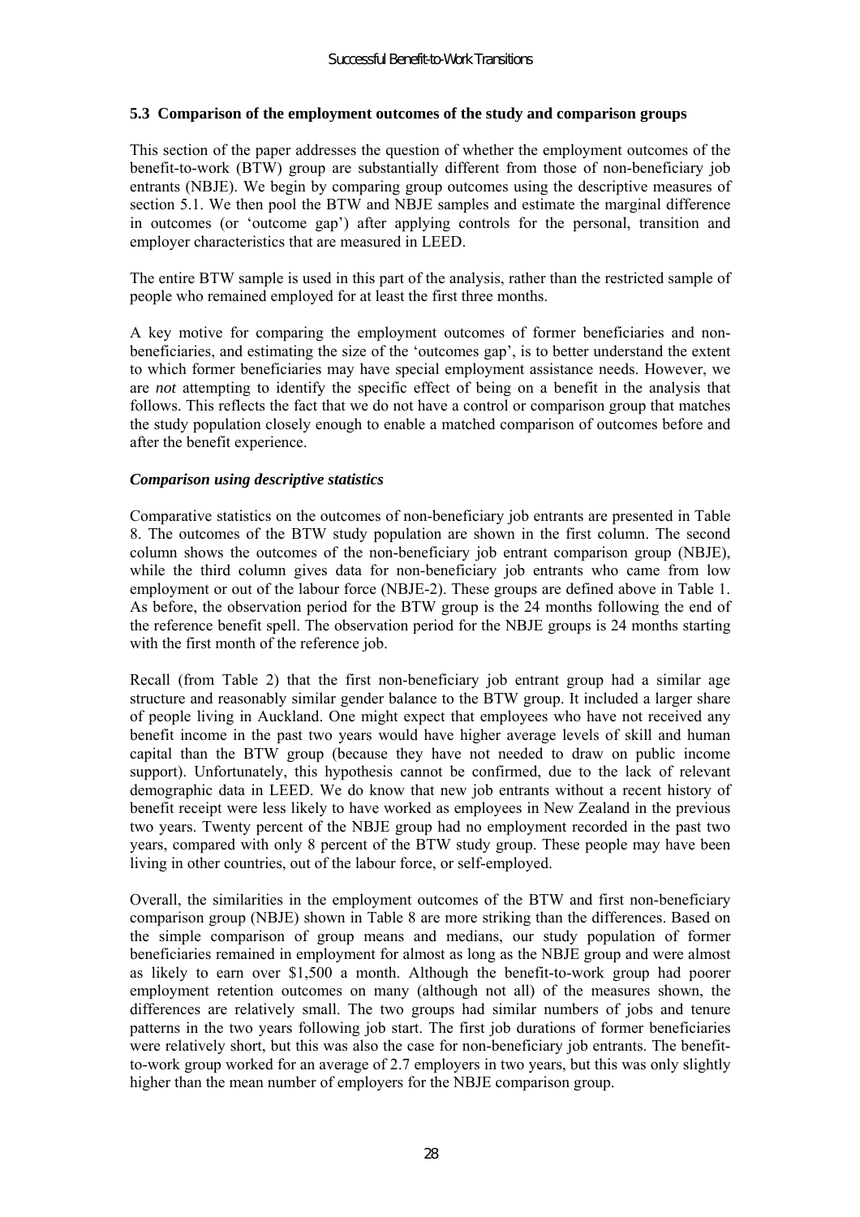### 5.3 Comparison of the employment outcomes of the study and comparison groups

This section of the paper addresses the question of whether the employment outcomes of the benefit-to-work (BTW) group are substantially different from those of non-beneficiary job entrants (NBJE). We begin by comparing group outcomes using the descriptive measures of section 5.1. We then pool the BTW and NBJE samples and estimate the marginal difference in outcomes (or 'outcome gap') after applying controls for the personal, transition and employer characteristics that are measured in LEED.

The entire BTW sample is used in this part of the analysis, rather than the restricted sample of people who remained employed for at least the first three months.

A key motive for comparing the employment outcomes of former beneficiaries and non-beneficiaries, and estimating the size of the 'outcomes gap', is to better understand the extent to which former beneficiaries may have special employment assistance needs. However, we are *not* attempting to identify the specific effect of being on a benefit in the analysis that follows. This reflects the fact that we do not have a control or comparison group that matches the study population closely enough to enable a matched comparison of outcomes before and after the benefit experience.

#### *Comparison using descriptive statistics*

Comparative statistics on the outcomes of non-beneficiary job entrants are presented in Table 8. The outcomes of the BTW study population are shown in the first column. The second column shows the outcomes of the non-beneficiary job entrant comparison group (NBJE), while the third column gives data for non-beneficiary job entrants who came from low employment or out of the labour force (NBJE-2). These groups are defined above in Table 1. As before, the observation period for the BTW group is the 24 months following the end of the reference benefit spell. The observation period for the NBJE groups is 24 months starting with the first month of the reference job.

Recall (from Table 2) that the first non-beneficiary job entrant group had a similar age structure and reasonably similar gender balance to the BTW group. It included a larger share of people living in Auckland. One might expect that employees who have not received any benefit income in the past two years would have higher average levels of skill and human capital than the BTW group (because they have not needed to draw on public income support). Unfortunately, this hypothesis cannot be confirmed, due to the lack of relevant demographic data in LEED. We do know that new job entrants without a recent history of benefit receipt were less likely to have worked as employees in New Zealand in the previous two years. Twenty percent of the NBJE group had no employment recorded in the past two years, compared with only 8 percent of the BTW study group. These people may have been living in other countries, out of the labour force, or self-employed.

Overall, the similarities in the employment outcomes of the BTW and first non-beneficiary comparison group (NBJE) shown in Table 8 are more striking than the differences. Based on the simple comparison of group means and medians, our study population of former beneficiaries remained in employment for almost as long as the NBJE group and were almost as likely to earn over $1,500 a month. Although the benefit-to-work group had poorer employment retention outcomes on many (although not all) of the measures shown, the differences are relatively small. The two groups had similar numbers of jobs and tenure patterns in the two years following job start. The first job durations of former beneficiaries were relatively short, but this was also the case for non-beneficiary job entrants. The benefit-to-work group worked for an average of 2.7 employers in two years, but this was only slightly higher than the mean number of employers for the NBJE comparison group.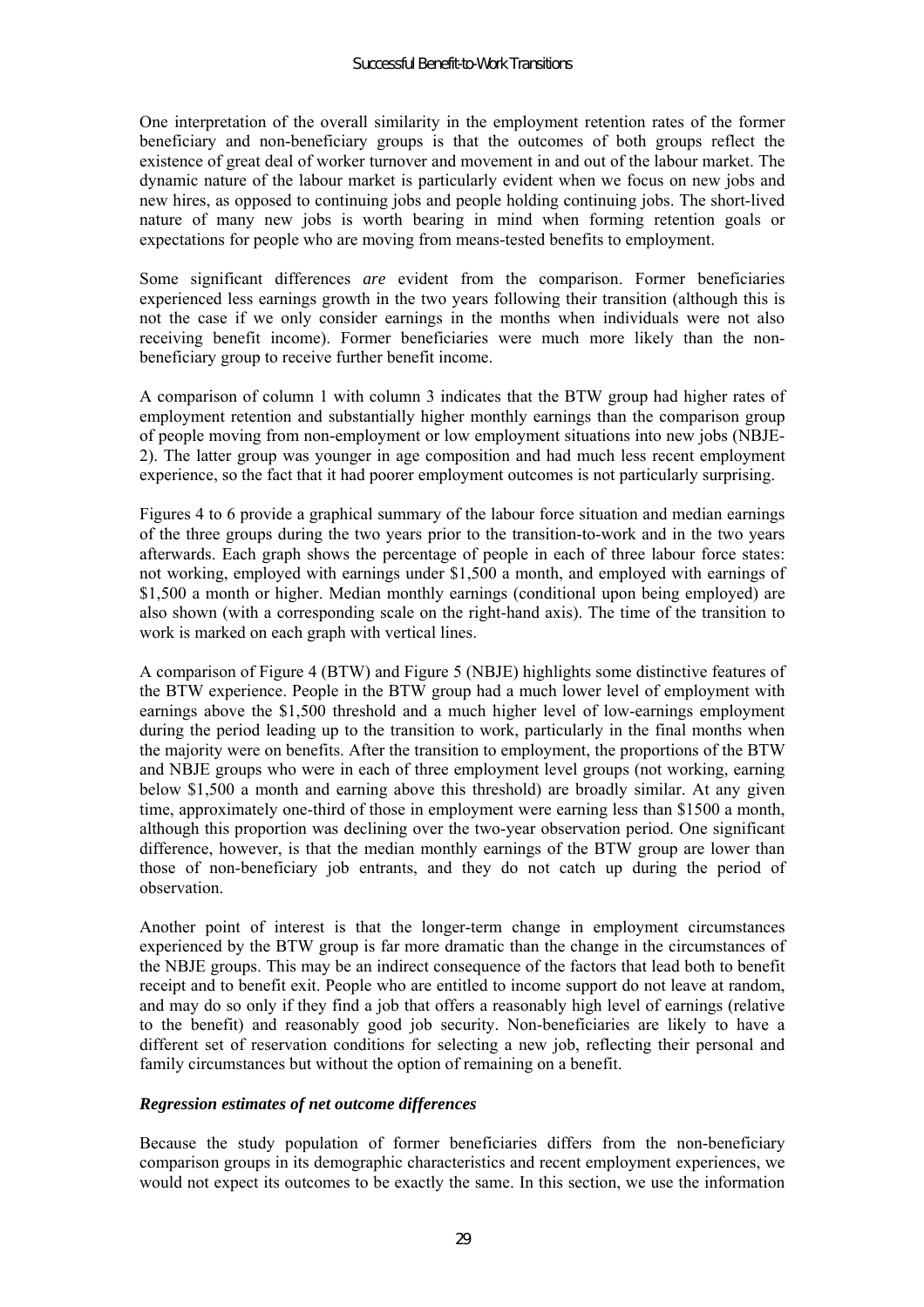One interpretation of the overall similarity in the employment retention rates of the former beneficiary and non-beneficiary groups is that the outcomes of both groups reflect the existence of great deal of worker turnover and movement in and out of the labour market. The dynamic nature of the labour market is particularly evident when we focus on new jobs and new hires, as opposed to continuing jobs and people holding continuing jobs. The short-lived nature of many new jobs is worth bearing in mind when forming retention goals or expectations for people who are moving from means-tested benefits to employment.

Some significant differences *are* evident from the comparison. Former beneficiaries experienced less earnings growth in the two years following their transition (although this is not the case if we only consider earnings in the months when individuals were not also receiving benefit income). Former beneficiaries were much more likely than the non-beneficiary group to receive further benefit income.

A comparison of column 1 with column 3 indicates that the BTW group had higher rates of employment retention and substantially higher monthly earnings than the comparison group of people moving from non-employment or low employment situations into new jobs (NBJE-2). The latter group was younger in age composition and had much less recent employment experience, so the fact that it had poorer employment outcomes is not particularly surprising.

Figures 4 to 6 provide a graphical summary of the labour force situation and median earnings of the three groups during the two years prior to the transition-to-work and in the two years afterwards. Each graph shows the percentage of people in each of three labour force states: not working, employed with earnings under $1,500 a month, and employed with earnings of $1,500 a month or higher. Median monthly earnings (conditional upon being employed) are also shown (with a corresponding scale on the right-hand axis). The time of the transition to work is marked on each graph with vertical lines.

A comparison of Figure 4 (BTW) and Figure 5 (NBJE) highlights some distinctive features of the BTW experience. People in the BTW group had a much lower level of employment with earnings above the $1,500 threshold and a much higher level of low-earnings employment during the period leading up to the transition to work, particularly in the final months when the majority were on benefits. After the transition to employment, the proportions of the BTW and NBJE groups who were in each of three employment level groups (not working, earning below $1,500 a month and earning above this threshold) are broadly similar. At any given time, approximately one-third of those in employment were earning less than $1500 a month, although this proportion was declining over the two-year observation period. One significant difference, however, is that the median monthly earnings of the BTW group are lower than those of non-beneficiary job entrants, and they do not catch up during the period of observation.

Another point of interest is that the longer-term change in employment circumstances experienced by the BTW group is far more dramatic than the change in the circumstances of the NBJE groups. This may be an indirect consequence of the factors that lead both to benefit receipt and to benefit exit. People who are entitled to income support do not leave at random, and may do so only if they find a job that offers a reasonably high level of earnings (relative to the benefit) and reasonably good job security. Non-beneficiaries are likely to have a different set of reservation conditions for selecting a new job, reflecting their personal and family circumstances but without the option of remaining on a benefit.

### *Regression estimates of net outcome differences*

Because the study population of former beneficiaries differs from the non-beneficiary comparison groups in its demographic characteristics and recent employment experiences, we would not expect its outcomes to be exactly the same. In this section, we use the information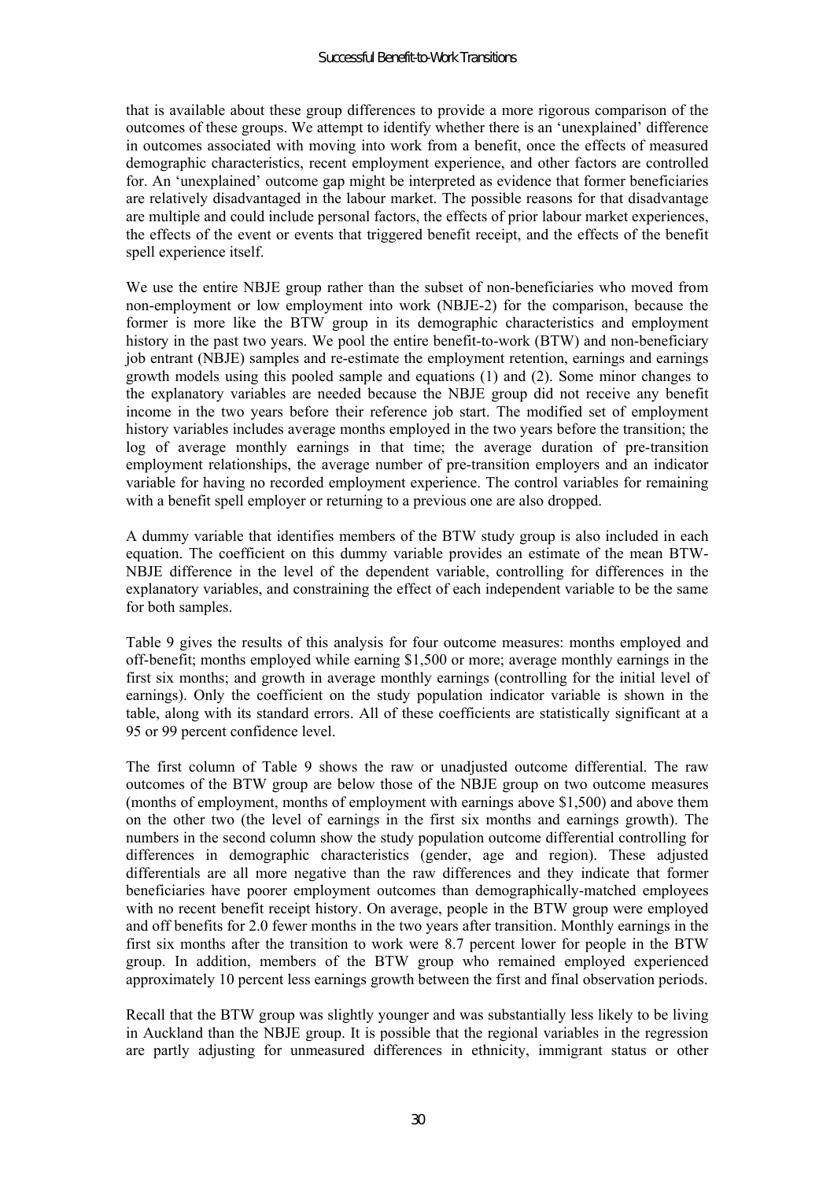that is available about these group differences to provide a more rigorous comparison of the outcomes of these groups. We attempt to identify whether there is an 'unexplained' difference in outcomes associated with moving into work from a benefit, once the effects of measured demographic characteristics, recent employment experience, and other factors are controlled for. An 'unexplained' outcome gap might be interpreted as evidence that former beneficiaries are relatively disadvantaged in the labour market. The possible reasons for that disadvantage are multiple and could include personal factors, the effects of prior labour market experiences, the effects of the event or events that triggered benefit receipt, and the effects of the benefit spell experience itself.

We use the entire NBJE group rather than the subset of non-beneficiaries who moved from non-employment or low employment into work (NBJE-2) for the comparison, because the former is more like the BTW group in its demographic characteristics and employment history in the past two years. We pool the entire benefit-to-work (BTW) and non-beneficiary job entrant (NBJE) samples and re-estimate the employment retention, earnings and earnings growth models using this pooled sample and equations (1) and (2). Some minor changes to the explanatory variables are needed because the NBJE group did not receive any benefit income in the two years before their reference job start. The modified set of employment history variables includes average months employed in the two years before the transition; the log of average monthly earnings in that time; the average duration of pre-transition employment relationships, the average number of pre-transition employers and an indicator variable for having no recorded employment experience. The control variables for remaining with a benefit spell employer or returning to a previous one are also dropped.

A dummy variable that identifies members of the BTW study group is also included in each equation. The coefficient on this dummy variable provides an estimate of the mean BTW-NBJE difference in the level of the dependent variable, controlling for differences in the explanatory variables, and constraining the effect of each independent variable to be the same for both samples.

Table 9 gives the results of this analysis for four outcome measures: months employed and off-benefit; months employed while earning $1,500 or more; average monthly earnings in the first six months; and growth in average monthly earnings (controlling for the initial level of earnings). Only the coefficient on the study population indicator variable is shown in the table, along with its standard errors. All of these coefficients are statistically significant at a 95 or 99 percent confidence level.

The first column of Table 9 shows the raw or unadjusted outcome differential. The raw outcomes of the BTW group are below those of the NBJE group on two outcome measures (months of employment, months of employment with earnings above $1,500) and above them on the other two (the level of earnings in the first six months and earnings growth). The numbers in the second column show the study population outcome differential controlling for differences in demographic characteristics (gender, age and region). These adjusted differentials are all more negative than the raw differences and they indicate that former beneficiaries have poorer employment outcomes than demographically-matched employees with no recent benefit receipt history. On average, people in the BTW group were employed and off benefits for 2.0 fewer months in the two years after transition. Monthly earnings in the first six months after the transition to work were 8.7 percent lower for people in the BTW group. In addition, members of the BTW group who remained employed experienced approximately 10 percent less earnings growth between the first and final observation periods.

Recall that the BTW group was slightly younger and was substantially less likely to be living in Auckland than the NBJE group. It is possible that the regional variables in the regression are partly adjusting for unmeasured differences in ethnicity, immigrant status or other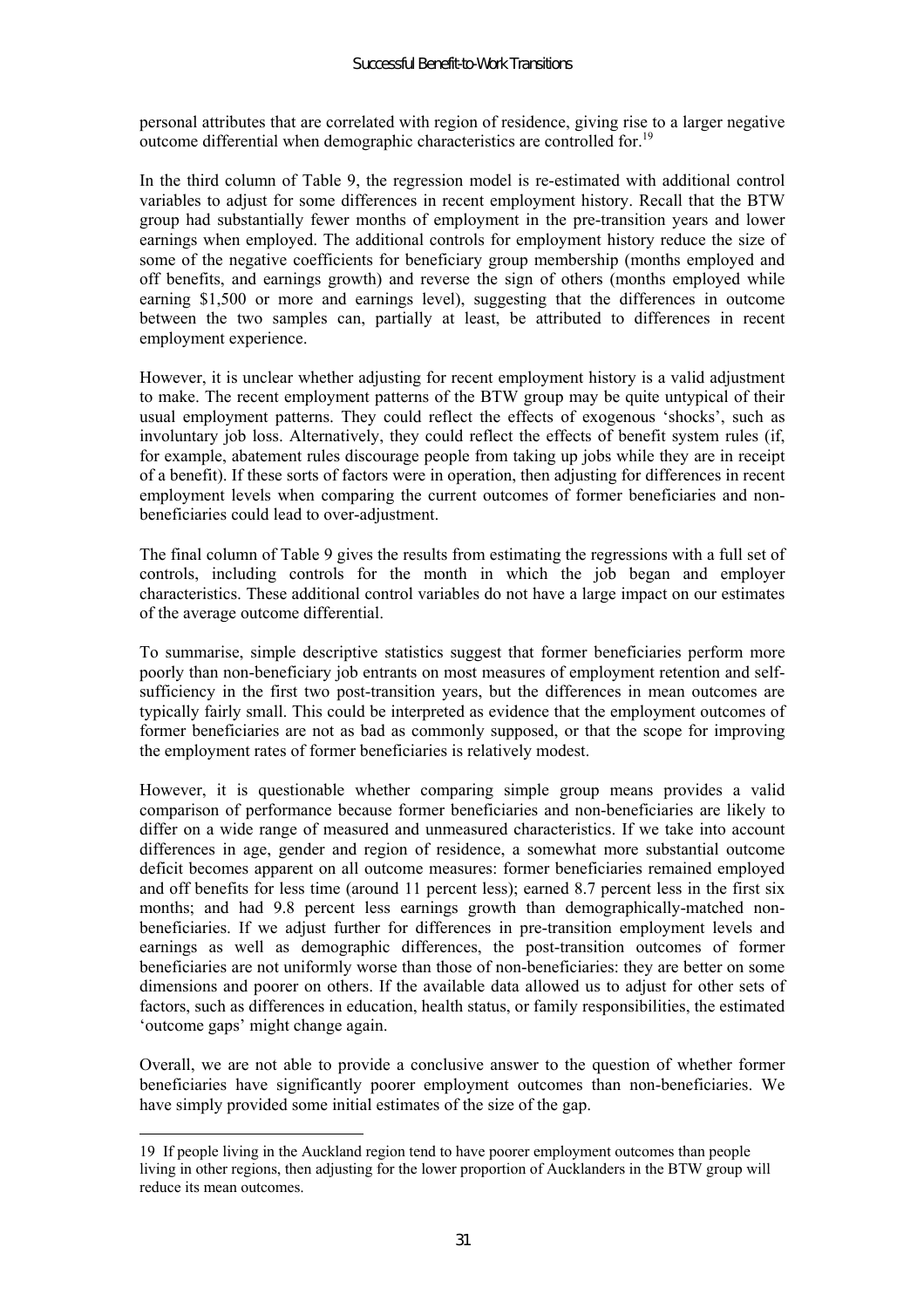personal attributes that are correlated with region of residence, giving rise to a larger negative outcome differential when demographic characteristics are controlled for.[19]

In the third column of Table 9, the regression model is re-estimated with additional control variables to adjust for some differences in recent employment history. Recall that the BTW group had substantially fewer months of employment in the pre-transition years and lower earnings when employed. The additional controls for employment history reduce the size of some of the negative coefficients for beneficiary group membership (months employed and off benefits, and earnings growth) and reverse the sign of others (months employed while earning $1,500 or more and earnings level), suggesting that the differences in outcome between the two samples can, partially at least, be attributed to differences in recent employment experience.

However, it is unclear whether adjusting for recent employment history is a valid adjustment to make. The recent employment patterns of the BTW group may be quite untypical of their usual employment patterns. They could reflect the effects of exogenous 'shocks', such as involuntary job loss. Alternatively, they could reflect the effects of benefit system rules (if, for example, abatement rules discourage people from taking up jobs while they are in receipt of a benefit). If these sorts of factors were in operation, then adjusting for differences in recent employment levels when comparing the current outcomes of former beneficiaries and non-beneficiaries could lead to over-adjustment.

The final column of Table 9 gives the results from estimating the regressions with a full set of controls, including controls for the month in which the job began and employer characteristics. These additional control variables do not have a large impact on our estimates of the average outcome differential.

To summarise, simple descriptive statistics suggest that former beneficiaries perform more poorly than non-beneficiary job entrants on most measures of employment retention and self-sufficiency in the first two post-transition years, but the differences in mean outcomes are typically fairly small. This could be interpreted as evidence that the employment outcomes of former beneficiaries are not as bad as commonly supposed, or that the scope for improving the employment rates of former beneficiaries is relatively modest.

However, it is questionable whether comparing simple group means provides a valid comparison of performance because former beneficiaries and non-beneficiaries are likely to differ on a wide range of measured and unmeasured characteristics. If we take into account differences in age, gender and region of residence, a somewhat more substantial outcome deficit becomes apparent on all outcome measures: former beneficiaries remained employed and off benefits for less time (around 11 percent less); earned 8.7 percent less in the first six months; and had 9.8 percent less earnings growth than demographically-matched non-beneficiaries. If we adjust further for differences in pre-transition employment levels and earnings as well as demographic differences, the post-transition outcomes of former beneficiaries are not uniformly worse than those of non-beneficiaries: they are better on some dimensions and poorer on others. If the available data allowed us to adjust for other sets of factors, such as differences in education, health status, or family responsibilities, the estimated 'outcome gaps' might change again.

Overall, we are not able to provide a conclusive answer to the question of whether former beneficiaries have significantly poorer employment outcomes than non-beneficiaries. We have simply provided some initial estimates of the size of the gap.

---

[19] If people living in the Auckland region tend to have poorer employment outcomes than people living in other regions, then adjusting for the lower proportion of Aucklanders in the BTW group will reduce its mean outcomes.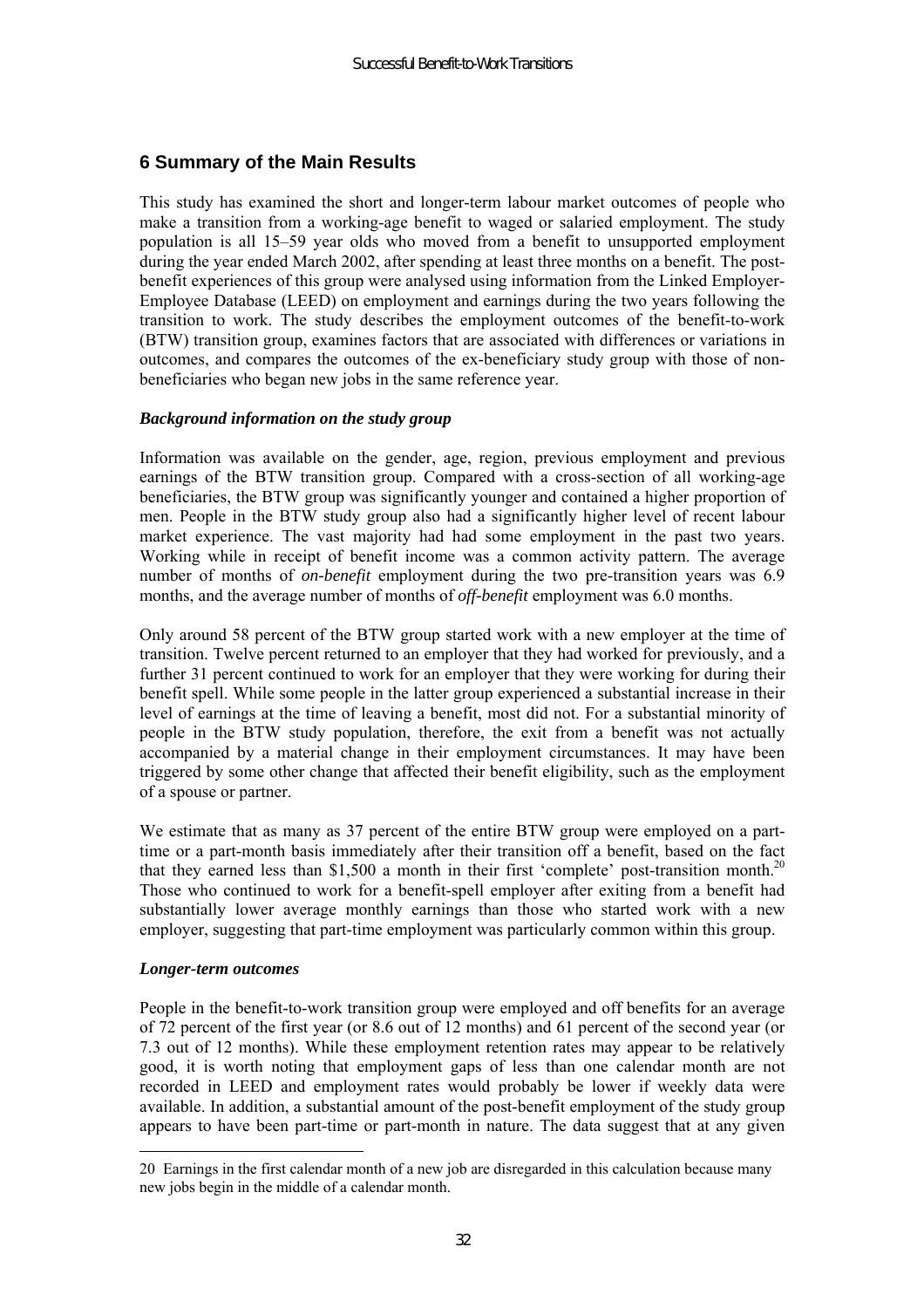## 6 Summary of the Main Results

This study has examined the short and longer-term labour market outcomes of people who make a transition from a working-age benefit to waged or salaried employment. The study population is all 15–59 year olds who moved from a benefit to unsupported employment during the year ended March 2002, after spending at least three months on a benefit. The post-benefit experiences of this group were analysed using information from the Linked Employer-Employee Database (LEED) on employment and earnings during the two years following the transition to work. The study describes the employment outcomes of the benefit-to-work (BTW) transition group, examines factors that are associated with differences or variations in outcomes, and compares the outcomes of the ex-beneficiary study group with those of non-beneficiaries who began new jobs in the same reference year.

### *Background information on the study group*

Information was available on the gender, age, region, previous employment and previous earnings of the BTW transition group. Compared with a cross-section of all working-age beneficiaries, the BTW group was significantly younger and contained a higher proportion of men. People in the BTW study group also had a significantly higher level of recent labour market experience. The vast majority had had some employment in the past two years. Working while in receipt of benefit income was a common activity pattern. The average number of months of *on-benefit* employment during the two pre-transition years was 6.9 months, and the average number of months of *off-benefit* employment was 6.0 months.

Only around 58 percent of the BTW group started work with a new employer at the time of transition. Twelve percent returned to an employer that they had worked for previously, and a further 31 percent continued to work for an employer that they were working for during their benefit spell. While some people in the latter group experienced a substantial increase in their level of earnings at the time of leaving a benefit, most did not. For a substantial minority of people in the BTW study population, therefore, the exit from a benefit was not actually accompanied by a material change in their employment circumstances. It may have been triggered by some other change that affected their benefit eligibility, such as the employment of a spouse or partner.

We estimate that as many as 37 percent of the entire BTW group were employed on a part-time or a part-month basis immediately after their transition off a benefit, based on the fact that they earned less than $1,500 a month in their first 'complete' post-transition month.[20] Those who continued to work for a benefit-spell employer after exiting from a benefit had substantially lower average monthly earnings than those who started work with a new employer, suggesting that part-time employment was particularly common within this group.

### *Longer-term outcomes*

People in the benefit-to-work transition group were employed and off benefits for an average of 72 percent of the first year (or 8.6 out of 12 months) and 61 percent of the second year (or 7.3 out of 12 months). While these employment retention rates may appear to be relatively good, it is worth noting that employment gaps of less than one calendar month are not recorded in LEED and employment rates would probably be lower if weekly data were available. In addition, a substantial amount of the post-benefit employment of the study group appears to have been part-time or part-month in nature. The data suggest that at any given

---

20 Earnings in the first calendar month of a new job are disregarded in this calculation because many new jobs begin in the middle of a calendar month.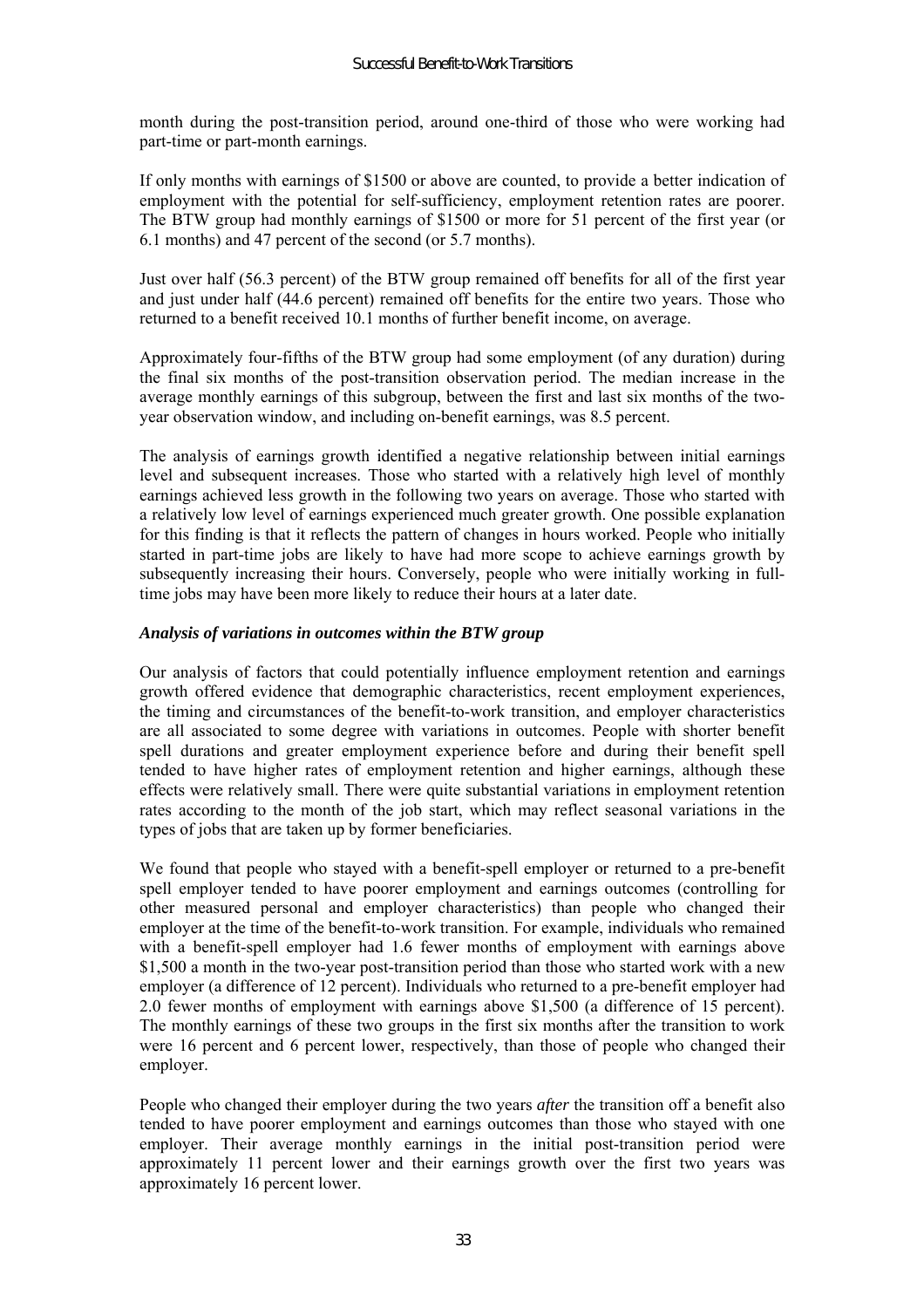month during the post-transition period, around one-third of those who were working had part-time or part-month earnings.

If only months with earnings of $1500 or above are counted, to provide a better indication of employment with the potential for self-sufficiency, employment retention rates are poorer. The BTW group had monthly earnings of $1500 or more for 51 percent of the first year (or 6.1 months) and 47 percent of the second (or 5.7 months).

Just over half (56.3 percent) of the BTW group remained off benefits for all of the first year and just under half (44.6 percent) remained off benefits for the entire two years. Those who returned to a benefit received 10.1 months of further benefit income, on average.

Approximately four-fifths of the BTW group had some employment (of any duration) during the final six months of the post-transition observation period. The median increase in the average monthly earnings of this subgroup, between the first and last six months of the two-year observation window, and including on-benefit earnings, was 8.5 percent.

The analysis of earnings growth identified a negative relationship between initial earnings level and subsequent increases. Those who started with a relatively high level of monthly earnings achieved less growth in the following two years on average. Those who started with a relatively low level of earnings experienced much greater growth. One possible explanation for this finding is that it reflects the pattern of changes in hours worked. People who initially started in part-time jobs are likely to have had more scope to achieve earnings growth by subsequently increasing their hours. Conversely, people who were initially working in full-time jobs may have been more likely to reduce their hours at a later date.

***Analysis of variations in outcomes within the BTW group***

Our analysis of factors that could potentially influence employment retention and earnings growth offered evidence that demographic characteristics, recent employment experiences, the timing and circumstances of the benefit-to-work transition, and employer characteristics are all associated to some degree with variations in outcomes. People with shorter benefit spell durations and greater employment experience before and during their benefit spell tended to have higher rates of employment retention and higher earnings, although these effects were relatively small. There were quite substantial variations in employment retention rates according to the month of the job start, which may reflect seasonal variations in the types of jobs that are taken up by former beneficiaries.

We found that people who stayed with a benefit-spell employer or returned to a pre-benefit spell employer tended to have poorer employment and earnings outcomes (controlling for other measured personal and employer characteristics) than people who changed their employer at the time of the benefit-to-work transition. For example, individuals who remained with a benefit-spell employer had 1.6 fewer months of employment with earnings above $1,500 a month in the two-year post-transition period than those who started work with a new employer (a difference of 12 percent). Individuals who returned to a pre-benefit employer had 2.0 fewer months of employment with earnings above $1,500 (a difference of 15 percent). The monthly earnings of these two groups in the first six months after the transition to work were 16 percent and 6 percent lower, respectively, than those of people who changed their employer.

People who changed their employer during the two years *after* the transition off a benefit also tended to have poorer employment and earnings outcomes than those who stayed with one employer. Their average monthly earnings in the initial post-transition period were approximately 11 percent lower and their earnings growth over the first two years was approximately 16 percent lower.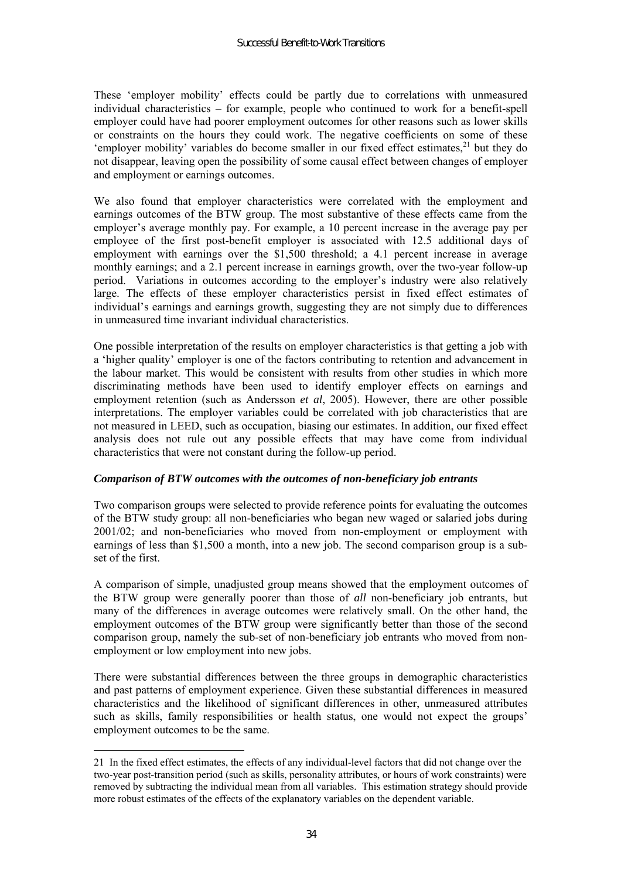These 'employer mobility' effects could be partly due to correlations with unmeasured individual characteristics – for example, people who continued to work for a benefit-spell employer could have had poorer employment outcomes for other reasons such as lower skills or constraints on the hours they could work. The negative coefficients on some of these 'employer mobility' variables do become smaller in our fixed effect estimates,[21] but they do not disappear, leaving open the possibility of some causal effect between changes of employer and employment or earnings outcomes.

We also found that employer characteristics were correlated with the employment and earnings outcomes of the BTW group. The most substantive of these effects came from the employer's average monthly pay. For example, a 10 percent increase in the average pay per employee of the first post-benefit employer is associated with 12.5 additional days of employment with earnings over the $1,500 threshold; a 4.1 percent increase in average monthly earnings; and a 2.1 percent increase in earnings growth, over the two-year follow-up period. Variations in outcomes according to the employer's industry were also relatively large. The effects of these employer characteristics persist in fixed effect estimates of individual's earnings and earnings growth, suggesting they are not simply due to differences in unmeasured time invariant individual characteristics.

One possible interpretation of the results on employer characteristics is that getting a job with a 'higher quality' employer is one of the factors contributing to retention and advancement in the labour market. This would be consistent with results from other studies in which more discriminating methods have been used to identify employer effects on earnings and employment retention (such as Andersson *et al*, 2005). However, there are other possible interpretations. The employer variables could be correlated with job characteristics that are not measured in LEED, such as occupation, biasing our estimates. In addition, our fixed effect analysis does not rule out any possible effects that may have come from individual characteristics that were not constant during the follow-up period.

***Comparison of BTW outcomes with the outcomes of non-beneficiary job entrants***

Two comparison groups were selected to provide reference points for evaluating the outcomes of the BTW study group: all non-beneficiaries who began new waged or salaried jobs during 2001/02; and non-beneficiaries who moved from non-employment or employment with earnings of less than $1,500 a month, into a new job. The second comparison group is a sub-set of the first.

A comparison of simple, unadjusted group means showed that the employment outcomes of the BTW group were generally poorer than those of *all* non-beneficiary job entrants, but many of the differences in average outcomes were relatively small. On the other hand, the employment outcomes of the BTW group were significantly better than those of the second comparison group, namely the sub-set of non-beneficiary job entrants who moved from non-employment or low employment into new jobs.

There were substantial differences between the three groups in demographic characteristics and past patterns of employment experience. Given these substantial differences in measured characteristics and the likelihood of significant differences in other, unmeasured attributes such as skills, family responsibilities or health status, one would not expect the groups' employment outcomes to be the same.

---

21 In the fixed effect estimates, the effects of any individual-level factors that did not change over the two-year post-transition period (such as skills, personality attributes, or hours of work constraints) were removed by subtracting the individual mean from all variables. This estimation strategy should provide more robust estimates of the effects of the explanatory variables on the dependent variable.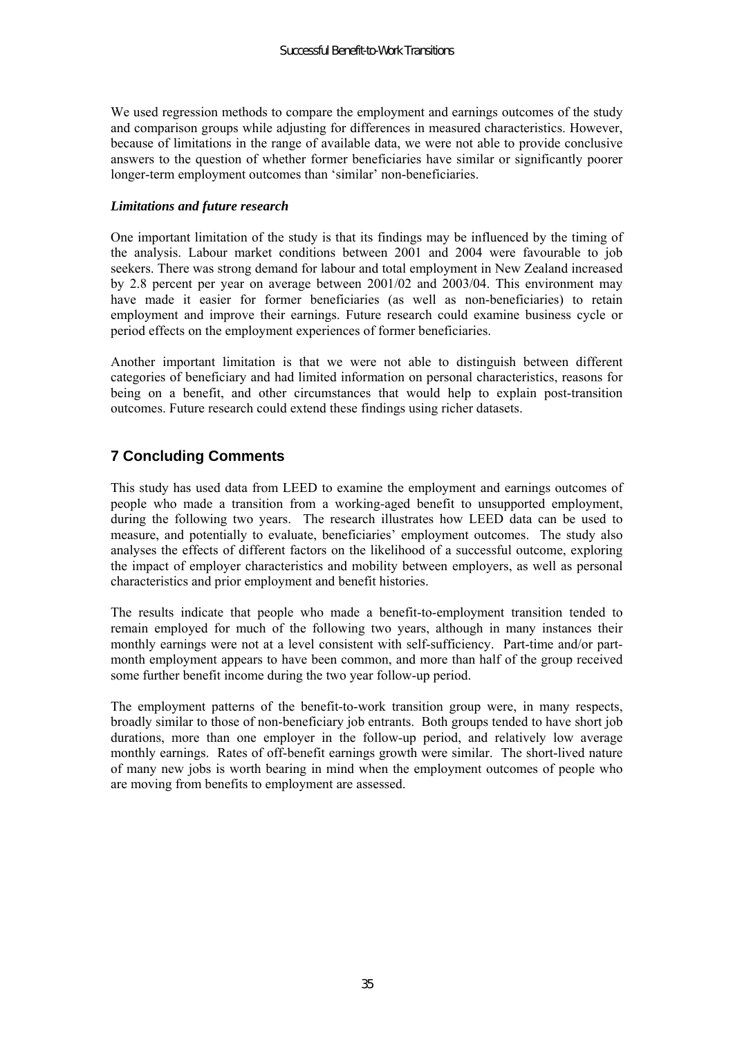We used regression methods to compare the employment and earnings outcomes of the study and comparison groups while adjusting for differences in measured characteristics. However, because of limitations in the range of available data, we were not able to provide conclusive answers to the question of whether former beneficiaries have similar or significantly poorer longer-term employment outcomes than 'similar' non-beneficiaries.

***Limitations and future research***

One important limitation of the study is that its findings may be influenced by the timing of the analysis. Labour market conditions between 2001 and 2004 were favourable to job seekers. There was strong demand for labour and total employment in New Zealand increased by 2.8 percent per year on average between 2001/02 and 2003/04. This environment may have made it easier for former beneficiaries (as well as non-beneficiaries) to retain employment and improve their earnings. Future research could examine business cycle or period effects on the employment experiences of former beneficiaries.

Another important limitation is that we were not able to distinguish between different categories of beneficiary and had limited information on personal characteristics, reasons for being on a benefit, and other circumstances that would help to explain post-transition outcomes. Future research could extend these findings using richer datasets.

## 7 Concluding Comments

This study has used data from LEED to examine the employment and earnings outcomes of people who made a transition from a working-aged benefit to unsupported employment, during the following two years. The research illustrates how LEED data can be used to measure, and potentially to evaluate, beneficiaries' employment outcomes. The study also analyses the effects of different factors on the likelihood of a successful outcome, exploring the impact of employer characteristics and mobility between employers, as well as personal characteristics and prior employment and benefit histories.

The results indicate that people who made a benefit-to-employment transition tended to remain employed for much of the following two years, although in many instances their monthly earnings were not at a level consistent with self-sufficiency. Part-time and/or part-month employment appears to have been common, and more than half of the group received some further benefit income during the two year follow-up period.

The employment patterns of the benefit-to-work transition group were, in many respects, broadly similar to those of non-beneficiary job entrants. Both groups tended to have short job durations, more than one employer in the follow-up period, and relatively low average monthly earnings. Rates of off-benefit earnings growth were similar. The short-lived nature of many new jobs is worth bearing in mind when the employment outcomes of people who are moving from benefits to employment are assessed.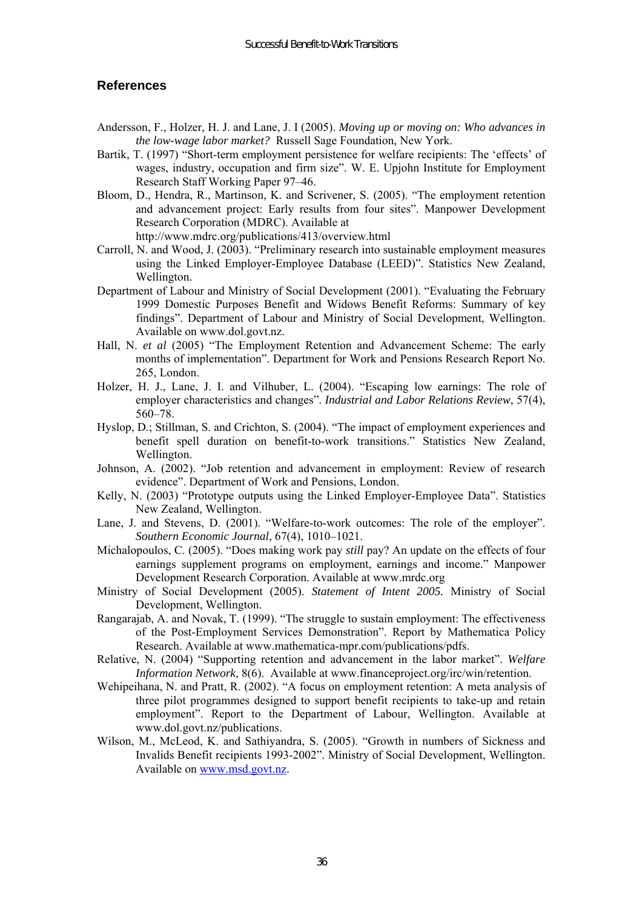## References

Andersson, F., Holzer, H. J. and Lane, J. I (2005). *Moving up or moving on: Who advances in the low-wage labor market?* Russell Sage Foundation, New York.

Bartik, T. (1997) "Short-term employment persistence for welfare recipients: The 'effects' of wages, industry, occupation and firm size". W. E. Upjohn Institute for Employment Research Staff Working Paper 97–46.

Bloom, D., Hendra, R., Martinson, K. and Scrivener, S. (2005). "The employment retention and advancement project: Early results from four sites". Manpower Development Research Corporation (MDRC). Available at http://www.mdrc.org/publications/413/overview.html

Carroll, N. and Wood, J. (2003). "Preliminary research into sustainable employment measures using the Linked Employer-Employee Database (LEED)". Statistics New Zealand, Wellington.

Department of Labour and Ministry of Social Development (2001). "Evaluating the February 1999 Domestic Purposes Benefit and Widows Benefit Reforms: Summary of key findings". Department of Labour and Ministry of Social Development, Wellington. Available on www.dol.govt.nz.

Hall, N. *et al* (2005) "The Employment Retention and Advancement Scheme: The early months of implementation". Department for Work and Pensions Research Report No. 265, London.

Holzer, H. J., Lane, J. I. and Vilhuber, L. (2004). "Escaping low earnings: The role of employer characteristics and changes". *Industrial and Labor Relations Review*, 57(4), 560–78.

Hyslop, D.; Stillman, S. and Crichton, S. (2004). "The impact of employment experiences and benefit spell duration on benefit-to-work transitions." Statistics New Zealand, Wellington.

Johnson, A. (2002). "Job retention and advancement in employment: Review of research evidence". Department of Work and Pensions, London.

Kelly, N. (2003) "Prototype outputs using the Linked Employer-Employee Data". Statistics New Zealand, Wellington.

Lane, J. and Stevens, D. (2001). "Welfare-to-work outcomes: The role of the employer". *Southern Economic Journal*, 67(4), 1010–1021.

Michalopoulos, C. (2005). "Does making work pay *still* pay? An update on the effects of four earnings supplement programs on employment, earnings and income." Manpower Development Research Corporation. Available at www.mrdc.org

Ministry of Social Development (2005). *Statement of Intent 2005.* Ministry of Social Development, Wellington.

Rangarajab, A. and Novak, T. (1999). "The struggle to sustain employment: The effectiveness of the Post-Employment Services Demonstration". Report by Mathematica Policy Research. Available at www.mathematica-mpr.com/publications/pdfs.

Relative, N. (2004) "Supporting retention and advancement in the labor market". *Welfare Information Network*, 8(6). Available at www.financeproject.org/irc/win/retention.

Wehipeihana, N. and Pratt, R. (2002). "A focus on employment retention: A meta analysis of three pilot programmes designed to support benefit recipients to take-up and retain employment". Report to the Department of Labour, Wellington. Available at www.dol.govt.nz/publications.

Wilson, M., McLeod, K. and Sathiyandra, S. (2005). "Growth in numbers of Sickness and Invalids Benefit recipients 1993-2002". Ministry of Social Development, Wellington. Available on www.msd.govt.nz.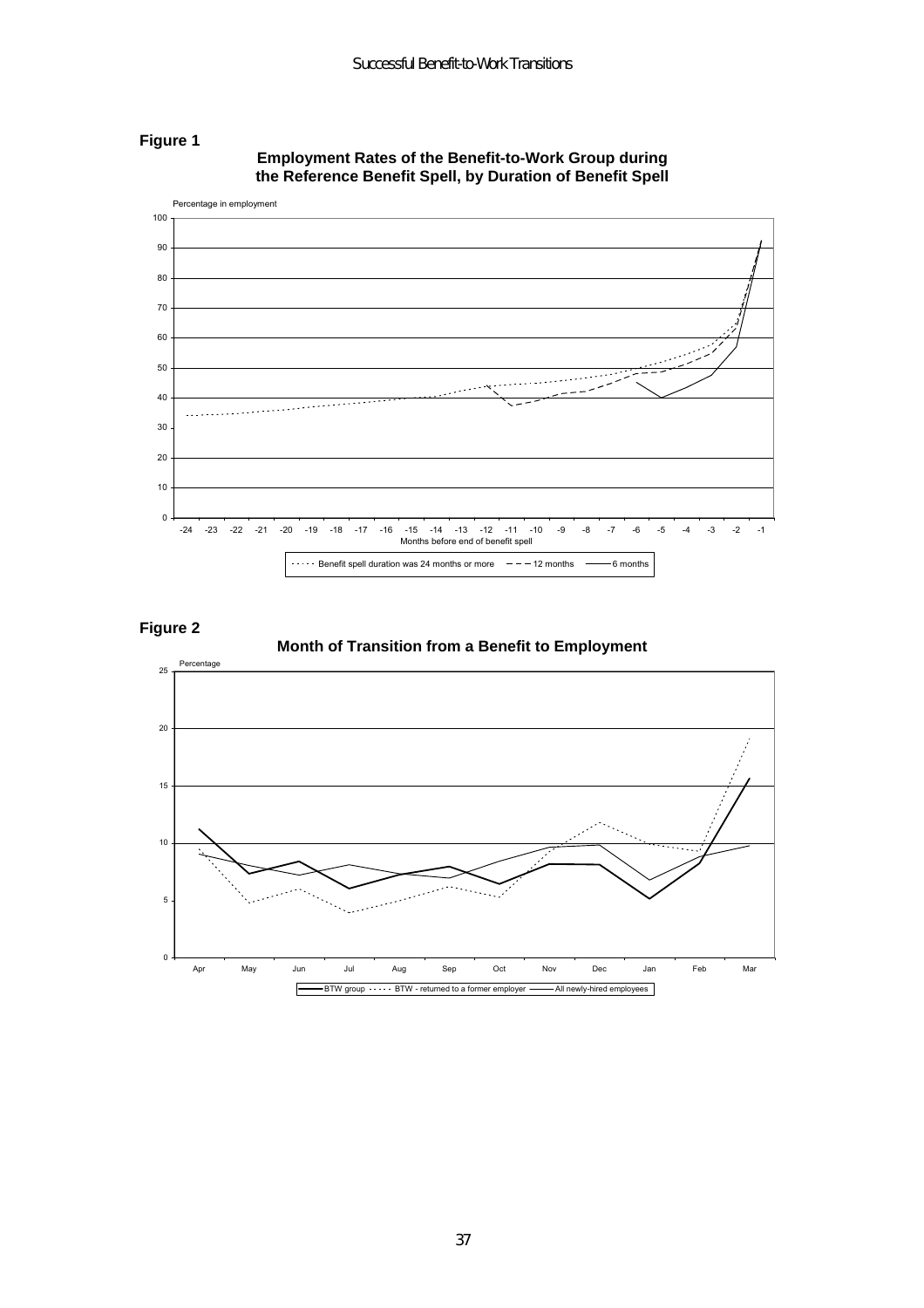**Figure 1**

**Employment Rates of the Benefit-to-Work Group during the Reference Benefit Spell, by Duration of Benefit Spell**

Percentage in employment

Months before end of benefit spell

Benefit spell duration was 24 months or more — 12 months — 6 months

**Figure 2**

**Month of Transition from a Benefit to Employment**

Percentage

BTW group — BTW - returned to a former employer — All newly-hired employees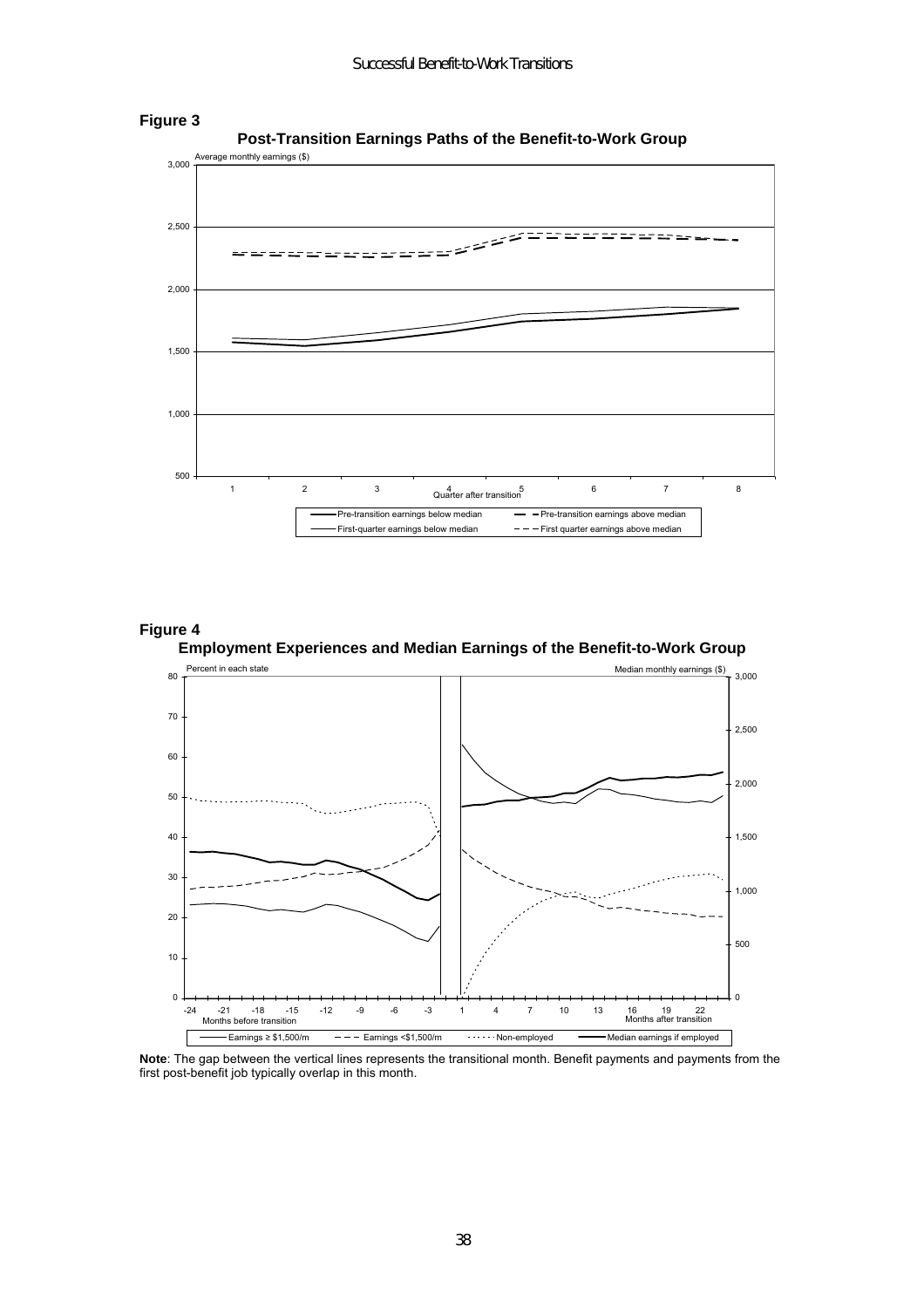**Figure 3**

**Post-Transition Earnings Paths of the Benefit-to-Work Group**

**Figure 4**

**Employment Experiences and Median Earnings of the Benefit-to-Work Group**

**Note**: The gap between the vertical lines represents the transitional month. Benefit payments and payments from the first post-benefit job typically overlap in this month.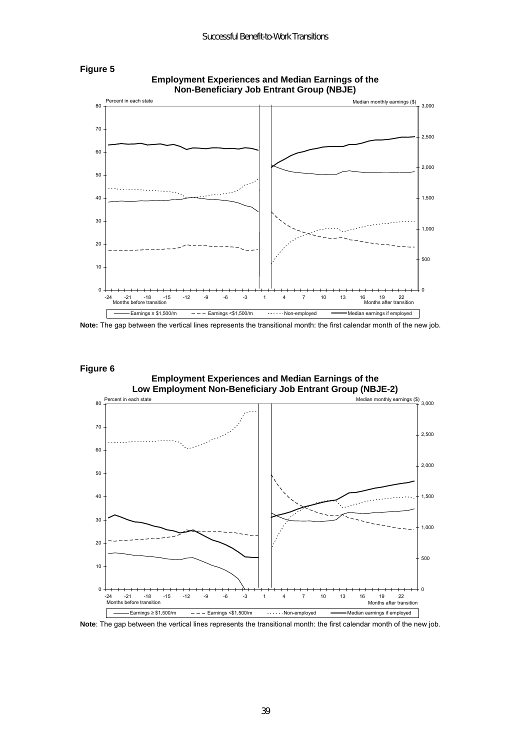**Figure 5**

**Employment Experiences and Median Earnings of the Non-Beneficiary Job Entrant Group (NBJE)**

**Note:** The gap between the vertical lines represents the transitional month: the first calendar month of the new job.

**Figure 6**

**Employment Experiences and Median Earnings of the Low Employment Non-Beneficiary Job Entrant Group (NBJE-2)**

**Note**: The gap between the vertical lines represents the transitional month: the first calendar month of the new job.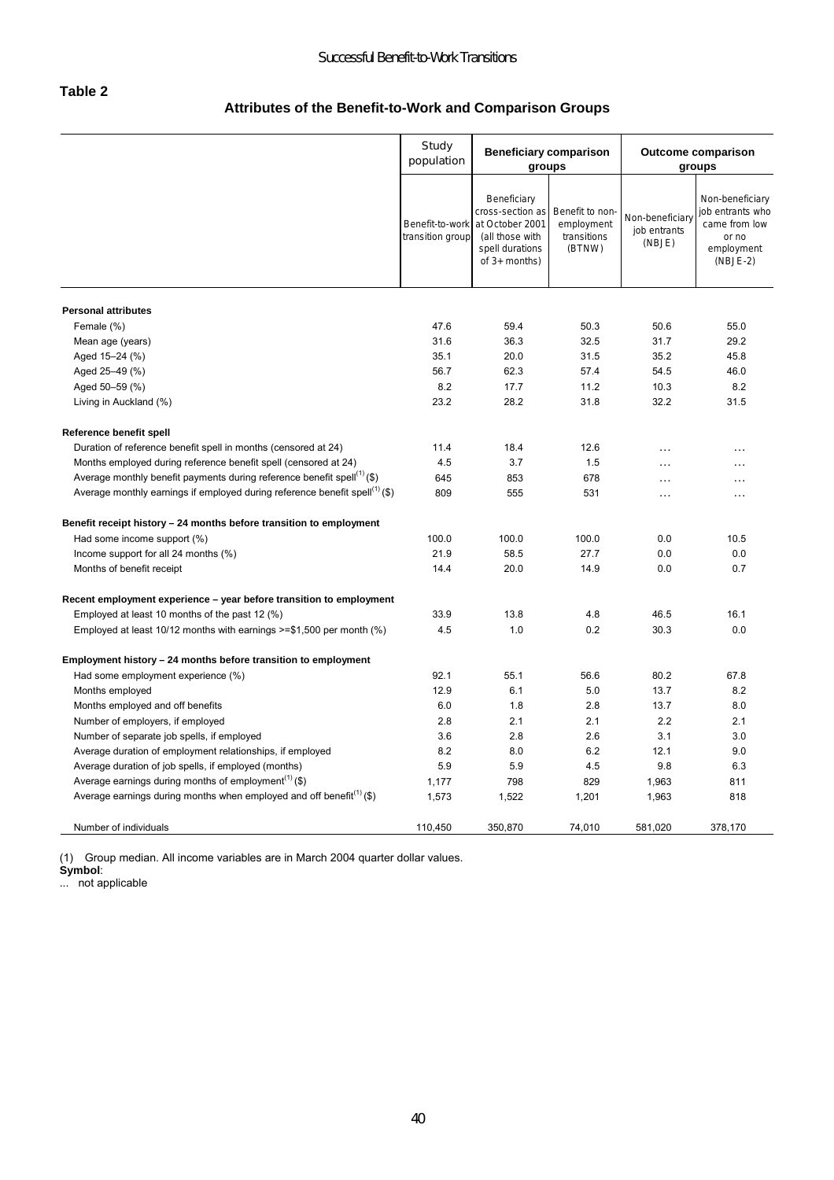## Table 2

### Attributes of the Benefit-to-Work and Comparison Groups

| | Study population | Beneficiary comparison groups | | Outcome comparison groups | |
|---|---|---|---|---|---|
| | Benefit-to-work transition group | Beneficiary cross-section as at October 2001 (all those with spell durations of 3+ months) | Benefit to non-employment transitions (BTNW) | Non-beneficiary job entrants (NBJE) | Non-beneficiary job entrants who came from low or no employment (NBJE-2) |
| **Personal attributes** | | | | | |
| Female (%) | 47.6 | 59.4 | 50.3 | 50.6 | 55.0 |
| Mean age (years) | 31.6 | 36.3 | 32.5 | 31.7 | 29.2 |
| Aged 15–24 (%) | 35.1 | 20.0 | 31.5 | 35.2 | 45.8 |
| Aged 25–49 (%) | 56.7 | 62.3 | 57.4 | 54.5 | 46.0 |
| Aged 50–59 (%) | 8.2 | 17.7 | 11.2 | 10.3 | 8.2 |
| Living in Auckland (%) | 23.2 | 28.2 | 31.8 | 32.2 | 31.5 |
| **Reference benefit spell** | | | | | |
| Duration of reference benefit spell in months (censored at 24) | 11.4 | 18.4 | 12.6 | ... | ... |
| Months employed during reference benefit spell (censored at 24) | 4.5 | 3.7 | 1.5 | ... | ... |
| Average monthly benefit payments during reference benefit spell(1) ($) | 645 | 853 | 678 | ... | ... |
| Average monthly earnings if employed during reference benefit spell(1) ($) | 809 | 555 | 531 | ... | ... |
| **Benefit receipt history – 24 months before transition to employment** | | | | | |
| Had some income support (%) | 100.0 | 100.0 | 100.0 | 0.0 | 10.5 |
| Income support for all 24 months (%) | 21.9 | 58.5 | 27.7 | 0.0 | 0.0 |
| Months of benefit receipt | 14.4 | 20.0 | 14.9 | 0.0 | 0.7 |
| **Recent employment experience – year before transition to employment** | | | | | |
| Employed at least 10 months of the past 12 (%) | 33.9 | 13.8 | 4.8 | 46.5 | 16.1 |
| Employed at least 10/12 months with earnings >=$1,500 per month (%) | 4.5 | 1.0 | 0.2 | 30.3 | 0.0 |
| **Employment history – 24 months before transition to employment** | | | | | |
| Had some employment experience (%) | 92.1 | 55.1 | 56.6 | 80.2 | 67.8 |
| Months employed | 12.9 | 6.1 | 5.0 | 13.7 | 8.2 |
| Months employed and off benefits | 6.0 | 1.8 | 2.8 | 13.7 | 8.0 |
| Number of employers, if employed | 2.8 | 2.1 | 2.1 | 2.2 | 2.1 |
| Number of separate job spells, if employed | 3.6 | 2.8 | 2.6 | 3.1 | 3.0 |
| Average duration of employment relationships, if employed | 8.2 | 8.0 | 6.2 | 12.1 | 9.0 |
| Average duration of job spells, if employed (months) | 5.9 | 5.9 | 4.5 | 9.8 | 6.3 |
| Average earnings during months of employment(1) ($) | 1,177 | 798 | 829 | 1,963 | 811 |
| Average earnings during months when employed and off benefit(1) ($) | 1,573 | 1,522 | 1,201 | 1,963 | 818 |
| Number of individuals | 110,450 | 350,870 | 74,010 | 581,020 | 378,170 |

(1) Group median. All income variables are in March 2004 quarter dollar values.

**Symbol**:
... not applicable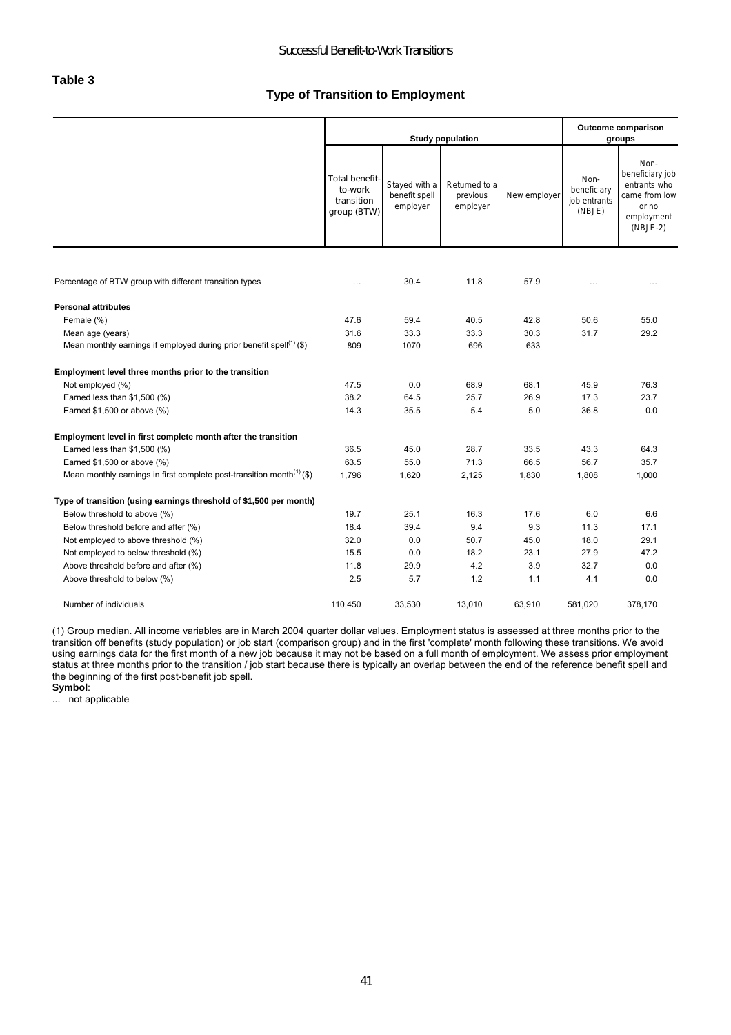**Table 3**

## Type of Transition to Employment

| | Study population | | | | Outcome comparison groups | |
|---|---|---|---|---|---|---|
| | Total benefit-to-work transition group (BTW) | Stayed with a benefit spell employer | Returned to a previous employer | New employer | Non-beneficiary job entrants (NBJE) | Non-beneficiary job entrants who came from low or no employment (NBJE-2) |
| Percentage of BTW group with different transition types | … | 30.4 | 11.8 | 57.9 | … | … |
| **Personal attributes** | | | | | | |
| Female (%) | 47.6 | 59.4 | 40.5 | 42.8 | 50.6 | 55.0 |
| Mean age (years) | 31.6 | 33.3 | 33.3 | 30.3 | 31.7 | 29.2 |
| Mean monthly earnings if employed during prior benefit spell[(1)] ($) | 809 | 1070 | 696 | 633 | | |
| **Employment level three months prior to the transition** | | | | | | |
| Not employed (%) | 47.5 | 0.0 | 68.9 | 68.1 | 45.9 | 76.3 |
| Earned less than $1,500 (%) | 38.2 | 64.5 | 25.7 | 26.9 | 17.3 | 23.7 |
| Earned $1,500 or above (%) | 14.3 | 35.5 | 5.4 | 5.0 | 36.8 | 0.0 |
| **Employment level in first complete month after the transition** | | | | | | |
| Earned less than $1,500 (%) | 36.5 | 45.0 | 28.7 | 33.5 | 43.3 | 64.3 |
| Earned $1,500 or above (%) | 63.5 | 55.0 | 71.3 | 66.5 | 56.7 | 35.7 |
| Mean monthly earnings in first complete post-transition month[(1)] ($) | 1,796 | 1,620 | 2,125 | 1,830 | 1,808 | 1,000 |
| **Type of transition (using earnings threshold of $1,500 per month)** | | | | | | |
| Below threshold to above (%) | 19.7 | 25.1 | 16.3 | 17.6 | 6.0 | 6.6 |
| Below threshold before and after (%) | 18.4 | 39.4 | 9.4 | 9.3 | 11.3 | 17.1 |
| Not employed to above threshold (%) | 32.0 | 0.0 | 50.7 | 45.0 | 18.0 | 29.1 |
| Not employed to below threshold (%) | 15.5 | 0.0 | 18.2 | 23.1 | 27.9 | 47.2 |
| Above threshold before and after (%) | 11.8 | 29.9 | 4.2 | 3.9 | 32.7 | 0.0 |
| Above threshold to below (%) | 2.5 | 5.7 | 1.2 | 1.1 | 4.1 | 0.0 |
| Number of individuals | 110,450 | 33,530 | 13,010 | 63,910 | 581,020 | 378,170 |

(1) Group median. All income variables are in March 2004 quarter dollar values. Employment status is assessed at three months prior to the transition off benefits (study population) or job start (comparison group) and in the first 'complete' month following these transitions. We avoid using earnings data for the first month of a new job because it may not be based on a full month of employment. We assess prior employment status at three months prior to the transition / job start because there is typically an overlap between the end of the reference benefit spell and the beginning of the first post-benefit job spell.

**Symbol**:

... not applicable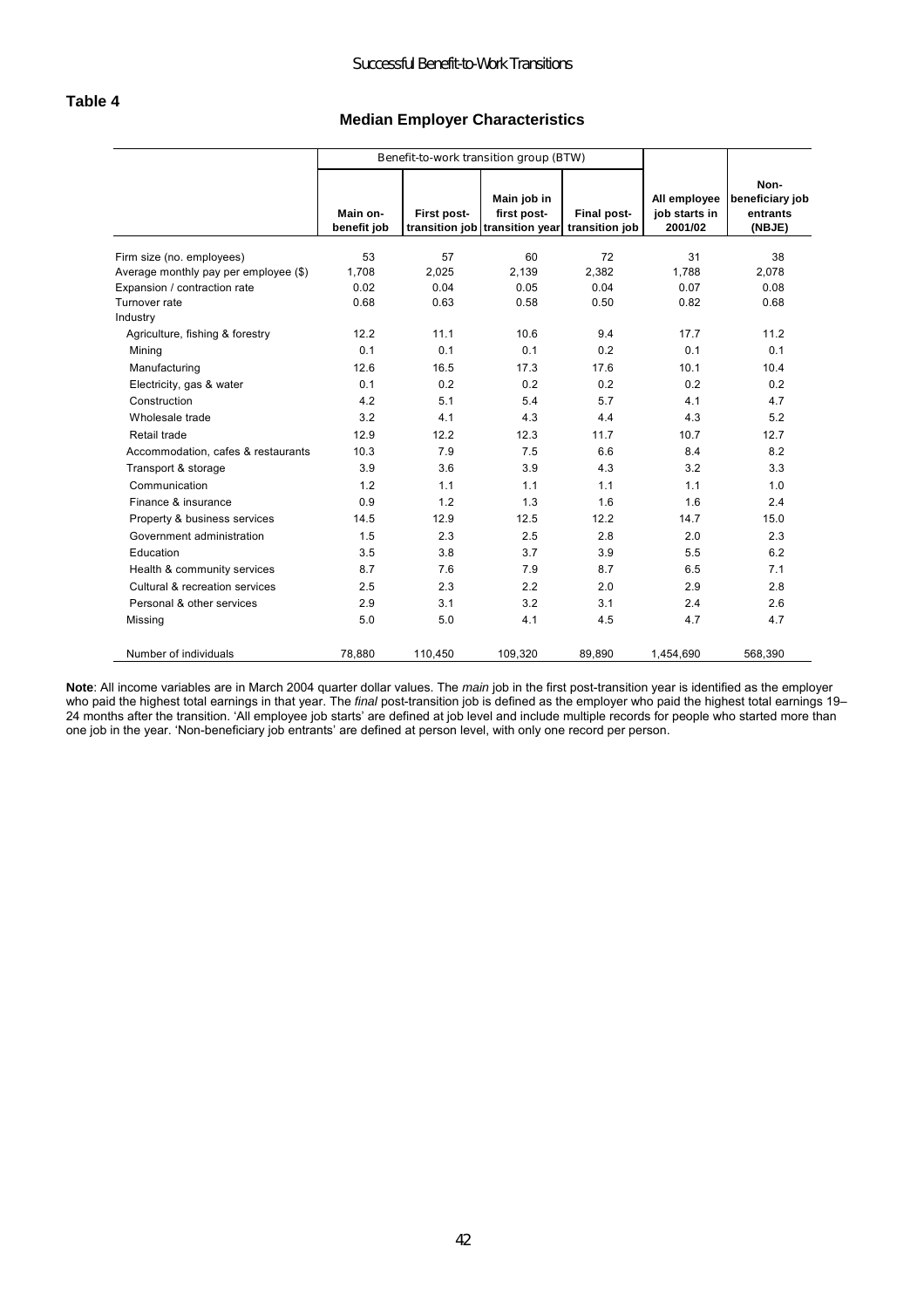**Table 4**

## Median Employer Characteristics

| | Benefit-to-work transition group (BTW) | | | | | |
|---|---|---|---|---|---|---|
| | **Main on-benefit job** | **First post-transition job** | **Main job in first post-transition year** | **Final post-transition job** | **All employee job starts in 2001/02** | **Non-beneficiary job entrants (NBJE)** |
| Firm size (no. employees) | 53 | 57 | 60 | 72 | 31 | 38 |
| Average monthly pay per employee ($) | 1,708 | 2,025 | 2,139 | 2,382 | 1,788 | 2,078 |
| Expansion / contraction rate | 0.02 | 0.04 | 0.05 | 0.04 | 0.07 | 0.08 |
| Turnover rate | 0.68 | 0.63 | 0.58 | 0.50 | 0.82 | 0.68 |
| Industry | | | | | | |
| Agriculture, fishing & forestry | 12.2 | 11.1 | 10.6 | 9.4 | 17.7 | 11.2 |
| Mining | 0.1 | 0.1 | 0.1 | 0.2 | 0.1 | 0.1 |
| Manufacturing | 12.6 | 16.5 | 17.3 | 17.6 | 10.1 | 10.4 |
| Electricity, gas & water | 0.1 | 0.2 | 0.2 | 0.2 | 0.2 | 0.2 |
| Construction | 4.2 | 5.1 | 5.4 | 5.7 | 4.1 | 4.7 |
| Wholesale trade | 3.2 | 4.1 | 4.3 | 4.4 | 4.3 | 5.2 |
| Retail trade | 12.9 | 12.2 | 12.3 | 11.7 | 10.7 | 12.7 |
| Accommodation, cafes & restaurants | 10.3 | 7.9 | 7.5 | 6.6 | 8.4 | 8.2 |
| Transport & storage | 3.9 | 3.6 | 3.9 | 4.3 | 3.2 | 3.3 |
| Communication | 1.2 | 1.1 | 1.1 | 1.1 | 1.1 | 1.0 |
| Finance & insurance | 0.9 | 1.2 | 1.3 | 1.6 | 1.6 | 2.4 |
| Property & business services | 14.5 | 12.9 | 12.5 | 12.2 | 14.7 | 15.0 |
| Government administration | 1.5 | 2.3 | 2.5 | 2.8 | 2.0 | 2.3 |
| Education | 3.5 | 3.8 | 3.7 | 3.9 | 5.5 | 6.2 |
| Health & community services | 8.7 | 7.6 | 7.9 | 8.7 | 6.5 | 7.1 |
| Cultural & recreation services | 2.5 | 2.3 | 2.2 | 2.0 | 2.9 | 2.8 |
| Personal & other services | 2.9 | 3.1 | 3.2 | 3.1 | 2.4 | 2.6 |
| Missing | 5.0 | 5.0 | 4.1 | 4.5 | 4.7 | 4.7 |
| Number of individuals | 78,880 | 110,450 | 109,320 | 89,890 | 1,454,690 | 568,390 |

**Note**: All income variables are in March 2004 quarter dollar values. The *main* job in the first post-transition year is identified as the employer who paid the highest total earnings in that year. The *final* post-transition job is defined as the employer who paid the highest total earnings 19–24 months after the transition. 'All employee job starts' are defined at job level and include multiple records for people who started more than one job in the year. 'Non-beneficiary job entrants' are defined at person level, with only one record per person.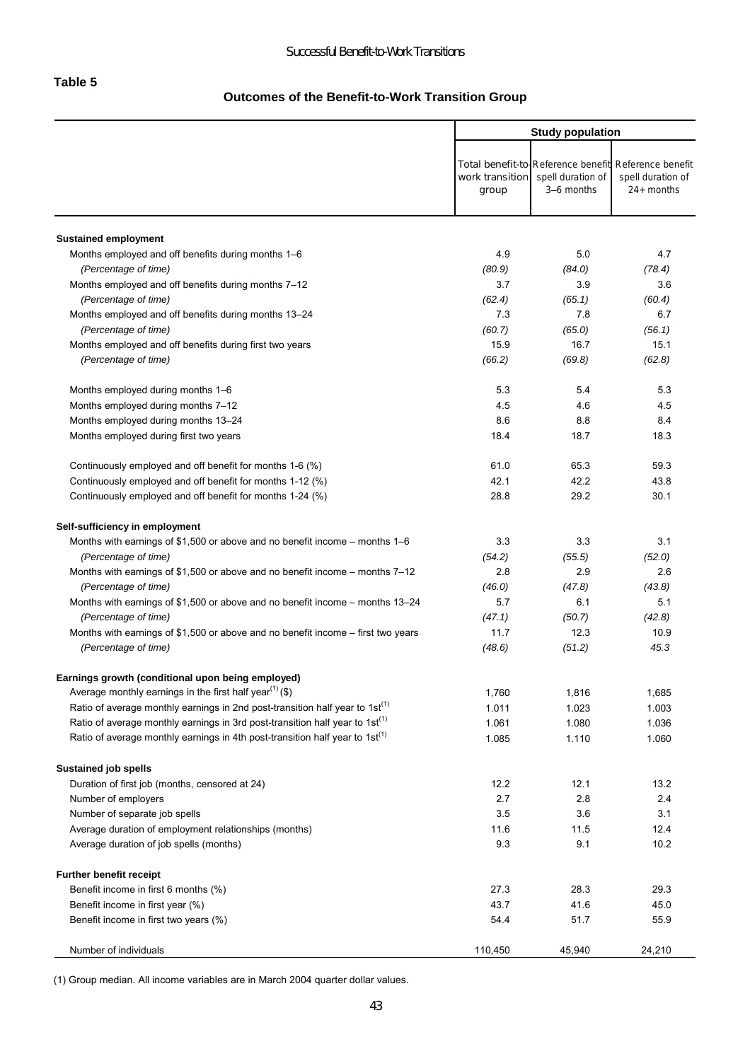**Table 5**

**Outcomes of the Benefit-to-Work Transition Group**

| | Study population | | |
|---|---|---|---|
| | Total benefit-to-work transition group | Reference benefit spell duration of 3–6 months | Reference benefit spell duration of 24+ months |
| **Sustained employment** | | | |
| Months employed and off benefits during months 1–6 | 4.9 | 5.0 | 4.7 |
| *(Percentage of time)* | *(80.9)* | *(84.0)* | *(78.4)* |
| Months employed and off benefits during months 7–12 | 3.7 | 3.9 | 3.6 |
| *(Percentage of time)* | *(62.4)* | *(65.1)* | *(60.4)* |
| Months employed and off benefits during months 13–24 | 7.3 | 7.8 | 6.7 |
| *(Percentage of time)* | *(60.7)* | *(65.0)* | *(56.1)* |
| Months employed and off benefits during first two years | 15.9 | 16.7 | 15.1 |
| *(Percentage of time)* | *(66.2)* | *(69.8)* | *(62.8)* |
| Months employed during months 1–6 | 5.3 | 5.4 | 5.3 |
| Months employed during months 7–12 | 4.5 | 4.6 | 4.5 |
| Months employed during months 13–24 | 8.6 | 8.8 | 8.4 |
| Months employed during first two years | 18.4 | 18.7 | 18.3 |
| Continuously employed and off benefit for months 1-6 (%) | 61.0 | 65.3 | 59.3 |
| Continuously employed and off benefit for months 1-12 (%) | 42.1 | 42.2 | 43.8 |
| Continuously employed and off benefit for months 1-24 (%) | 28.8 | 29.2 | 30.1 |
| **Self-sufficiency in employment** | | | |
| Months with earnings of $1,500 or above and no benefit income – months 1–6 | 3.3 | 3.3 | 3.1 |
| *(Percentage of time)* | *(54.2)* | *(55.5)* | *(52.0)* |
| Months with earnings of $1,500 or above and no benefit income – months 7–12 | 2.8 | 2.9 | 2.6 |
| *(Percentage of time)* | *(46.0)* | *(47.8)* | *(43.8)* |
| Months with earnings of $1,500 or above and no benefit income – months 13–24 | 5.7 | 6.1 | 5.1 |
| *(Percentage of time)* | *(47.1)* | *(50.7)* | *(42.8)* |
| Months with earnings of $1,500 or above and no benefit income – first two years | 11.7 | 12.3 | 10.9 |
| *(Percentage of time)* | *(48.6)* | *(51.2)* | *45.3* |
| **Earnings growth (conditional upon being employed)** | | | |
| Average monthly earnings in the first half year[(1)] ($) | 1,760 | 1,816 | 1,685 |
| Ratio of average monthly earnings in 2nd post-transition half year to 1st[(1)] | 1.011 | 1.023 | 1.003 |
| Ratio of average monthly earnings in 3rd post-transition half year to 1st[(1)] | 1.061 | 1.080 | 1.036 |
| Ratio of average monthly earnings in 4th post-transition half year to 1st[(1)] | 1.085 | 1.110 | 1.060 |
| **Sustained job spells** | | | |
| Duration of first job (months, censored at 24) | 12.2 | 12.1 | 13.2 |
| Number of employers | 2.7 | 2.8 | 2.4 |
| Number of separate job spells | 3.5 | 3.6 | 3.1 |
| Average duration of employment relationships (months) | 11.6 | 11.5 | 12.4 |
| Average duration of job spells (months) | 9.3 | 9.1 | 10.2 |
| **Further benefit receipt** | | | |
| Benefit income in first 6 months (%) | 27.3 | 28.3 | 29.3 |
| Benefit income in first year (%) | 43.7 | 41.6 | 45.0 |
| Benefit income in first two years (%) | 54.4 | 51.7 | 55.9 |
| Number of individuals | 110,450 | 45,940 | 24,210 |

(1) Group median. All income variables are in March 2004 quarter dollar values.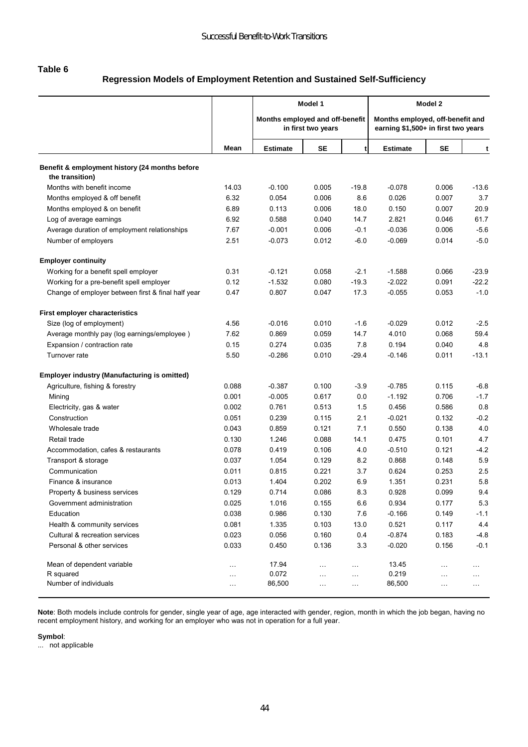**Table 6**

## Regression Models of Employment Retention and Sustained Self-Sufficiency

| | | Model 1 | | | Model 2 | | |
|---|---|---|---|---|---|---|---|
| | | Months employed and off-benefit in first two years | | | Months employed, off-benefit and earning $1,500+ in first two years | | |
| | Mean | Estimate | SE | t | Estimate | SE | t |
| **Benefit & employment history (24 months before the transition)** | | | | | | | |
| Months with benefit income | 14.03 | -0.100 | 0.005 | -19.8 | -0.078 | 0.006 | -13.6 |
| Months employed & off benefit | 6.32 | 0.054 | 0.006 | 8.6 | 0.026 | 0.007 | 3.7 |
| Months employed & on benefit | 6.89 | 0.113 | 0.006 | 18.0 | 0.150 | 0.007 | 20.9 |
| Log of average earnings | 6.92 | 0.588 | 0.040 | 14.7 | 2.821 | 0.046 | 61.7 |
| Average duration of employment relationships | 7.67 | -0.001 | 0.006 | -0.1 | -0.036 | 0.006 | -5.6 |
| Number of employers | 2.51 | -0.073 | 0.012 | -6.0 | -0.069 | 0.014 | -5.0 |
| **Employer continuity** | | | | | | | |
| Working for a benefit spell employer | 0.31 | -0.121 | 0.058 | -2.1 | -1.588 | 0.066 | -23.9 |
| Working for a pre-benefit spell employer | 0.12 | -1.532 | 0.080 | -19.3 | -2.022 | 0.091 | -22.2 |
| Change of employer between first & final half year | 0.47 | 0.807 | 0.047 | 17.3 | -0.055 | 0.053 | -1.0 |
| **First employer characteristics** | | | | | | | |
| Size (log of employment) | 4.56 | -0.016 | 0.010 | -1.6 | -0.029 | 0.012 | -2.5 |
| Average monthly pay (log earnings/employee ) | 7.62 | 0.869 | 0.059 | 14.7 | 4.010 | 0.068 | 59.4 |
| Expansion / contraction rate | 0.15 | 0.274 | 0.035 | 7.8 | 0.194 | 0.040 | 4.8 |
| Turnover rate | 5.50 | -0.286 | 0.010 | -29.4 | -0.146 | 0.011 | -13.1 |
| **Employer industry (Manufacturing is omitted)** | | | | | | | |
| Agriculture, fishing & forestry | 0.088 | -0.387 | 0.100 | -3.9 | -0.785 | 0.115 | -6.8 |
| Mining | 0.001 | -0.005 | 0.617 | 0.0 | -1.192 | 0.706 | -1.7 |
| Electricity, gas & water | 0.002 | 0.761 | 0.513 | 1.5 | 0.456 | 0.586 | 0.8 |
| Construction | 0.051 | 0.239 | 0.115 | 2.1 | -0.021 | 0.132 | -0.2 |
| Wholesale trade | 0.043 | 0.859 | 0.121 | 7.1 | 0.550 | 0.138 | 4.0 |
| Retail trade | 0.130 | 1.246 | 0.088 | 14.1 | 0.475 | 0.101 | 4.7 |
| Accommodation, cafes & restaurants | 0.078 | 0.419 | 0.106 | 4.0 | -0.510 | 0.121 | -4.2 |
| Transport & storage | 0.037 | 1.054 | 0.129 | 8.2 | 0.868 | 0.148 | 5.9 |
| Communication | 0.011 | 0.815 | 0.221 | 3.7 | 0.624 | 0.253 | 2.5 |
| Finance & insurance | 0.013 | 1.404 | 0.202 | 6.9 | 1.351 | 0.231 | 5.8 |
| Property & business services | 0.129 | 0.714 | 0.086 | 8.3 | 0.928 | 0.099 | 9.4 |
| Government administration | 0.025 | 1.016 | 0.155 | 6.6 | 0.934 | 0.177 | 5.3 |
| Education | 0.038 | 0.986 | 0.130 | 7.6 | -0.166 | 0.149 | -1.1 |
| Health & community services | 0.081 | 1.335 | 0.103 | 13.0 | 0.521 | 0.117 | 4.4 |
| Cultural & recreation services | 0.023 | 0.056 | 0.160 | 0.4 | -0.874 | 0.183 | -4.8 |
| Personal & other services | 0.033 | 0.450 | 0.136 | 3.3 | -0.020 | 0.156 | -0.1 |
| Mean of dependent variable | ... | 17.94 | ... | ... | 13.45 | ... | ... |
| R squared | ... | 0.072 | ... | ... | 0.219 | ... | ... |
| Number of individuals | ... | 86,500 | ... | ... | 86,500 | ... | ... |

**Note**: Both models include controls for gender, single year of age, age interacted with gender, region, month in which the job began, having no recent employment history, and working for an employer who was not in operation for a full year.

**Symbol**:
... not applicable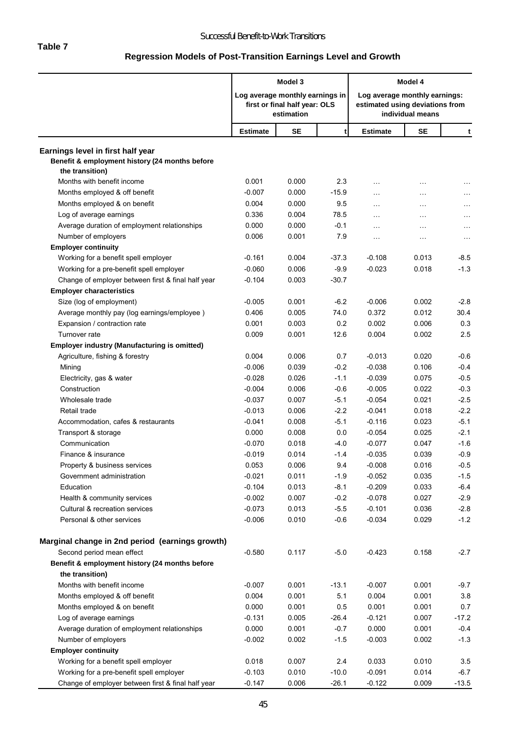**Table 7**

## Regression Models of Post-Transition Earnings Level and Growth

| | Model 3: Log average monthly earnings in first or final half year: OLS estimation | | | Model 4: Log average monthly earnings: estimated using deviations from individual means | | |
|---|---|---|---|---|---|---|
| | Estimate | SE | t | Estimate | SE | t |
| **Earnings level in first half year** | | | | | | |
| **Benefit & employment history (24 months before the transition)** | | | | | | |
| Months with benefit income | 0.001 | 0.000 | 2.3 | … | … | … |
| Months employed & off benefit | -0.007 | 0.000 | -15.9 | … | … | … |
| Months employed & on benefit | 0.004 | 0.000 | 9.5 | … | … | … |
| Log of average earnings | 0.336 | 0.004 | 78.5 | … | … | … |
| Average duration of employment relationships | 0.000 | 0.000 | -0.1 | … | … | … |
| Number of employers | 0.006 | 0.001 | 7.9 | … | … | … |
| **Employer continuity** | | | | | | |
| Working for a benefit spell employer | -0.161 | 0.004 | -37.3 | -0.108 | 0.013 | -8.5 |
| Working for a pre-benefit spell employer | -0.060 | 0.006 | -9.9 | -0.023 | 0.018 | -1.3 |
| Change of employer between first & final half year | -0.104 | 0.003 | -30.7 | | | |
| **Employer characteristics** | | | | | | |
| Size (log of employment) | -0.005 | 0.001 | -6.2 | -0.006 | 0.002 | -2.8 |
| Average monthly pay (log earnings/employee ) | 0.406 | 0.005 | 74.0 | 0.372 | 0.012 | 30.4 |
| Expansion / contraction rate | 0.001 | 0.003 | 0.2 | 0.002 | 0.006 | 0.3 |
| Turnover rate | 0.009 | 0.001 | 12.6 | 0.004 | 0.002 | 2.5 |
| **Employer industry (Manufacturing is omitted)** | | | | | | |
| Agriculture, fishing & forestry | 0.004 | 0.006 | 0.7 | -0.013 | 0.020 | -0.6 |
| Mining | -0.006 | 0.039 | -0.2 | -0.038 | 0.106 | -0.4 |
| Electricity, gas & water | -0.028 | 0.026 | -1.1 | -0.039 | 0.075 | -0.5 |
| Construction | -0.004 | 0.006 | -0.6 | -0.005 | 0.022 | -0.3 |
| Wholesale trade | -0.037 | 0.007 | -5.1 | -0.054 | 0.021 | -2.5 |
| Retail trade | -0.013 | 0.006 | -2.2 | -0.041 | 0.018 | -2.2 |
| Accommodation, cafes & restaurants | -0.041 | 0.008 | -5.1 | -0.116 | 0.023 | -5.1 |
| Transport & storage | 0.000 | 0.008 | 0.0 | -0.054 | 0.025 | -2.1 |
| Communication | -0.070 | 0.018 | -4.0 | -0.077 | 0.047 | -1.6 |
| Finance & insurance | -0.019 | 0.014 | -1.4 | -0.035 | 0.039 | -0.9 |
| Property & business services | 0.053 | 0.006 | 9.4 | -0.008 | 0.016 | -0.5 |
| Government administration | -0.021 | 0.011 | -1.9 | -0.052 | 0.035 | -1.5 |
| Education | -0.104 | 0.013 | -8.1 | -0.209 | 0.033 | -6.4 |
| Health & community services | -0.002 | 0.007 | -0.2 | -0.078 | 0.027 | -2.9 |
| Cultural & recreation services | -0.073 | 0.013 | -5.5 | -0.101 | 0.036 | -2.8 |
| Personal & other services | -0.006 | 0.010 | -0.6 | -0.034 | 0.029 | -1.2 |
| **Marginal change in 2nd period (earnings growth)** | | | | | | |
| Second period mean effect | -0.580 | 0.117 | -5.0 | -0.423 | 0.158 | -2.7 |
| **Benefit & employment history (24 months before the transition)** | | | | | | |
| Months with benefit income | -0.007 | 0.001 | -13.1 | -0.007 | 0.001 | -9.7 |
| Months employed & off benefit | 0.004 | 0.001 | 5.1 | 0.004 | 0.001 | 3.8 |
| Months employed & on benefit | 0.000 | 0.001 | 0.5 | 0.001 | 0.001 | 0.7 |
| Log of average earnings | -0.131 | 0.005 | -26.4 | -0.121 | 0.007 | -17.2 |
| Average duration of employment relationships | 0.000 | 0.001 | -0.7 | 0.000 | 0.001 | -0.4 |
| Number of employers | -0.002 | 0.002 | -1.5 | -0.003 | 0.002 | -1.3 |
| **Employer continuity** | | | | | | |
| Working for a benefit spell employer | 0.018 | 0.007 | 2.4 | 0.033 | 0.010 | 3.5 |
| Working for a pre-benefit spell employer | -0.103 | 0.010 | -10.0 | -0.091 | 0.014 | -6.7 |
| Change of employer between first & final half year | -0.147 | 0.006 | -26.1 | -0.122 | 0.009 | -13.5 |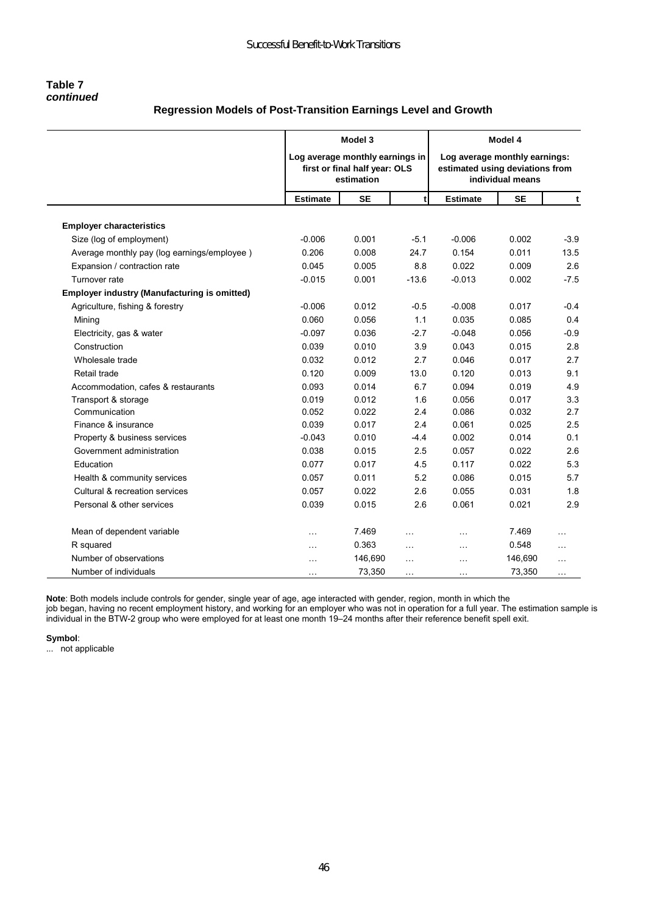**Table 7**
***continued***

**Regression Models of Post-Transition Earnings Level and Growth**

| | Model 3 | | | Model 4 | | |
|---|---|---|---|---|---|---|
| | Log average monthly earnings in first or final half year: OLS estimation | | | Log average monthly earnings: estimated using deviations from individual means | | |
| | **Estimate** | **SE** | **t** | **Estimate** | **SE** | **t** |
| **Employer characteristics** | | | | | | |
| Size (log of employment) | -0.006 | 0.001 | -5.1 | -0.006 | 0.002 | -3.9 |
| Average monthly pay (log earnings/employee ) | 0.206 | 0.008 | 24.7 | 0.154 | 0.011 | 13.5 |
| Expansion / contraction rate | 0.045 | 0.005 | 8.8 | 0.022 | 0.009 | 2.6 |
| Turnover rate | -0.015 | 0.001 | -13.6 | -0.013 | 0.002 | -7.5 |
| **Employer industry (Manufacturing is omitted)** | | | | | | |
| Agriculture, fishing & forestry | -0.006 | 0.012 | -0.5 | -0.008 | 0.017 | -0.4 |
| Mining | 0.060 | 0.056 | 1.1 | 0.035 | 0.085 | 0.4 |
| Electricity, gas & water | -0.097 | 0.036 | -2.7 | -0.048 | 0.056 | -0.9 |
| Construction | 0.039 | 0.010 | 3.9 | 0.043 | 0.015 | 2.8 |
| Wholesale trade | 0.032 | 0.012 | 2.7 | 0.046 | 0.017 | 2.7 |
| Retail trade | 0.120 | 0.009 | 13.0 | 0.120 | 0.013 | 9.1 |
| Accommodation, cafes & restaurants | 0.093 | 0.014 | 6.7 | 0.094 | 0.019 | 4.9 |
| Transport & storage | 0.019 | 0.012 | 1.6 | 0.056 | 0.017 | 3.3 |
| Communication | 0.052 | 0.022 | 2.4 | 0.086 | 0.032 | 2.7 |
| Finance & insurance | 0.039 | 0.017 | 2.4 | 0.061 | 0.025 | 2.5 |
| Property & business services | -0.043 | 0.010 | -4.4 | 0.002 | 0.014 | 0.1 |
| Government administration | 0.038 | 0.015 | 2.5 | 0.057 | 0.022 | 2.6 |
| Education | 0.077 | 0.017 | 4.5 | 0.117 | 0.022 | 5.3 |
| Health & community services | 0.057 | 0.011 | 5.2 | 0.086 | 0.015 | 5.7 |
| Cultural & recreation services | 0.057 | 0.022 | 2.6 | 0.055 | 0.031 | 1.8 |
| Personal & other services | 0.039 | 0.015 | 2.6 | 0.061 | 0.021 | 2.9 |
| Mean of dependent variable | … | 7.469 | … | … | 7.469 | … |
| R squared | … | 0.363 | … | … | 0.548 | … |
| Number of observations | … | 146,690 | … | … | 146,690 | … |
| Number of individuals | … | 73,350 | … | … | 73,350 | … |

**Note**: Both models include controls for gender, single year of age, age interacted with gender, region, month in which the job began, having no recent employment history, and working for an employer who was not in operation for a full year. The estimation sample is individual in the BTW-2 group who were employed for at least one month 19–24 months after their reference benefit spell exit.

**Symbol**:
... not applicable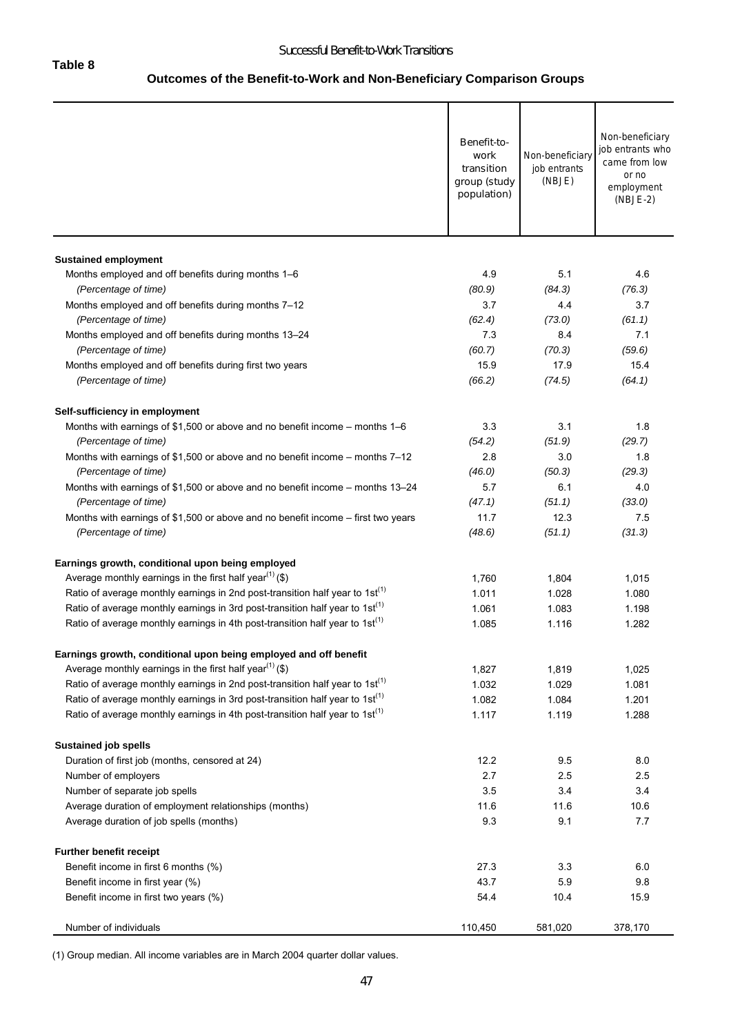**Table 8**

**Outcomes of the Benefit-to-Work and Non-Beneficiary Comparison Groups**

| | Benefit-to-work transition group (study population) | Non-beneficiary job entrants (NBJE) | Non-beneficiary job entrants who came from low or no employment (NBJE-2) |
|---|---|---|---|
| **Sustained employment** | | | |
| Months employed and off benefits during months 1–6 | 4.9 | 5.1 | 4.6 |
| *(Percentage of time)* | *(80.9)* | *(84.3)* | *(76.3)* |
| Months employed and off benefits during months 7–12 | 3.7 | 4.4 | 3.7 |
| *(Percentage of time)* | *(62.4)* | *(73.0)* | *(61.1)* |
| Months employed and off benefits during months 13–24 | 7.3 | 8.4 | 7.1 |
| *(Percentage of time)* | *(60.7)* | *(70.3)* | *(59.6)* |
| Months employed and off benefits during first two years | 15.9 | 17.9 | 15.4 |
| *(Percentage of time)* | *(66.2)* | *(74.5)* | *(64.1)* |
| **Self-sufficiency in employment** | | | |
| Months with earnings of $1,500 or above and no benefit income – months 1–6 | 3.3 | 3.1 | 1.8 |
| *(Percentage of time)* | *(54.2)* | *(51.9)* | *(29.7)* |
| Months with earnings of $1,500 or above and no benefit income – months 7–12 | 2.8 | 3.0 | 1.8 |
| *(Percentage of time)* | *(46.0)* | *(50.3)* | *(29.3)* |
| Months with earnings of $1,500 or above and no benefit income – months 13–24 | 5.7 | 6.1 | 4.0 |
| *(Percentage of time)* | *(47.1)* | *(51.1)* | *(33.0)* |
| Months with earnings of $1,500 or above and no benefit income – first two years | 11.7 | 12.3 | 7.5 |
| *(Percentage of time)* | *(48.6)* | *(51.1)* | *(31.3)* |
| **Earnings growth, conditional upon being employed** | | | |
| Average monthly earnings in the first half year[1] ($) | 1,760 | 1,804 | 1,015 |
| Ratio of average monthly earnings in 2nd post-transition half year to 1st[1] | 1.011 | 1.028 | 1.080 |
| Ratio of average monthly earnings in 3rd post-transition half year to 1st[1] | 1.061 | 1.083 | 1.198 |
| Ratio of average monthly earnings in 4th post-transition half year to 1st[1] | 1.085 | 1.116 | 1.282 |
| **Earnings growth, conditional upon being employed and off benefit** | | | |
| Average monthly earnings in the first half year[1] ($) | 1,827 | 1,819 | 1,025 |
| Ratio of average monthly earnings in 2nd post-transition half year to 1st[1] | 1.032 | 1.029 | 1.081 |
| Ratio of average monthly earnings in 3rd post-transition half year to 1st[1] | 1.082 | 1.084 | 1.201 |
| Ratio of average monthly earnings in 4th post-transition half year to 1st[1] | 1.117 | 1.119 | 1.288 |
| **Sustained job spells** | | | |
| Duration of first job (months, censored at 24) | 12.2 | 9.5 | 8.0 |
| Number of employers | 2.7 | 2.5 | 2.5 |
| Number of separate job spells | 3.5 | 3.4 | 3.4 |
| Average duration of employment relationships (months) | 11.6 | 11.6 | 10.6 |
| Average duration of job spells (months) | 9.3 | 9.1 | 7.7 |
| **Further benefit receipt** | | | |
| Benefit income in first 6 months (%) | 27.3 | 3.3 | 6.0 |
| Benefit income in first year (%) | 43.7 | 5.9 | 9.8 |
| Benefit income in first two years (%) | 54.4 | 10.4 | 15.9 |
| Number of individuals | 110,450 | 581,020 | 378,170 |

(1) Group median. All income variables are in March 2004 quarter dollar values.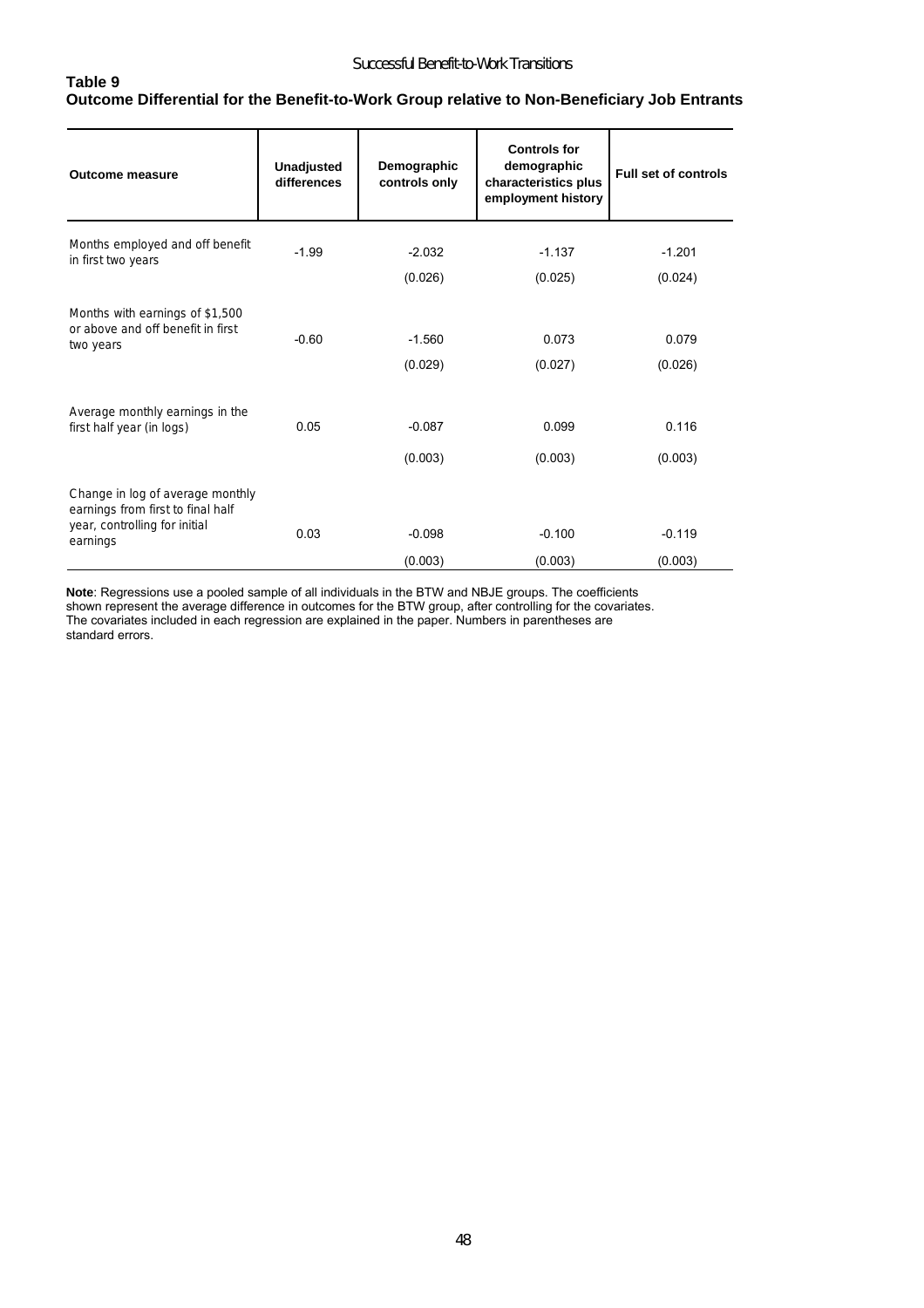**Table 9**
**Outcome Differential for the Benefit-to-Work Group relative to Non-Beneficiary Job Entrants**

| Outcome measure | Unadjusted differences | Demographic controls only | Controls for demographic characteristics plus employment history | Full set of controls |
|---|---|---|---|---|
| Months employed and off benefit in first two years | -1.99 | -2.032 | -1.137 | -1.201 |
| | | (0.026) | (0.025) | (0.024) |
| Months with earnings of $1,500 or above and off benefit in first two years | -0.60 | -1.560 | 0.073 | 0.079 |
| | | (0.029) | (0.027) | (0.026) |
| Average monthly earnings in the first half year (in logs) | 0.05 | -0.087 | 0.099 | 0.116 |
| | | (0.003) | (0.003) | (0.003) |
| Change in log of average monthly earnings from first to final half year, controlling for initial earnings | 0.03 | -0.098 | -0.100 | -0.119 |
| | | (0.003) | (0.003) | (0.003) |

**Note**: Regressions use a pooled sample of all individuals in the BTW and NBJE groups. The coefficients shown represent the average difference in outcomes for the BTW group, after controlling for the covariates. The covariates included in each regression are explained in the paper. Numbers in parentheses are standard errors.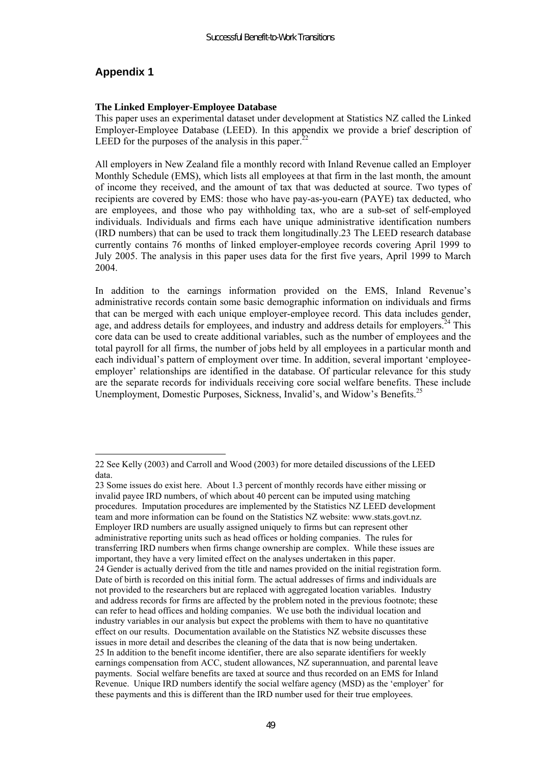## Appendix 1

**The Linked Employer-Employee Database**

This paper uses an experimental dataset under development at Statistics NZ called the Linked Employer-Employee Database (LEED). In this appendix we provide a brief description of LEED for the purposes of the analysis in this paper.[22]

All employers in New Zealand file a monthly record with Inland Revenue called an Employer Monthly Schedule (EMS), which lists all employees at that firm in the last month, the amount of income they received, and the amount of tax that was deducted at source. Two types of recipients are covered by EMS: those who have pay-as-you-earn (PAYE) tax deducted, who are employees, and those who pay withholding tax, who are a sub-set of self-employed individuals. Individuals and firms each have unique administrative identification numbers (IRD numbers) that can be used to track them longitudinally.23 The LEED research database currently contains 76 months of linked employer-employee records covering April 1999 to July 2005. The analysis in this paper uses data for the first five years, April 1999 to March 2004.

In addition to the earnings information provided on the EMS, Inland Revenue's administrative records contain some basic demographic information on individuals and firms that can be merged with each unique employer-employee record. This data includes gender, age, and address details for employees, and industry and address details for employers.[24] This core data can be used to create additional variables, such as the number of employees and the total payroll for all firms, the number of jobs held by all employees in a particular month and each individual's pattern of employment over time. In addition, several important 'employee-employer' relationships are identified in the database. Of particular relevance for this study are the separate records for individuals receiving core social welfare benefits. These include Unemployment, Domestic Purposes, Sickness, Invalid's, and Widow's Benefits.[25]

---

22 See Kelly (2003) and Carroll and Wood (2003) for more detailed discussions of the LEED data.

23 Some issues do exist here. About 1.3 percent of monthly records have either missing or invalid payee IRD numbers, of which about 40 percent can be imputed using matching procedures. Imputation procedures are implemented by the Statistics NZ LEED development team and more information can be found on the Statistics NZ website: www.stats.govt.nz. Employer IRD numbers are usually assigned uniquely to firms but can represent other administrative reporting units such as head offices or holding companies. The rules for transferring IRD numbers when firms change ownership are complex. While these issues are important, they have a very limited effect on the analyses undertaken in this paper.

24 Gender is actually derived from the title and names provided on the initial registration form. Date of birth is recorded on this initial form. The actual addresses of firms and individuals are not provided to the researchers but are replaced with aggregated location variables. Industry and address records for firms are affected by the problem noted in the previous footnote; these can refer to head offices and holding companies. We use both the individual location and industry variables in our analysis but expect the problems with them to have no quantitative effect on our results. Documentation available on the Statistics NZ website discusses these issues in more detail and describes the cleaning of the data that is now being undertaken.

25 In addition to the benefit income identifier, there are also separate identifiers for weekly earnings compensation from ACC, student allowances, NZ superannuation, and parental leave payments. Social welfare benefits are taxed at source and thus recorded on an EMS for Inland Revenue. Unique IRD numbers identify the social welfare agency (MSD) as the 'employer' for these payments and this is different than the IRD number used for their true employees.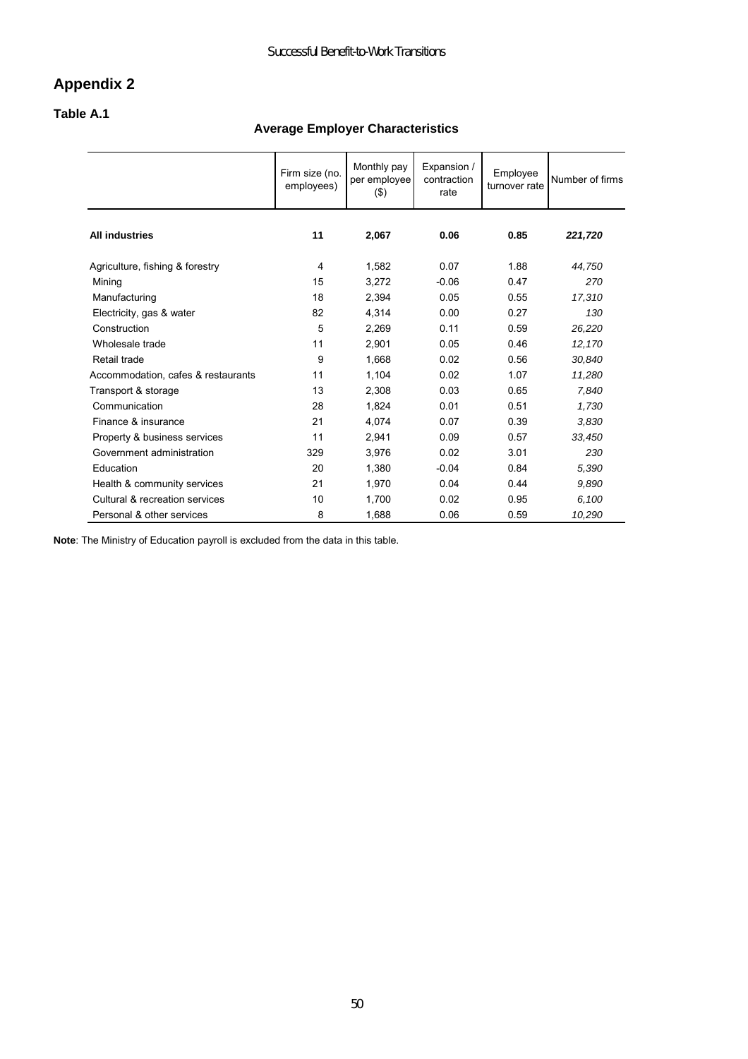## Appendix 2

### Table A.1

**Average Employer Characteristics**

| | Firm size (no. employees) | Monthly pay per employee ($) | Expansion / contraction rate | Employee turnover rate | Number of firms |
|---|---|---|---|---|---|
| **All industries** | **11** | **2,067** | **0.06** | **0.85** | ***221,720*** |
| Agriculture, fishing & forestry | 4 | 1,582 | 0.07 | 1.88 | *44,750* |
| Mining | 15 | 3,272 | -0.06 | 0.47 | *270* |
| Manufacturing | 18 | 2,394 | 0.05 | 0.55 | *17,310* |
| Electricity, gas & water | 82 | 4,314 | 0.00 | 0.27 | *130* |
| Construction | 5 | 2,269 | 0.11 | 0.59 | *26,220* |
| Wholesale trade | 11 | 2,901 | 0.05 | 0.46 | *12,170* |
| Retail trade | 9 | 1,668 | 0.02 | 0.56 | *30,840* |
| Accommodation, cafes & restaurants | 11 | 1,104 | 0.02 | 1.07 | *11,280* |
| Transport & storage | 13 | 2,308 | 0.03 | 0.65 | *7,840* |
| Communication | 28 | 1,824 | 0.01 | 0.51 | *1,730* |
| Finance & insurance | 21 | 4,074 | 0.07 | 0.39 | *3,830* |
| Property & business services | 11 | 2,941 | 0.09 | 0.57 | *33,450* |
| Government administration | 329 | 3,976 | 0.02 | 3.01 | *230* |
| Education | 20 | 1,380 | -0.04 | 0.84 | *5,390* |
| Health & community services | 21 | 1,970 | 0.04 | 0.44 | *9,890* |
| Cultural & recreation services | 10 | 1,700 | 0.02 | 0.95 | *6,100* |
| Personal & other services | 8 | 1,688 | 0.06 | 0.59 | *10,290* |

**Note**: The Ministry of Education payroll is excluded from the data in this table.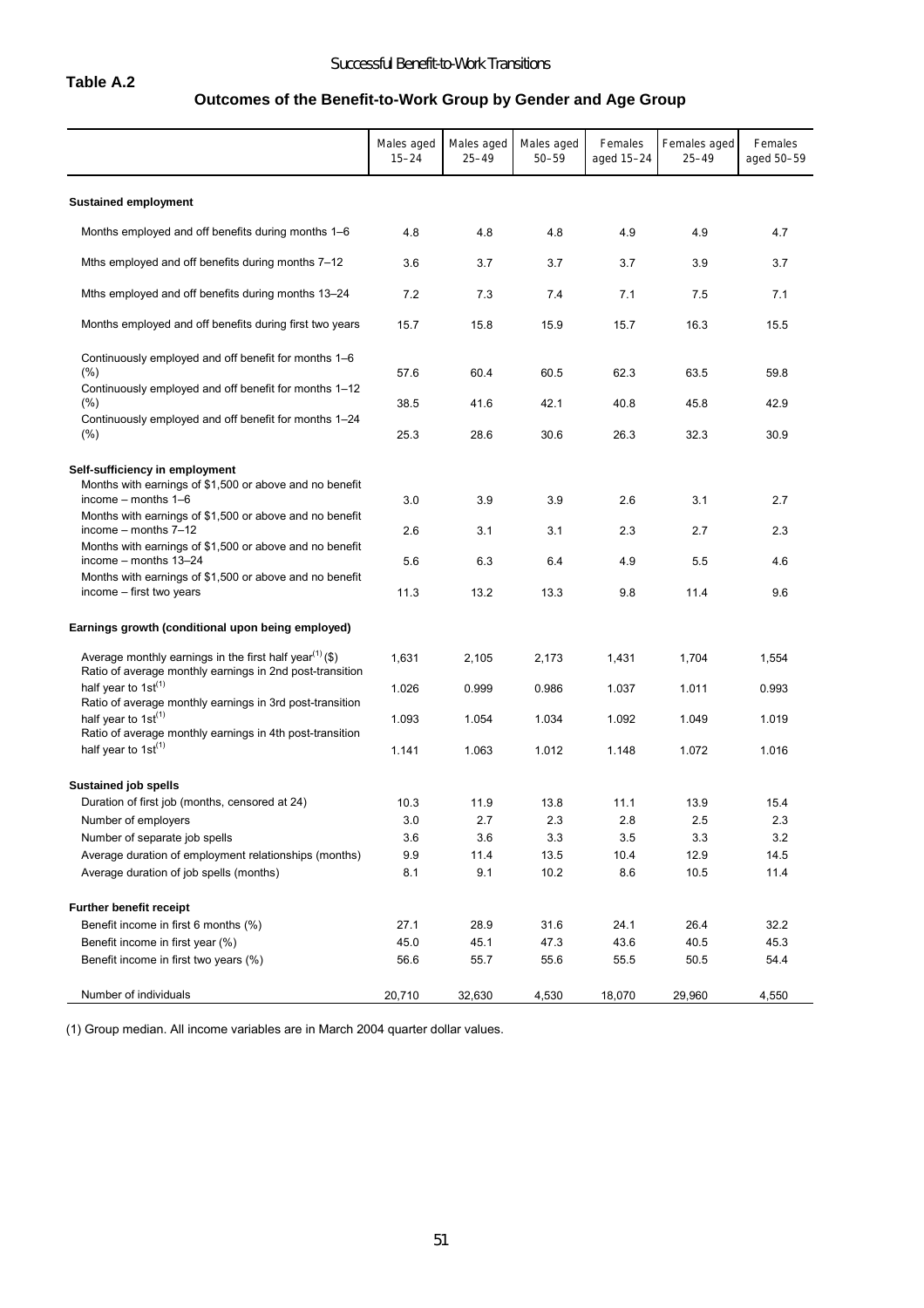**Table A.2**

## Outcomes of the Benefit-to-Work Group by Gender and Age Group

| | Males aged 15–24 | Males aged 25–49 | Males aged 50–59 | Females aged 15–24 | Females aged 25–49 | Females aged 50–59 |
|---|---|---|---|---|---|---|
| **Sustained employment** | | | | | | |
| Months employed and off benefits during months 1–6 | 4.8 | 4.8 | 4.8 | 4.9 | 4.9 | 4.7 |
| Mths employed and off benefits during months 7–12 | 3.6 | 3.7 | 3.7 | 3.7 | 3.9 | 3.7 |
| Mths employed and off benefits during months 13–24 | 7.2 | 7.3 | 7.4 | 7.1 | 7.5 | 7.1 |
| Months employed and off benefits during first two years | 15.7 | 15.8 | 15.9 | 15.7 | 16.3 | 15.5 |
| Continuously employed and off benefit for months 1–6 (%) | 57.6 | 60.4 | 60.5 | 62.3 | 63.5 | 59.8 |
| Continuously employed and off benefit for months 1–12 (%) | 38.5 | 41.6 | 42.1 | 40.8 | 45.8 | 42.9 |
| Continuously employed and off benefit for months 1–24 (%) | 25.3 | 28.6 | 30.6 | 26.3 | 32.3 | 30.9 |
| **Self-sufficiency in employment** | | | | | | |
| Months with earnings of $1,500 or above and no benefit income – months 1–6 | 3.0 | 3.9 | 3.9 | 2.6 | 3.1 | 2.7 |
| Months with earnings of $1,500 or above and no benefit income – months 7–12 | 2.6 | 3.1 | 3.1 | 2.3 | 2.7 | 2.3 |
| Months with earnings of $1,500 or above and no benefit income – months 13–24 | 5.6 | 6.3 | 6.4 | 4.9 | 5.5 | 4.6 |
| Months with earnings of $1,500 or above and no benefit income – first two years | 11.3 | 13.2 | 13.3 | 9.8 | 11.4 | 9.6 |
| **Earnings growth (conditional upon being employed)** | | | | | | |
| Average monthly earnings in the first half year[(1)] ($) | 1,631 | 2,105 | 2,173 | 1,431 | 1,704 | 1,554 |
| Ratio of average monthly earnings in 2nd post-transition half year to 1st[(1)] | 1.026 | 0.999 | 0.986 | 1.037 | 1.011 | 0.993 |
| Ratio of average monthly earnings in 3rd post-transition half year to 1st[(1)] | 1.093 | 1.054 | 1.034 | 1.092 | 1.049 | 1.019 |
| Ratio of average monthly earnings in 4th post-transition half year to 1st[(1)] | 1.141 | 1.063 | 1.012 | 1.148 | 1.072 | 1.016 |
| **Sustained job spells** | | | | | | |
| Duration of first job (months, censored at 24) | 10.3 | 11.9 | 13.8 | 11.1 | 13.9 | 15.4 |
| Number of employers | 3.0 | 2.7 | 2.3 | 2.8 | 2.5 | 2.3 |
| Number of separate job spells | 3.6 | 3.6 | 3.3 | 3.5 | 3.3 | 3.2 |
| Average duration of employment relationships (months) | 9.9 | 11.4 | 13.5 | 10.4 | 12.9 | 14.5 |
| Average duration of job spells (months) | 8.1 | 9.1 | 10.2 | 8.6 | 10.5 | 11.4 |
| **Further benefit receipt** | | | | | | |
| Benefit income in first 6 months (%) | 27.1 | 28.9 | 31.6 | 24.1 | 26.4 | 32.2 |
| Benefit income in first year (%) | 45.0 | 45.1 | 47.3 | 43.6 | 40.5 | 45.3 |
| Benefit income in first two years (%) | 56.6 | 55.7 | 55.6 | 55.5 | 50.5 | 54.4 |
| Number of individuals | 20,710 | 32,630 | 4,530 | 18,070 | 29,960 | 4,550 |

(1) Group median. All income variables are in March 2004 quarter dollar values.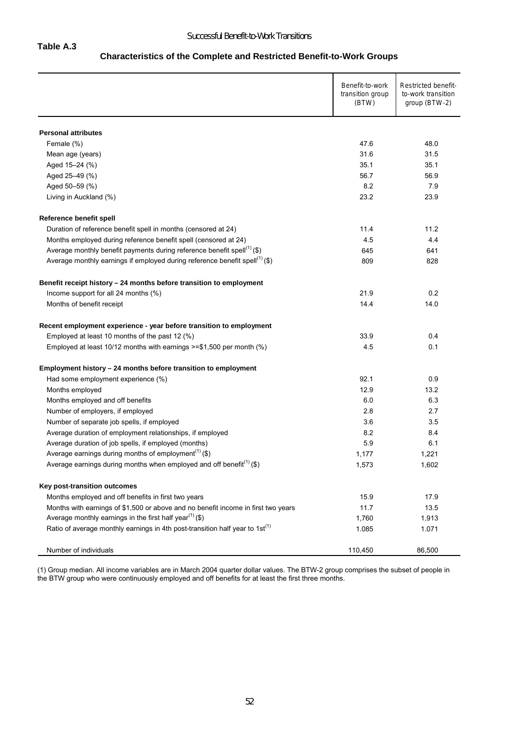**Table A.3**

## Characteristics of the Complete and Restricted Benefit-to-Work Groups

| | Benefit-to-work transition group (BTW) | Restricted benefit-to-work transition group (BTW-2) |
|---|---|---|
| **Personal attributes** | | |
| Female (%) | 47.6 | 48.0 |
| Mean age (years) | 31.6 | 31.5 |
| Aged 15–24 (%) | 35.1 | 35.1 |
| Aged 25–49 (%) | 56.7 | 56.9 |
| Aged 50–59 (%) | 8.2 | 7.9 |
| Living in Auckland (%) | 23.2 | 23.9 |
| **Reference benefit spell** | | |
| Duration of reference benefit spell in months (censored at 24) | 11.4 | 11.2 |
| Months employed during reference benefit spell (censored at 24) | 4.5 | 4.4 |
| Average monthly benefit payments during reference benefit spell[(1)] ($) | 645 | 641 |
| Average monthly earnings if employed during reference benefit spell[(1)] ($) | 809 | 828 |
| **Benefit receipt history – 24 months before transition to employment** | | |
| Income support for all 24 months (%) | 21.9 | 0.2 |
| Months of benefit receipt | 14.4 | 14.0 |
| **Recent employment experience - year before transition to employment** | | |
| Employed at least 10 months of the past 12 (%) | 33.9 | 0.4 |
| Employed at least 10/12 months with earnings >=$1,500 per month (%) | 4.5 | 0.1 |
| **Employment history – 24 months before transition to employment** | | |
| Had some employment experience (%) | 92.1 | 0.9 |
| Months employed | 12.9 | 13.2 |
| Months employed and off benefits | 6.0 | 6.3 |
| Number of employers, if employed | 2.8 | 2.7 |
| Number of separate job spells, if employed | 3.6 | 3.5 |
| Average duration of employment relationships, if employed | 8.2 | 8.4 |
| Average duration of job spells, if employed (months) | 5.9 | 6.1 |
| Average earnings during months of employment[(1)] ($) | 1,177 | 1,221 |
| Average earnings during months when employed and off benefit[(1)] ($) | 1,573 | 1,602 |
| **Key post-transition outcomes** | | |
| Months employed and off benefits in first two years | 15.9 | 17.9 |
| Months with earnings of $1,500 or above and no benefit income in first two years | 11.7 | 13.5 |
| Average monthly earnings in the first half year[(1)] ($) | 1,760 | 1,913 |
| Ratio of average monthly earnings in 4th post-transition half year to 1st[(1)] | 1.085 | 1.071 |
| Number of individuals | 110,450 | 86,500 |

(1) Group median. All income variables are in March 2004 quarter dollar values. The BTW-2 group comprises the subset of people in the BTW group who were continuously employed and off benefits for at least the first three months.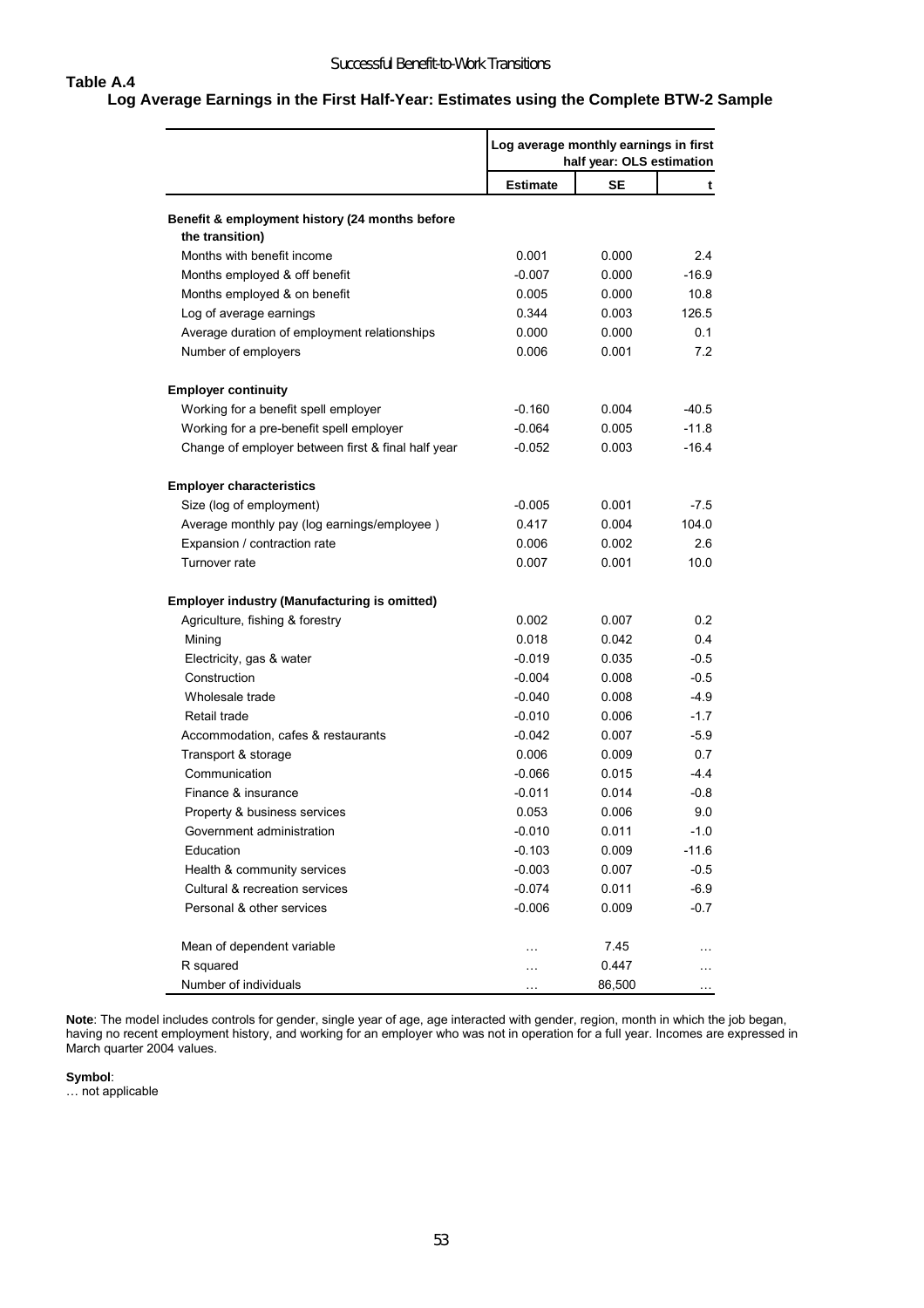**Table A.4**

**Log Average Earnings in the First Half-Year: Estimates using the Complete BTW-2 Sample**

| | Log average monthly earnings in first half year: OLS estimation | | |
|---|---|---|---|
| | **Estimate** | **SE** | **t** |
| **Benefit & employment history (24 months before the transition)** | | | |
| Months with benefit income | 0.001 | 0.000 | 2.4 |
| Months employed & off benefit | -0.007 | 0.000 | -16.9 |
| Months employed & on benefit | 0.005 | 0.000 | 10.8 |
| Log of average earnings | 0.344 | 0.003 | 126.5 |
| Average duration of employment relationships | 0.000 | 0.000 | 0.1 |
| Number of employers | 0.006 | 0.001 | 7.2 |
| **Employer continuity** | | | |
| Working for a benefit spell employer | -0.160 | 0.004 | -40.5 |
| Working for a pre-benefit spell employer | -0.064 | 0.005 | -11.8 |
| Change of employer between first & final half year | -0.052 | 0.003 | -16.4 |
| **Employer characteristics** | | | |
| Size (log of employment) | -0.005 | 0.001 | -7.5 |
| Average monthly pay (log earnings/employee ) | 0.417 | 0.004 | 104.0 |
| Expansion / contraction rate | 0.006 | 0.002 | 2.6 |
| Turnover rate | 0.007 | 0.001 | 10.0 |
| **Employer industry (Manufacturing is omitted)** | | | |
| Agriculture, fishing & forestry | 0.002 | 0.007 | 0.2 |
| Mining | 0.018 | 0.042 | 0.4 |
| Electricity, gas & water | -0.019 | 0.035 | -0.5 |
| Construction | -0.004 | 0.008 | -0.5 |
| Wholesale trade | -0.040 | 0.008 | -4.9 |
| Retail trade | -0.010 | 0.006 | -1.7 |
| Accommodation, cafes & restaurants | -0.042 | 0.007 | -5.9 |
| Transport & storage | 0.006 | 0.009 | 0.7 |
| Communication | -0.066 | 0.015 | -4.4 |
| Finance & insurance | -0.011 | 0.014 | -0.8 |
| Property & business services | 0.053 | 0.006 | 9.0 |
| Government administration | -0.010 | 0.011 | -1.0 |
| Education | -0.103 | 0.009 | -11.6 |
| Health & community services | -0.003 | 0.007 | -0.5 |
| Cultural & recreation services | -0.074 | 0.011 | -6.9 |
| Personal & other services | -0.006 | 0.009 | -0.7 |
| Mean of dependent variable | … | 7.45 | … |
| R squared | … | 0.447 | … |
| Number of individuals | … | 86,500 | … |

**Note**: The model includes controls for gender, single year of age, age interacted with gender, region, month in which the job began, having no recent employment history, and working for an employer who was not in operation for a full year. Incomes are expressed in March quarter 2004 values.

**Symbol**:
… not applicable